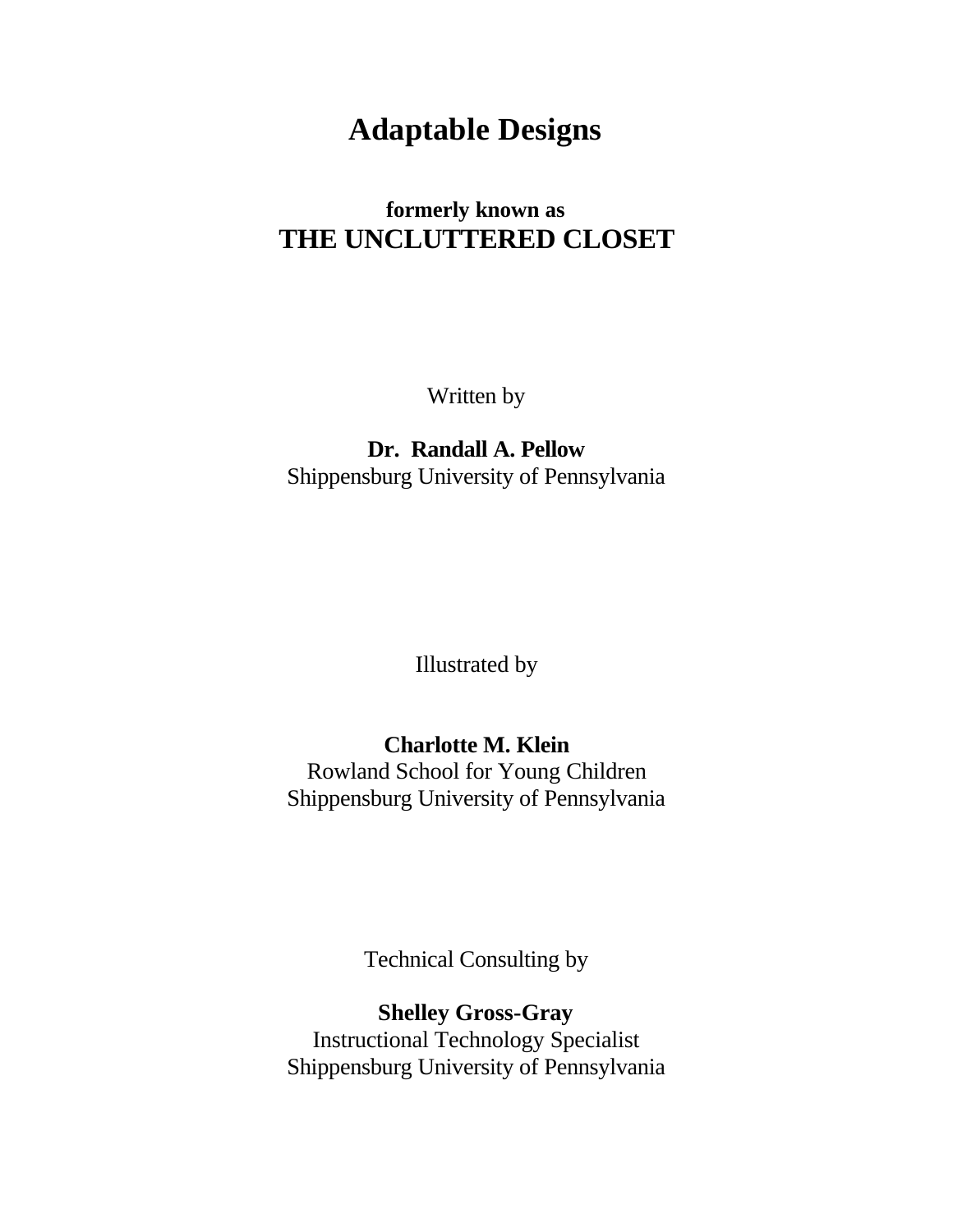# Adaptable Designs

**formerly known as**

## THE UNCLUTTERED CLOSET

Written by

**Dr. Randall A. Pellow**
Shippensburg University of Pennsylvania

Illustrated by

**Charlotte M. Klein**
Rowland School for Young Children
Shippensburg University of Pennsylvania

Technical Consulting by

**Shelley Gross-Gray**
Instructional Technology Specialist
Shippensburg University of Pennsylvania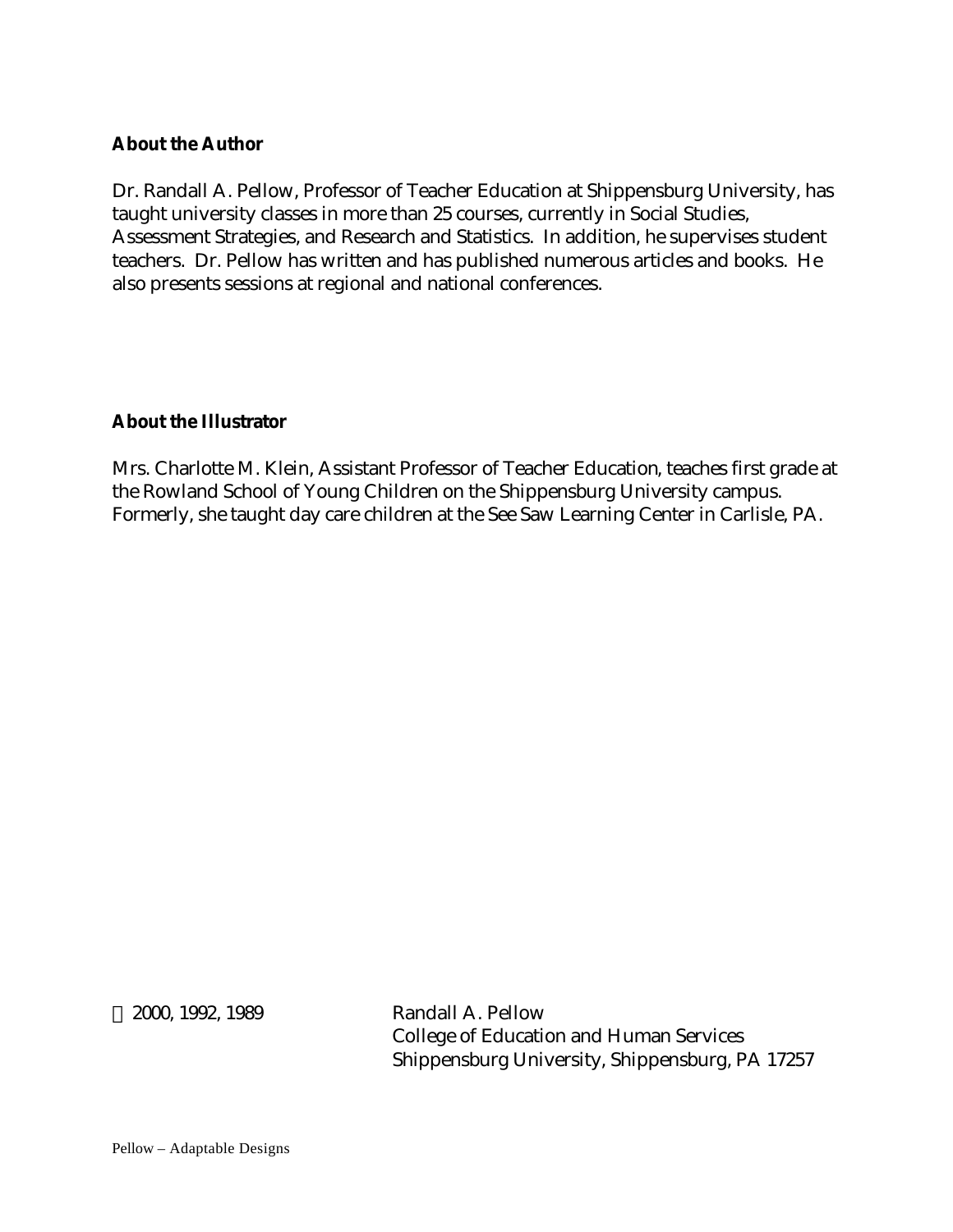**About the Author**

Dr. Randall A. Pellow, Professor of Teacher Education at Shippensburg University, has taught university classes in more than 25 courses, currently in Social Studies, Assessment Strategies, and Research and Statistics. In addition, he supervises student teachers. Dr. Pellow has written and has published numerous articles and books. He also presents sessions at regional and national conferences.

**About the Illustrator**

Mrs. Charlotte M. Klein, Assistant Professor of Teacher Education, teaches first grade at the Rowland School of Young Children on the Shippensburg University campus. Formerly, she taught day care children at the See Saw Learning Center in Carlisle, PA.

© 2000, 1992, 1989

Randall A. Pellow
College of Education and Human Services
Shippensburg University, Shippensburg, PA 17257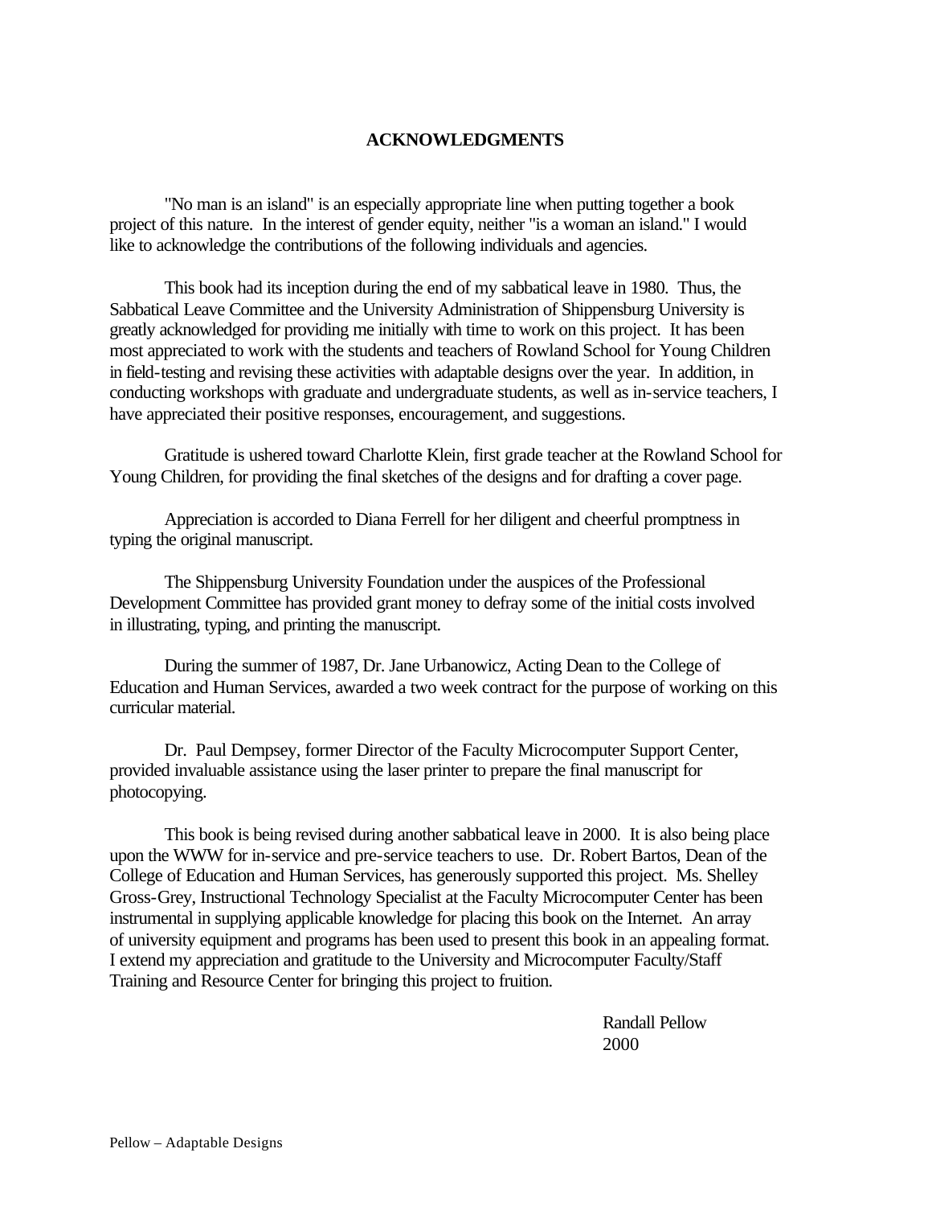## ACKNOWLEDGMENTS

"No man is an island" is an especially appropriate line when putting together a book project of this nature. In the interest of gender equity, neither "is a woman an island." I would like to acknowledge the contributions of the following individuals and agencies.

This book had its inception during the end of my sabbatical leave in 1980. Thus, the Sabbatical Leave Committee and the University Administration of Shippensburg University is greatly acknowledged for providing me initially with time to work on this project. It has been most appreciated to work with the students and teachers of Rowland School for Young Children in field-testing and revising these activities with adaptable designs over the year. In addition, in conducting workshops with graduate and undergraduate students, as well as in-service teachers, I have appreciated their positive responses, encouragement, and suggestions.

Gratitude is ushered toward Charlotte Klein, first grade teacher at the Rowland School for Young Children, for providing the final sketches of the designs and for drafting a cover page.

Appreciation is accorded to Diana Ferrell for her diligent and cheerful promptness in typing the original manuscript.

The Shippensburg University Foundation under the auspices of the Professional Development Committee has provided grant money to defray some of the initial costs involved in illustrating, typing, and printing the manuscript.

During the summer of 1987, Dr. Jane Urbanowicz, Acting Dean to the College of Education and Human Services, awarded a two week contract for the purpose of working on this curricular material.

Dr. Paul Dempsey, former Director of the Faculty Microcomputer Support Center, provided invaluable assistance using the laser printer to prepare the final manuscript for photocopying.

This book is being revised during another sabbatical leave in 2000. It is also being place upon the WWW for in-service and pre-service teachers to use. Dr. Robert Bartos, Dean of the College of Education and Human Services, has generously supported this project. Ms. Shelley Gross-Grey, Instructional Technology Specialist at the Faculty Microcomputer Center has been instrumental in supplying applicable knowledge for placing this book on the Internet. An array of university equipment and programs has been used to present this book in an appealing format. I extend my appreciation and gratitude to the University and Microcomputer Faculty/Staff Training and Resource Center for bringing this project to fruition.

Randall Pellow
2000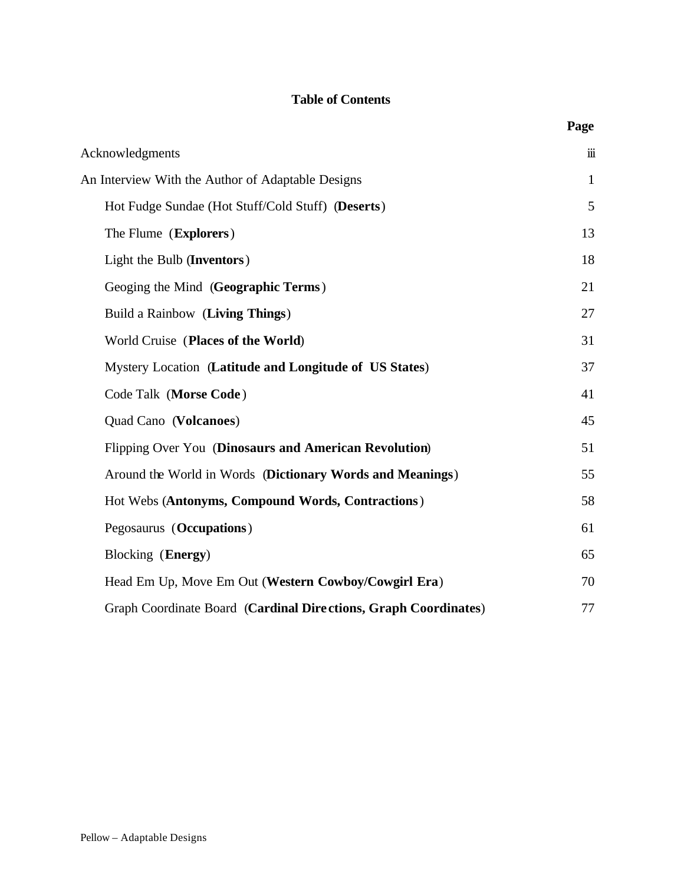# Table of Contents

| | Page |
|---|---|
| Acknowledgments | iii |
| An Interview With the Author of Adaptable Designs | 1 |
| Hot Fudge Sundae (Hot Stuff/Cold Stuff) (**Deserts**) | 5 |
| The Flume (**Explorers**) | 13 |
| Light the Bulb (**Inventors**) | 18 |
| Geoging the Mind (**Geographic Terms**) | 21 |
| Build a Rainbow (**Living Things**) | 27 |
| World Cruise (**Places of the World**) | 31 |
| Mystery Location (**Latitude and Longitude of US States**) | 37 |
| Code Talk (**Morse Code**) | 41 |
| Quad Cano (**Volcanoes**) | 45 |
| Flipping Over You (**Dinosaurs and American Revolution**) | 51 |
| Around the World in Words (**Dictionary Words and Meanings**) | 55 |
| Hot Webs (**Antonyms, Compound Words, Contractions**) | 58 |
| Pegosaurus (**Occupations**) | 61 |
| Blocking (**Energy**) | 65 |
| Head Em Up, Move Em Out (**Western Cowboy/Cowgirl Era**) | 70 |
| Graph Coordinate Board (**Cardinal Directions, Graph Coordinates**) | 77 |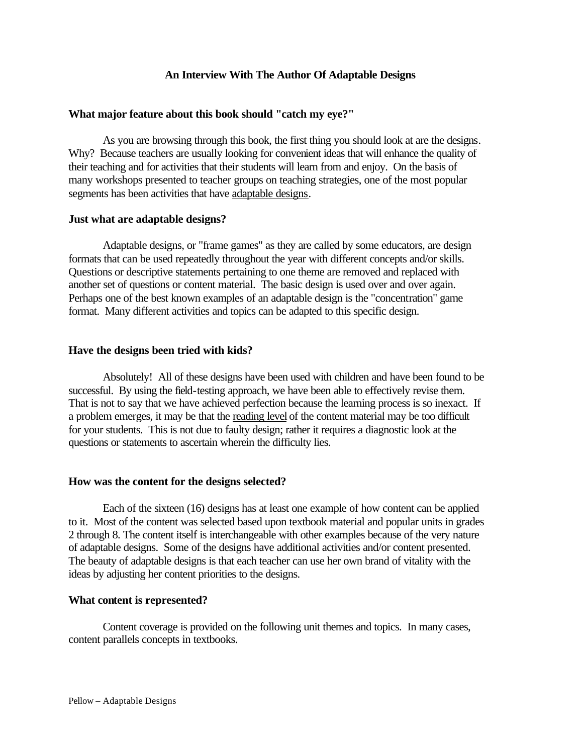## An Interview With The Author Of Adaptable Designs

### What major feature about this book should "catch my eye?"

As you are browsing through this book, the first thing you should look at are the designs. Why? Because teachers are usually looking for convenient ideas that will enhance the quality of their teaching and for activities that their students will learn from and enjoy. On the basis of many workshops presented to teacher groups on teaching strategies, one of the most popular segments has been activities that have adaptable designs.

### Just what are adaptable designs?

Adaptable designs, or "frame games" as they are called by some educators, are design formats that can be used repeatedly throughout the year with different concepts and/or skills. Questions or descriptive statements pertaining to one theme are removed and replaced with another set of questions or content material. The basic design is used over and over again. Perhaps one of the best known examples of an adaptable design is the "concentration" game format. Many different activities and topics can be adapted to this specific design.

### Have the designs been tried with kids?

Absolutely! All of these designs have been used with children and have been found to be successful. By using the field-testing approach, we have been able to effectively revise them. That is not to say that we have achieved perfection because the learning process is so inexact. If a problem emerges, it may be that the reading level of the content material may be too difficult for your students. This is not due to faulty design; rather it requires a diagnostic look at the questions or statements to ascertain wherein the difficulty lies.

### How was the content for the designs selected?

Each of the sixteen (16) designs has at least one example of how content can be applied to it. Most of the content was selected based upon textbook material and popular units in grades 2 through 8. The content itself is interchangeable with other examples because of the very nature of adaptable designs. Some of the designs have additional activities and/or content presented. The beauty of adaptable designs is that each teacher can use her own brand of vitality with the ideas by adjusting her content priorities to the designs.

### What content is represented?

Content coverage is provided on the following unit themes and topics. In many cases, content parallels concepts in textbooks.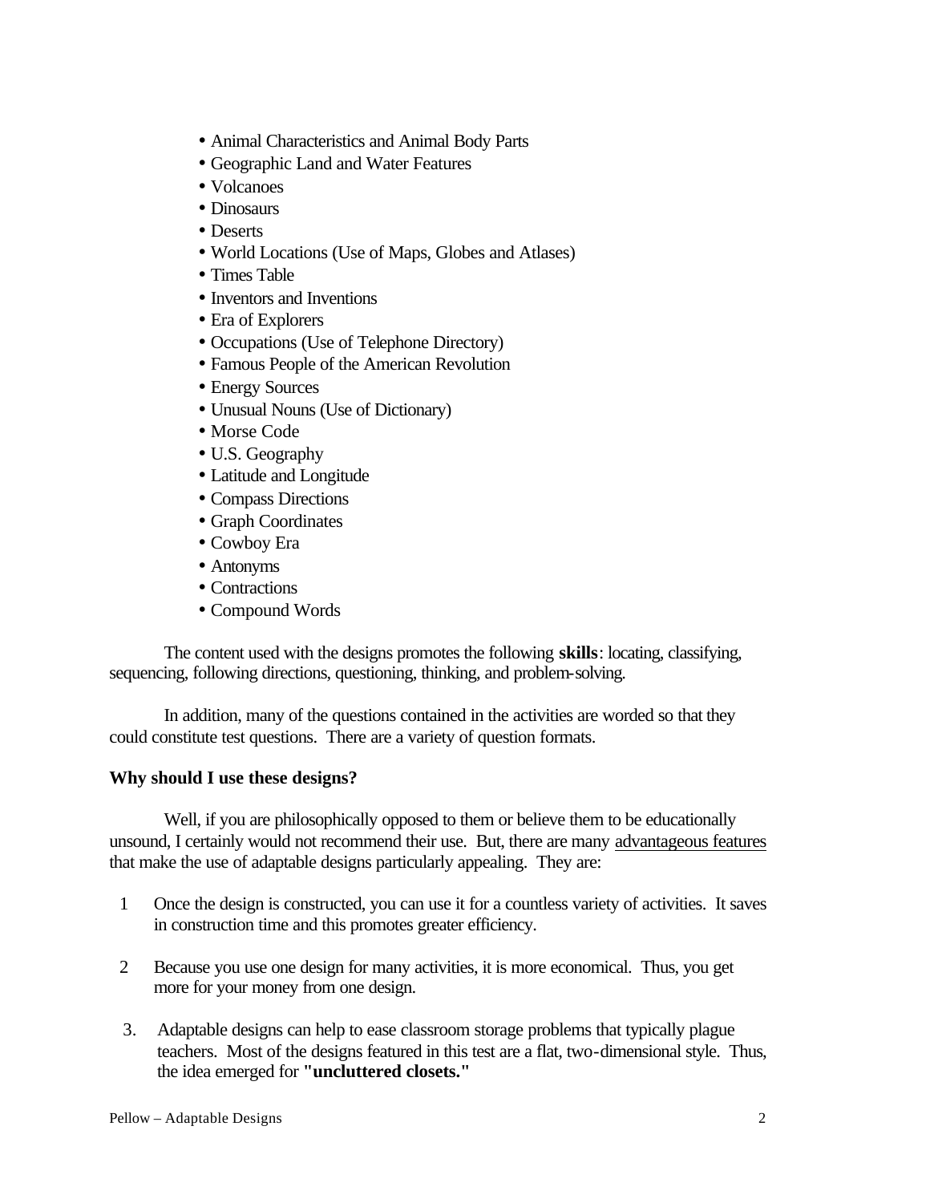- Animal Characteristics and Animal Body Parts
- Geographic Land and Water Features
- Volcanoes
- Dinosaurs
- Deserts
- World Locations (Use of Maps, Globes and Atlases)
- Times Table
- Inventors and Inventions
- Era of Explorers
- Occupations (Use of Telephone Directory)
- Famous People of the American Revolution
- Energy Sources
- Unusual Nouns (Use of Dictionary)
- Morse Code
- U.S. Geography
- Latitude and Longitude
- Compass Directions
- Graph Coordinates
- Cowboy Era
- Antonyms
- Contractions
- Compound Words

The content used with the designs promotes the following **skills**: locating, classifying, sequencing, following directions, questioning, thinking, and problem-solving.

In addition, many of the questions contained in the activities are worded so that they could constitute test questions. There are a variety of question formats.

**Why should I use these designs?**

Well, if you are philosophically opposed to them or believe them to be educationally unsound, I certainly would not recommend their use. But, there are many <u>advantageous features</u> that make the use of adaptable designs particularly appealing. They are:

1 Once the design is constructed, you can use it for a countless variety of activities. It saves in construction time and this promotes greater efficiency.

2 Because you use one design for many activities, it is more economical. Thus, you get more for your money from one design.

3. Adaptable designs can help to ease classroom storage problems that typically plague teachers. Most of the designs featured in this test are a flat, two-dimensional style. Thus, the idea emerged for **"uncluttered closets."**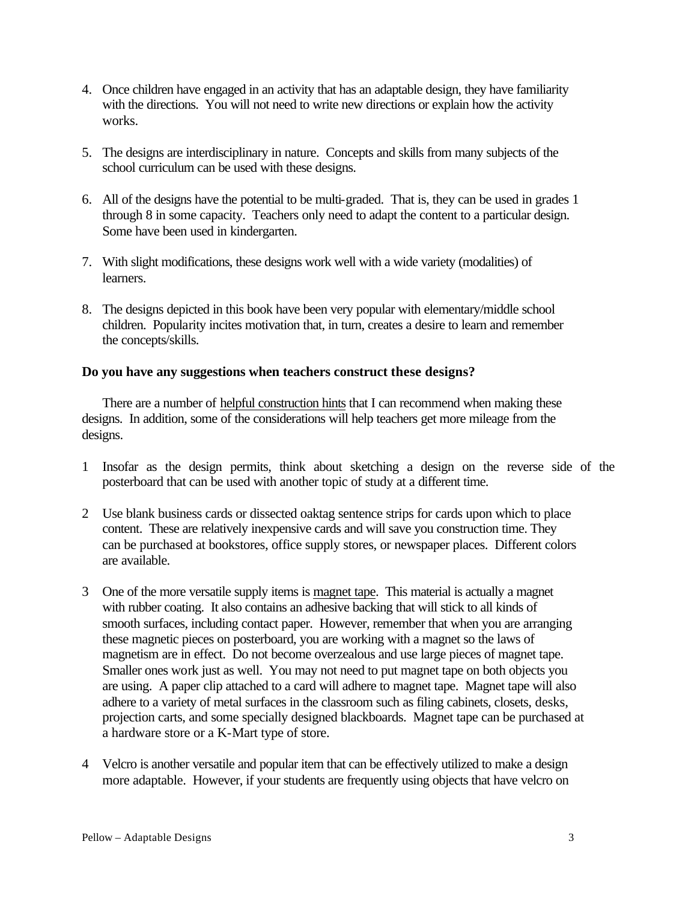4. Once children have engaged in an activity that has an adaptable design, they have familiarity with the directions. You will not need to write new directions or explain how the activity works.

5. The designs are interdisciplinary in nature. Concepts and skills from many subjects of the school curriculum can be used with these designs.

6. All of the designs have the potential to be multi-graded. That is, they can be used in grades 1 through 8 in some capacity. Teachers only need to adapt the content to a particular design. Some have been used in kindergarten.

7. With slight modifications, these designs work well with a wide variety (modalities) of learners.

8. The designs depicted in this book have been very popular with elementary/middle school children. Popularity incites motivation that, in turn, creates a desire to learn and remember the concepts/skills.

**Do you have any suggestions when teachers construct these designs?**

There are a number of helpful construction hints that I can recommend when making these designs. In addition, some of the considerations will help teachers get more mileage from the designs.

1 Insofar as the design permits, think about sketching a design on the reverse side of the posterboard that can be used with another topic of study at a different time.

2 Use blank business cards or dissected oaktag sentence strips for cards upon which to place content. These are relatively inexpensive cards and will save you construction time. They can be purchased at bookstores, office supply stores, or newspaper places. Different colors are available.

3 One of the more versatile supply items is magnet tape. This material is actually a magnet with rubber coating. It also contains an adhesive backing that will stick to all kinds of smooth surfaces, including contact paper. However, remember that when you are arranging these magnetic pieces on posterboard, you are working with a magnet so the laws of magnetism are in effect. Do not become overzealous and use large pieces of magnet tape. Smaller ones work just as well. You may not need to put magnet tape on both objects you are using. A paper clip attached to a card will adhere to magnet tape. Magnet tape will also adhere to a variety of metal surfaces in the classroom such as filing cabinets, closets, desks, projection carts, and some specially designed blackboards. Magnet tape can be purchased at a hardware store or a K-Mart type of store.

4 Velcro is another versatile and popular item that can be effectively utilized to make a design more adaptable. However, if your students are frequently using objects that have velcro on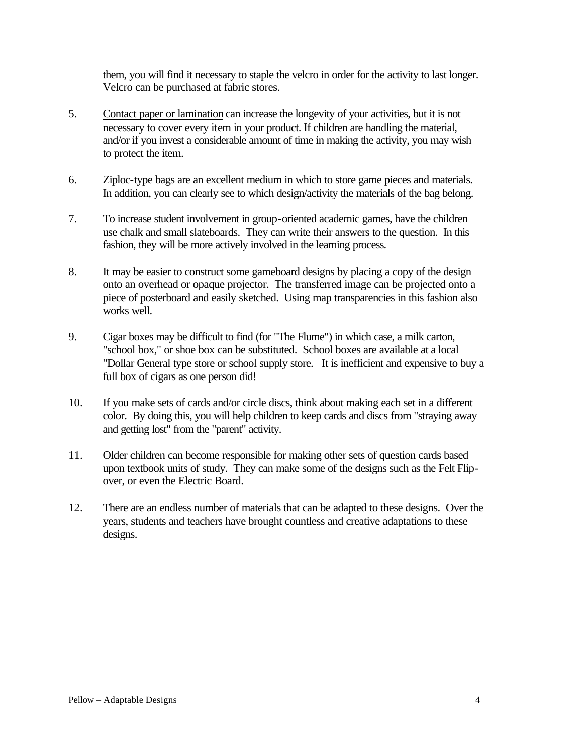them, you will find it necessary to staple the velcro in order for the activity to last longer. Velcro can be purchased at fabric stores.

5. <u>Contact paper or lamination</u> can increase the longevity of your activities, but it is not necessary to cover every item in your product. If children are handling the material, and/or if you invest a considerable amount of time in making the activity, you may wish to protect the item.

6. Ziploc-type bags are an excellent medium in which to store game pieces and materials. In addition, you can clearly see to which design/activity the materials of the bag belong.

7. To increase student involvement in group-oriented academic games, have the children use chalk and small slateboards. They can write their answers to the question. In this fashion, they will be more actively involved in the learning process.

8. It may be easier to construct some gameboard designs by placing a copy of the design onto an overhead or opaque projector. The transferred image can be projected onto a piece of posterboard and easily sketched. Using map transparencies in this fashion also works well.

9. Cigar boxes may be difficult to find (for "The Flume") in which case, a milk carton, "school box," or shoe box can be substituted. School boxes are available at a local "Dollar General type store or school supply store. It is inefficient and expensive to buy a full box of cigars as one person did!

10. If you make sets of cards and/or circle discs, think about making each set in a different color. By doing this, you will help children to keep cards and discs from "straying away and getting lost" from the "parent" activity.

11. Older children can become responsible for making other sets of question cards based upon textbook units of study. They can make some of the designs such as the Felt Flip-over, or even the Electric Board.

12. There are an endless number of materials that can be adapted to these designs. Over the years, students and teachers have brought countless and creative adaptations to these designs.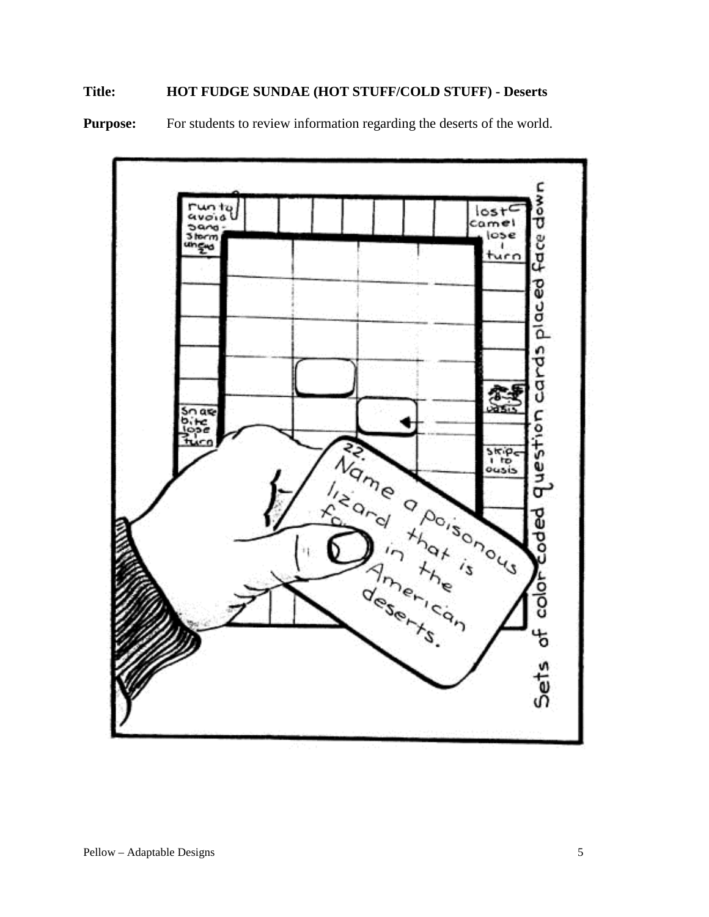**Title:** **HOT FUDGE SUNDAE (HOT STUFF/COLD STUFF) - Deserts**

**Purpose:** For students to review information regarding the deserts of the world.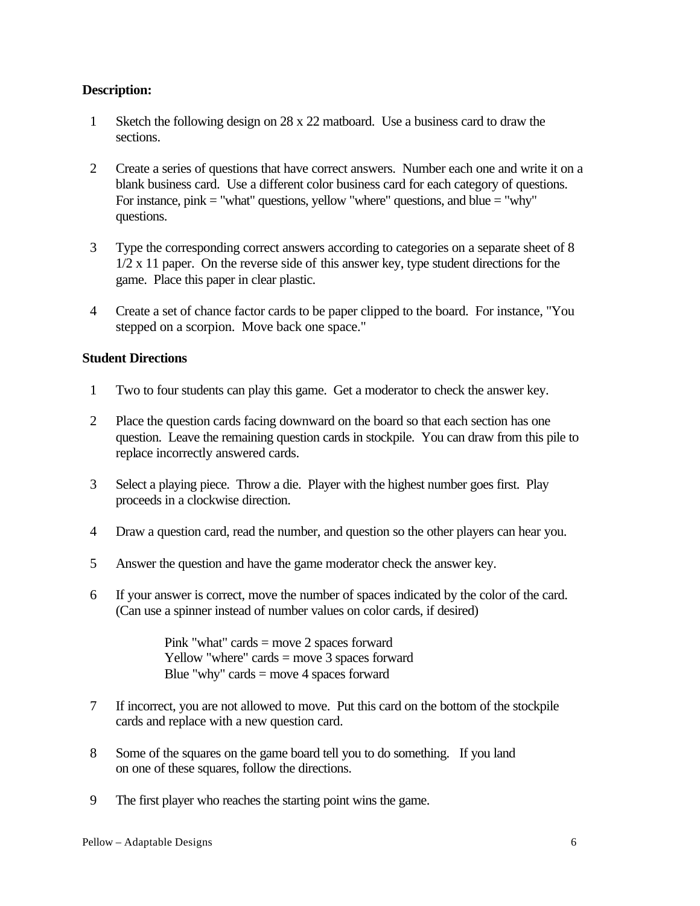**Description:**

1. Sketch the following design on 28 x 22 matboard. Use a business card to draw the sections.

2. Create a series of questions that have correct answers. Number each one and write it on a blank business card. Use a different color business card for each category of questions. For instance, pink = "what" questions, yellow "where" questions, and blue = "why" questions.

3. Type the corresponding correct answers according to categories on a separate sheet of 8 1/2 x 11 paper. On the reverse side of this answer key, type student directions for the game. Place this paper in clear plastic.

4. Create a set of chance factor cards to be paper clipped to the board. For instance, "You stepped on a scorpion. Move back one space."

**Student Directions**

1. Two to four students can play this game. Get a moderator to check the answer key.

2. Place the question cards facing downward on the board so that each section has one question. Leave the remaining question cards in stockpile. You can draw from this pile to replace incorrectly answered cards.

3. Select a playing piece. Throw a die. Player with the highest number goes first. Play proceeds in a clockwise direction.

4. Draw a question card, read the number, and question so the other players can hear you.

5. Answer the question and have the game moderator check the answer key.

6. If your answer is correct, move the number of spaces indicated by the color of the card. (Can use a spinner instead of number values on color cards, if desired)

   Pink "what" cards = move 2 spaces forward
   Yellow "where" cards = move 3 spaces forward
   Blue "why" cards = move 4 spaces forward

7. If incorrect, you are not allowed to move. Put this card on the bottom of the stockpile cards and replace with a new question card.

8. Some of the squares on the game board tell you to do something. If you land on one of these squares, follow the directions.

9. The first player who reaches the starting point wins the game.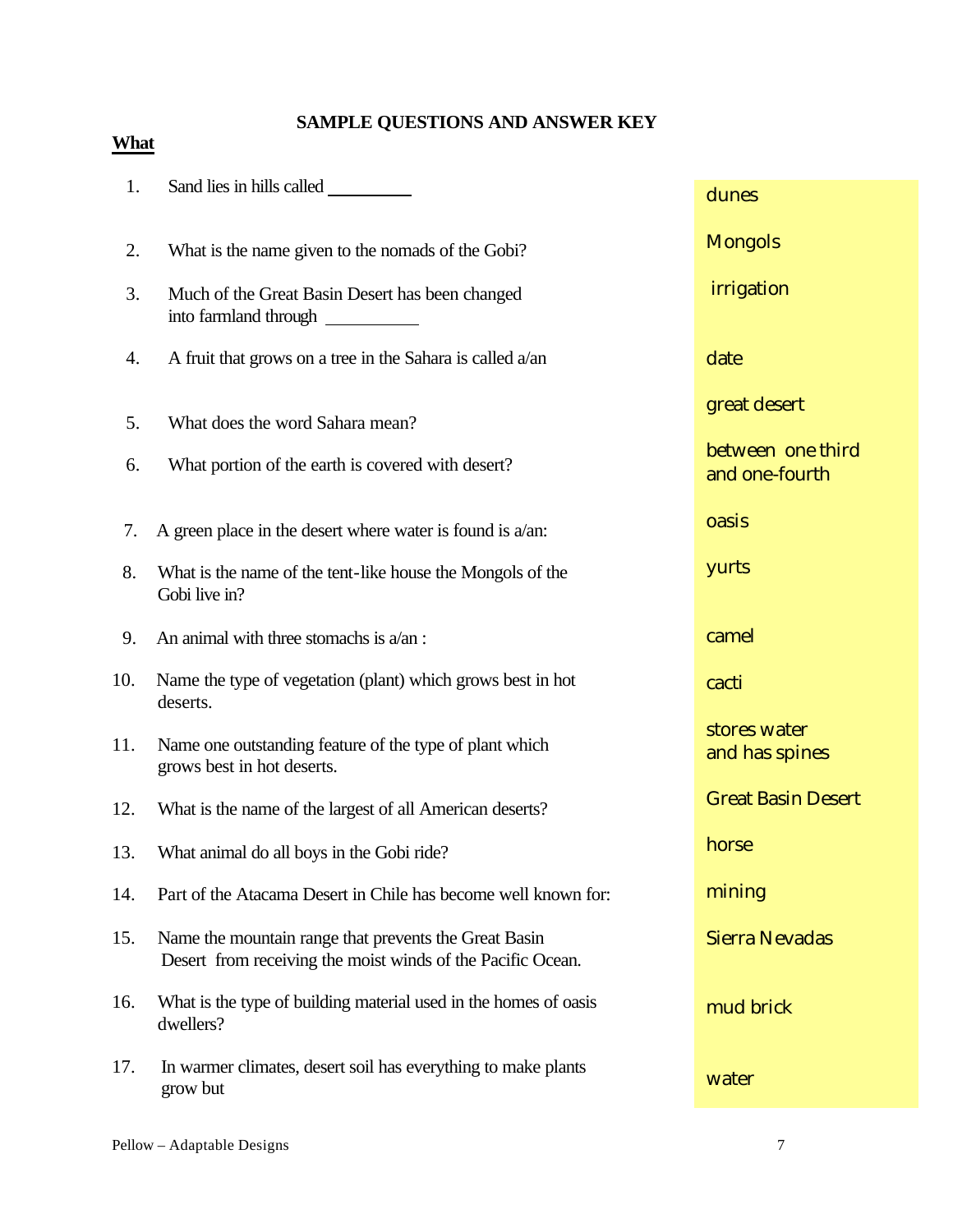## SAMPLE QUESTIONS AND ANSWER KEY

**What**

| # | Question | Answer |
|---|---|---|
| 1. | Sand lies in hills called ________ | dunes |
| 2. | What is the name given to the nomads of the Gobi? | Mongols |
| 3. | Much of the Great Basin Desert has been changed into farmland through ________ | irrigation |
| 4. | A fruit that grows on a tree in the Sahara is called a/an | date |
| 5. | What does the word Sahara mean? | great desert |
| 6. | What portion of the earth is covered with desert? | between one third and one-fourth |
| 7. | A green place in the desert where water is found is a/an: | oasis |
| 8. | What is the name of the tent-like house the Mongols of the Gobi live in? | yurts |
| 9. | An animal with three stomachs is a/an : | camel |
| 10. | Name the type of vegetation (plant) which grows best in hot deserts. | cacti |
| 11. | Name one outstanding feature of the type of plant which grows best in hot deserts. | stores water and has spines |
| 12. | What is the name of the largest of all American deserts? | Great Basin Desert |
| 13. | What animal do all boys in the Gobi ride? | horse |
| 14. | Part of the Atacama Desert in Chile has become well known for: | mining |
| 15. | Name the mountain range that prevents the Great Basin Desert from receiving the moist winds of the Pacific Ocean. | Sierra Nevadas |
| 16. | What is the type of building material used in the homes of oasis dwellers? | mud brick |
| 17. | In warmer climates, desert soil has everything to make plants grow but | water |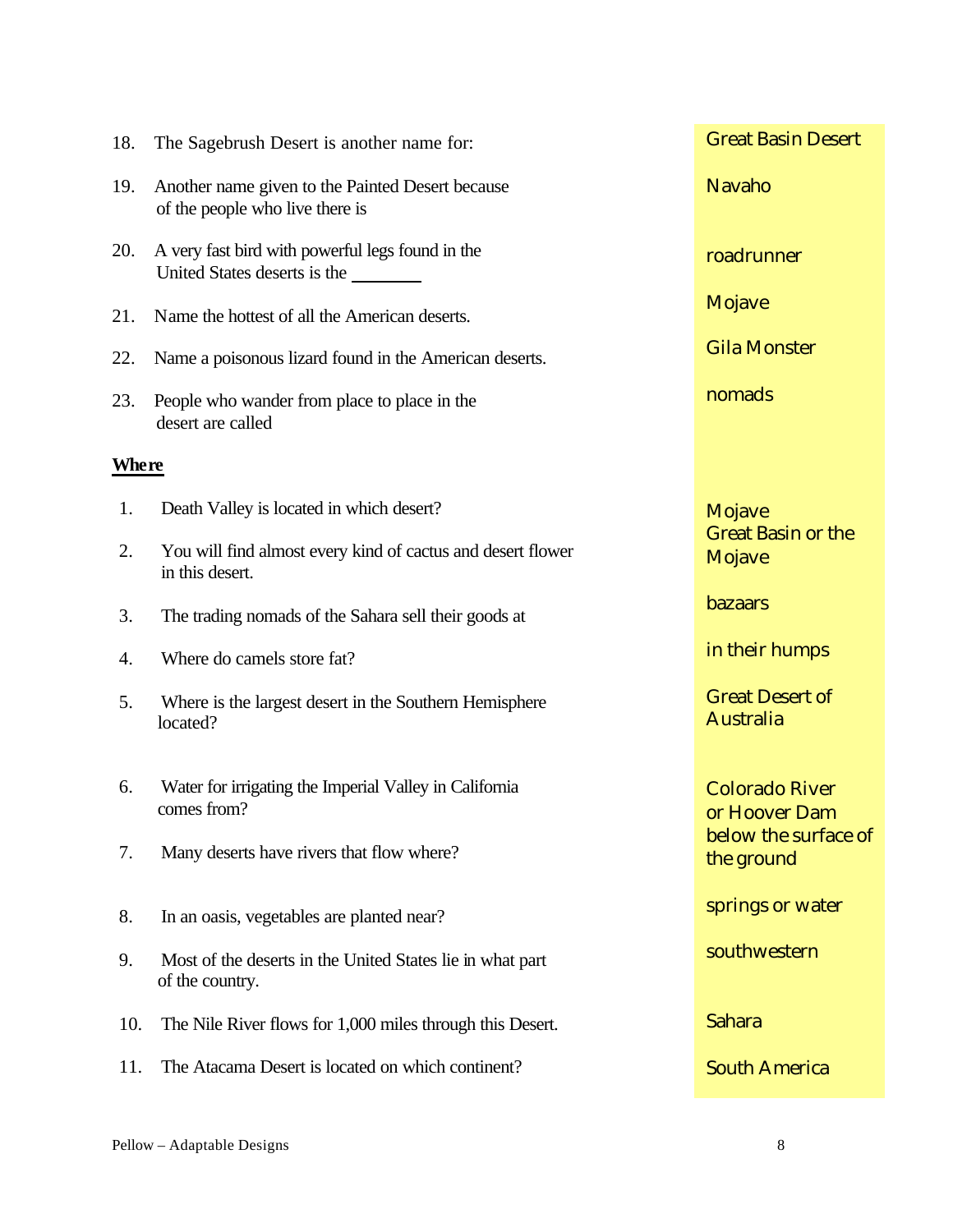| Question | Answer |
|---|---|
| 18. The Sagebrush Desert is another name for: | Great Basin Desert |
| 19. Another name given to the Painted Desert because of the people who live there is | Navaho |
| 20. A very fast bird with powerful legs found in the United States deserts is the ________ | roadrunner |
| 21. Name the hottest of all the American deserts. | Mojave |
| 22. Name a poisonous lizard found in the American deserts. | Gila Monster |
| 23. People who wander from place to place in the desert are called | nomads |

**Where**

| Question | Answer |
|---|---|
| 1. Death Valley is located in which desert? | Mojave |
| 2. You will find almost every kind of cactus and desert flower in this desert. | Great Basin or the Mojave |
| 3. The trading nomads of the Sahara sell their goods at | bazaars |
| 4. Where do camels store fat? | in their humps |
| 5. Where is the largest desert in the Southern Hemisphere located? | Great Desert of Australia |
| 6. Water for irrigating the Imperial Valley in California comes from? | Colorado River or Hoover Dam |
| 7. Many deserts have rivers that flow where? | below the surface of the ground |
| 8. In an oasis, vegetables are planted near? | springs or water |
| 9. Most of the deserts in the United States lie in what part of the country. | southwestern |
| 10. The Nile River flows for 1,000 miles through this Desert. | Sahara |
| 11. The Atacama Desert is located on which continent? | South America |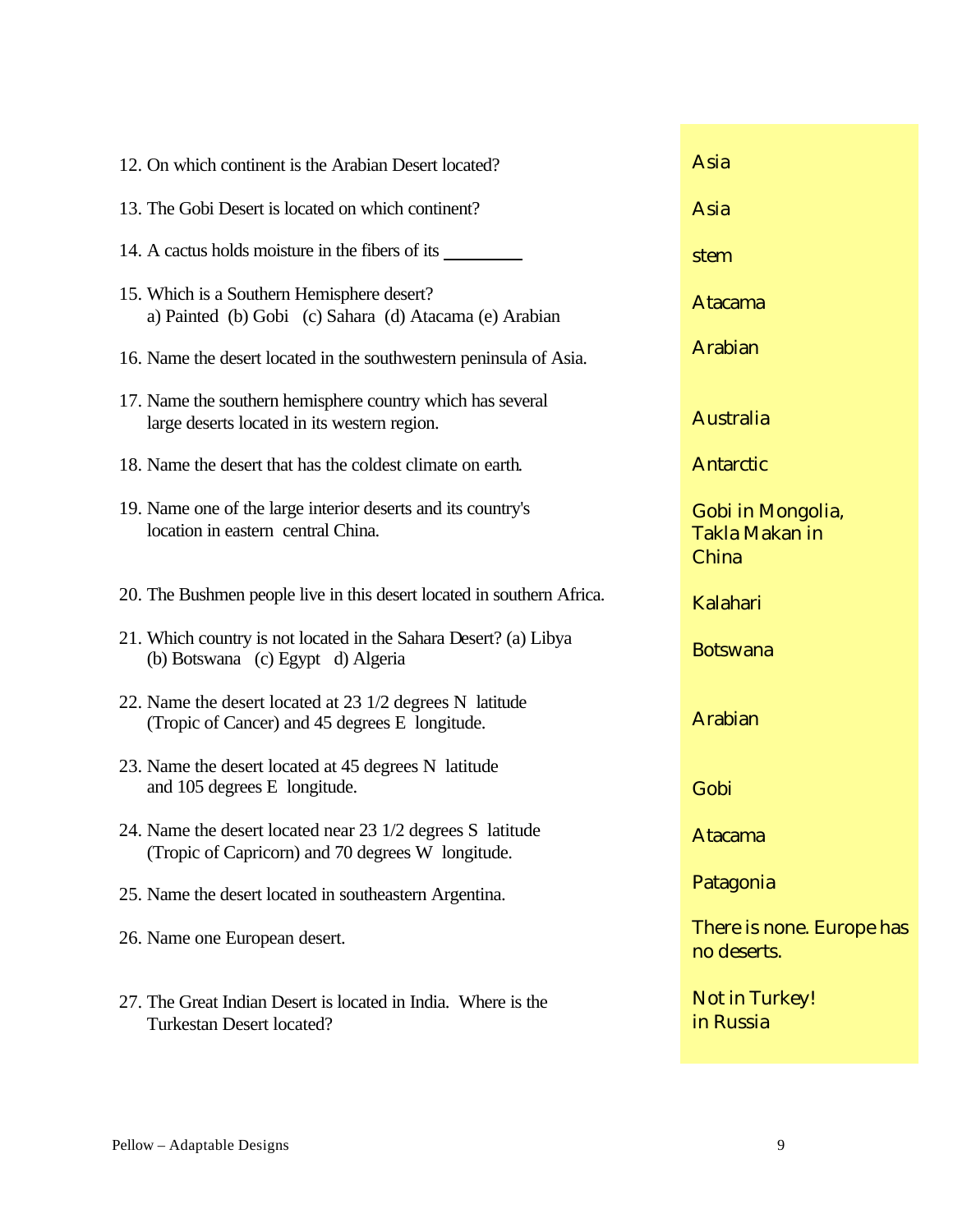| Question | Answer |
| --- | --- |
| 12. On which continent is the Arabian Desert located? | Asia |
| 13. The Gobi Desert is located on which continent? | Asia |
| 14. A cactus holds moisture in the fibers of its _________ | stem |
| 15. Which is a Southern Hemisphere desert? a) Painted (b) Gobi (c) Sahara (d) Atacama (e) Arabian | Atacama |
| 16. Name the desert located in the southwestern peninsula of Asia. | Arabian |
| 17. Name the southern hemisphere country which has several large deserts located in its western region. | Australia |
| 18. Name the desert that has the coldest climate on earth. | Antarctic |
| 19. Name one of the large interior deserts and its country's location in eastern central China. | Gobi in Mongolia, Takla Makan in China |
| 20. The Bushmen people live in this desert located in southern Africa. | Kalahari |
| 21. Which country is not located in the Sahara Desert? (a) Libya (b) Botswana (c) Egypt d) Algeria | Botswana |
| 22. Name the desert located at 23 1/2 degrees N latitude (Tropic of Cancer) and 45 degrees E longitude. | Arabian |
| 23. Name the desert located at 45 degrees N latitude and 105 degrees E longitude. | Gobi |
| 24. Name the desert located near 23 1/2 degrees S latitude (Tropic of Capricorn) and 70 degrees W longitude. | Atacama |
| 25. Name the desert located in southeastern Argentina. | Patagonia |
| 26. Name one European desert. | There is none. Europe has no deserts. |
| 27. The Great Indian Desert is located in India. Where is the Turkestan Desert located? | Not in Turkey! in Russia |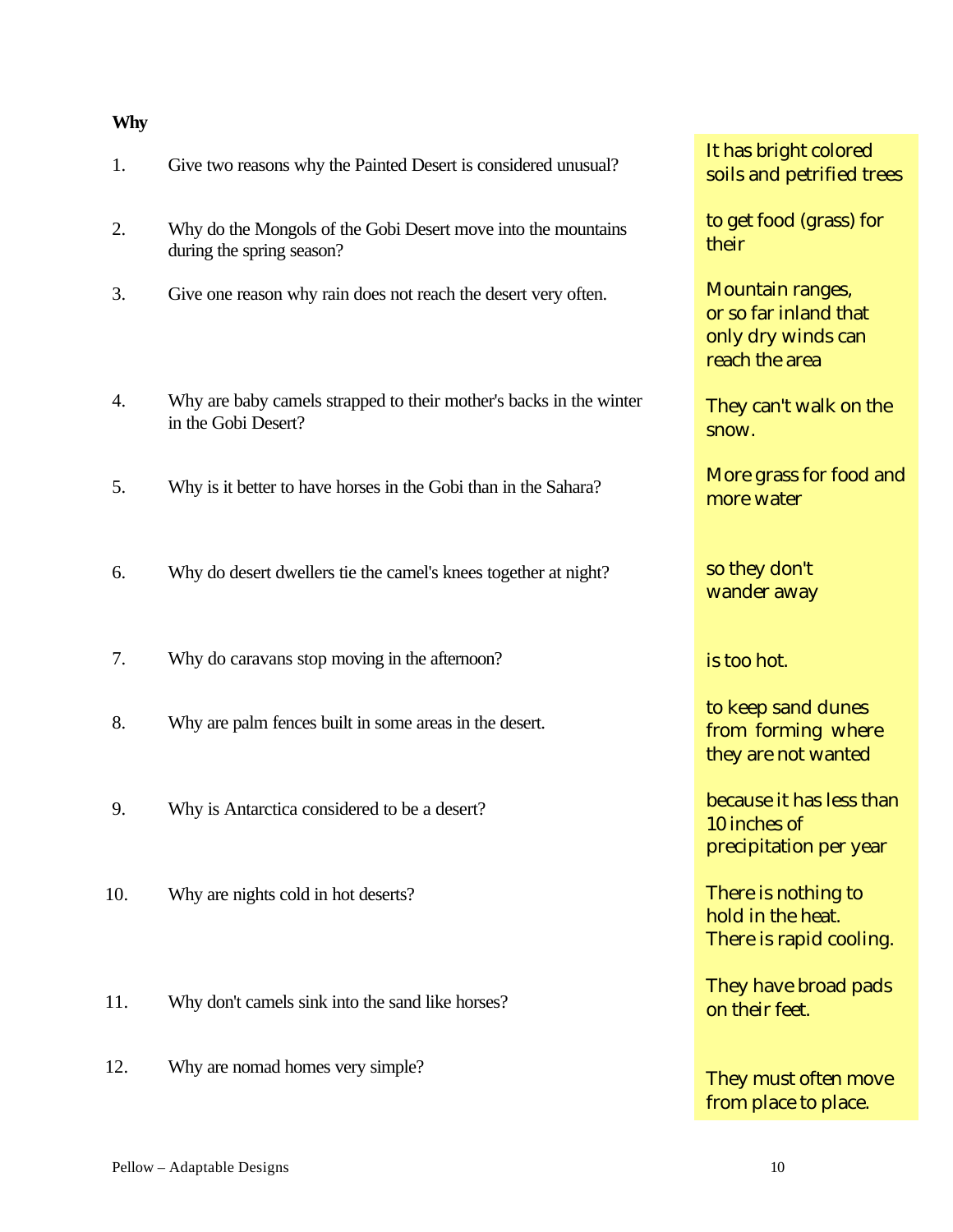**Why**

| | Question | Answer |
|---|---|---|
| 1. | Give two reasons why the Painted Desert is considered unusual? | It has bright colored soils and petrified trees |
| 2. | Why do the Mongols of the Gobi Desert move into the mountains during the spring season? | to get food (grass) for their |
| 3. | Give one reason why rain does not reach the desert very often. | Mountain ranges, or so far inland that only dry winds can reach the area |
| 4. | Why are baby camels strapped to their mother's backs in the winter in the Gobi Desert? | They can't walk on the snow. |
| 5. | Why is it better to have horses in the Gobi than in the Sahara? | More grass for food and more water |
| 6. | Why do desert dwellers tie the camel's knees together at night? | so they don't wander away |
| 7. | Why do caravans stop moving in the afternoon? | is too hot. |
| 8. | Why are palm fences built in some areas in the desert. | to keep sand dunes from forming where they are not wanted |
| 9. | Why is Antarctica considered to be a desert? | because it has less than 10 inches of precipitation per year |
| 10. | Why are nights cold in hot deserts? | There is nothing to hold in the heat. There is rapid cooling. |
| 11. | Why don't camels sink into the sand like horses? | They have broad pads on their feet. |
| 12. | Why are nomad homes very simple? | They must often move from place to place. |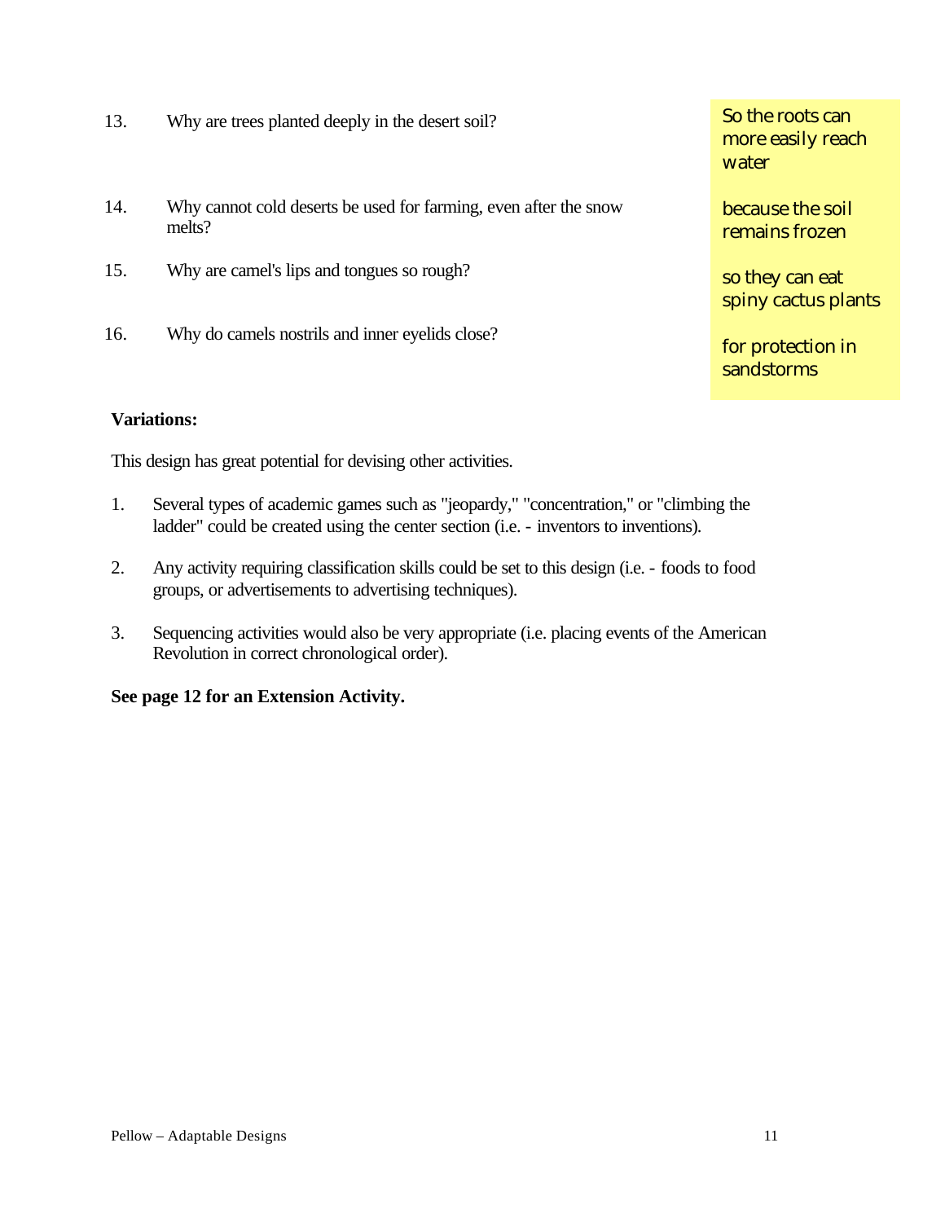| | Question | Answer |
|---|---|---|
| 13. | Why are trees planted deeply in the desert soil? | So the roots can more easily reach water |
| 14. | Why cannot cold deserts be used for farming, even after the snow melts? | because the soil remains frozen |
| 15. | Why are camel's lips and tongues so rough? | so they can eat spiny cactus plants |
| 16. | Why do camels nostrils and inner eyelids close? | for protection in sandstorms |

**Variations:**

This design has great potential for devising other activities.

1. Several types of academic games such as "jeopardy," "concentration," or "climbing the ladder" could be created using the center section (i.e. - inventors to inventions).

2. Any activity requiring classification skills could be set to this design (i.e. - foods to food groups, or advertisements to advertising techniques).

3. Sequencing activities would also be very appropriate (i.e. placing events of the American Revolution in correct chronological order).

**See page 12 for an Extension Activity.**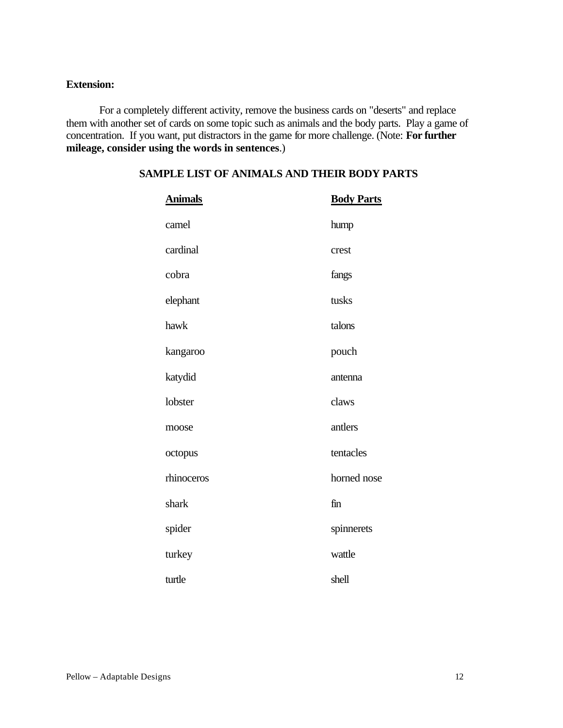**Extension:**

For a completely different activity, remove the business cards on "deserts" and replace them with another set of cards on some topic such as animals and the body parts. Play a game of concentration. If you want, put distractors in the game for more challenge. (Note: **For further mileage, consider using the words in sentences**.)

**SAMPLE LIST OF ANIMALS AND THEIR BODY PARTS**

| Animals | Body Parts |
|---|---|
| camel | hump |
| cardinal | crest |
| cobra | fangs |
| elephant | tusks |
| hawk | talons |
| kangaroo | pouch |
| katydid | antenna |
| lobster | claws |
| moose | antlers |
| octopus | tentacles |
| rhinoceros | horned nose |
| shark | fin |
| spider | spinnerets |
| turkey | wattle |
| turtle | shell |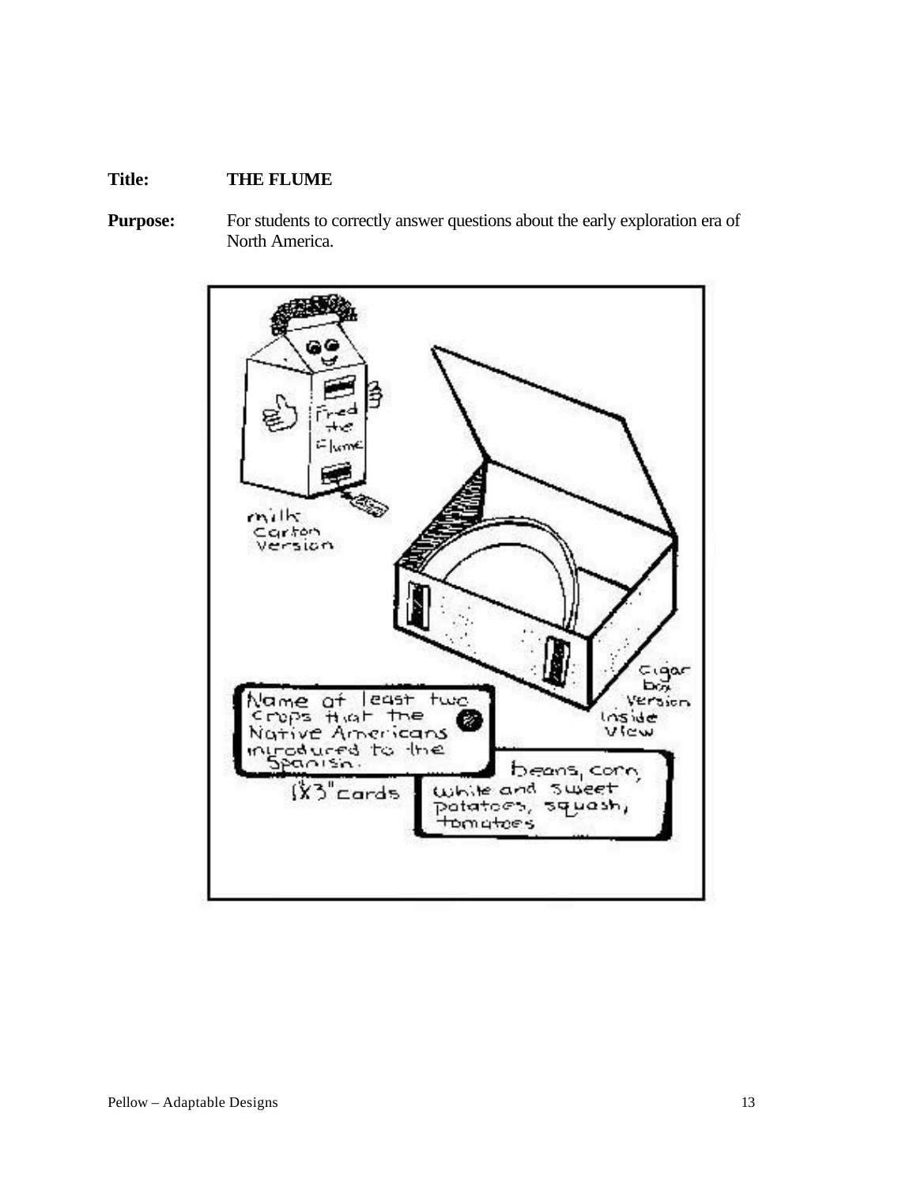**Title:** **THE FLUME**

**Purpose:** For students to correctly answer questions about the early exploration era of North America.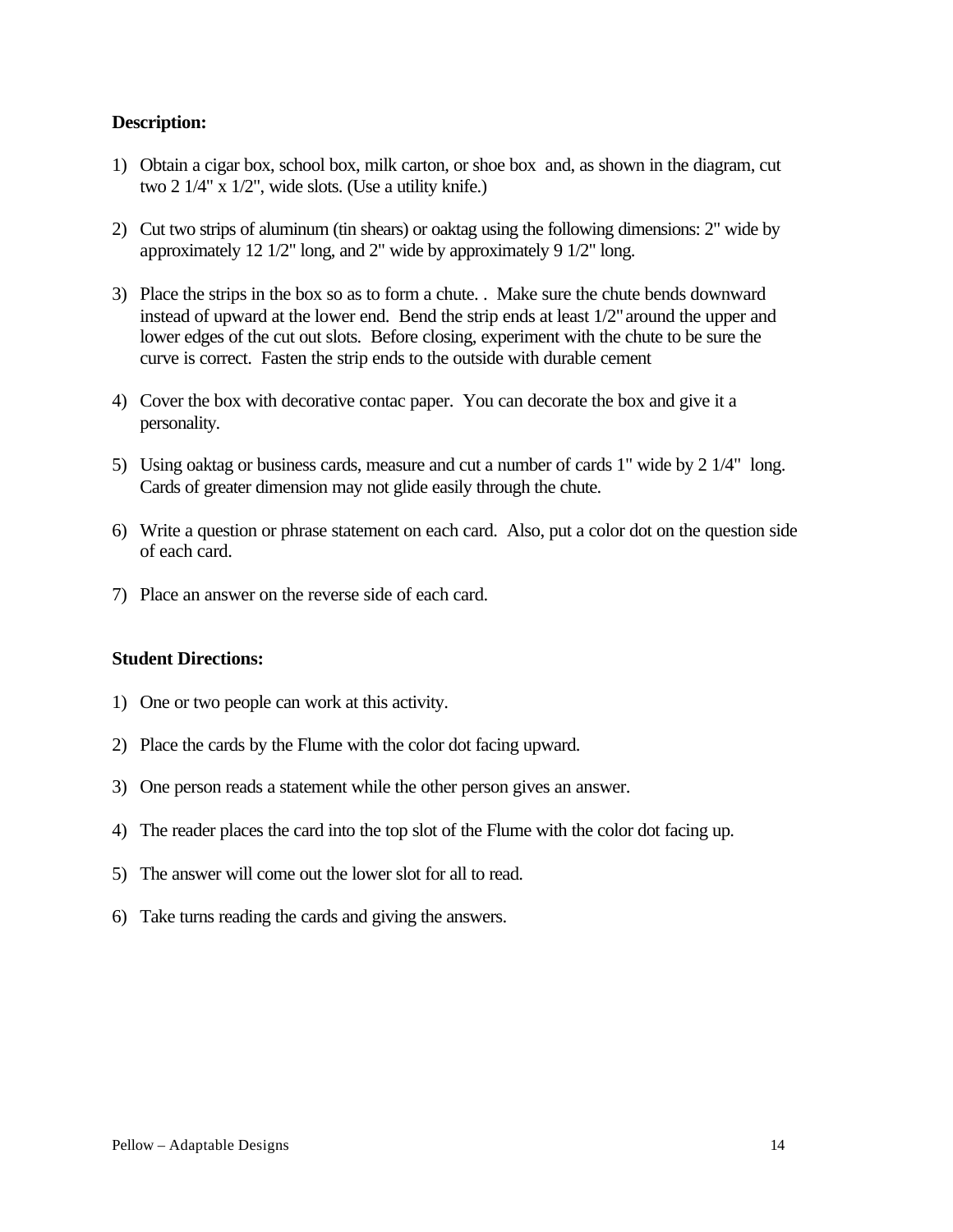**Description:**

1) Obtain a cigar box, school box, milk carton, or shoe box and, as shown in the diagram, cut two 2 1/4" x 1/2", wide slots. (Use a utility knife.)

2) Cut two strips of aluminum (tin shears) or oaktag using the following dimensions: 2" wide by approximately 12 1/2" long, and 2" wide by approximately 9 1/2" long.

3) Place the strips in the box so as to form a chute. . Make sure the chute bends downward instead of upward at the lower end. Bend the strip ends at least 1/2" around the upper and lower edges of the cut out slots. Before closing, experiment with the chute to be sure the curve is correct. Fasten the strip ends to the outside with durable cement

4) Cover the box with decorative contac paper. You can decorate the box and give it a personality.

5) Using oaktag or business cards, measure and cut a number of cards 1" wide by 2 1/4" long. Cards of greater dimension may not glide easily through the chute.

6) Write a question or phrase statement on each card. Also, put a color dot on the question side of each card.

7) Place an answer on the reverse side of each card.

**Student Directions:**

1) One or two people can work at this activity.

2) Place the cards by the Flume with the color dot facing upward.

3) One person reads a statement while the other person gives an answer.

4) The reader places the card into the top slot of the Flume with the color dot facing up.

5) The answer will come out the lower slot for all to read.

6) Take turns reading the cards and giving the answers.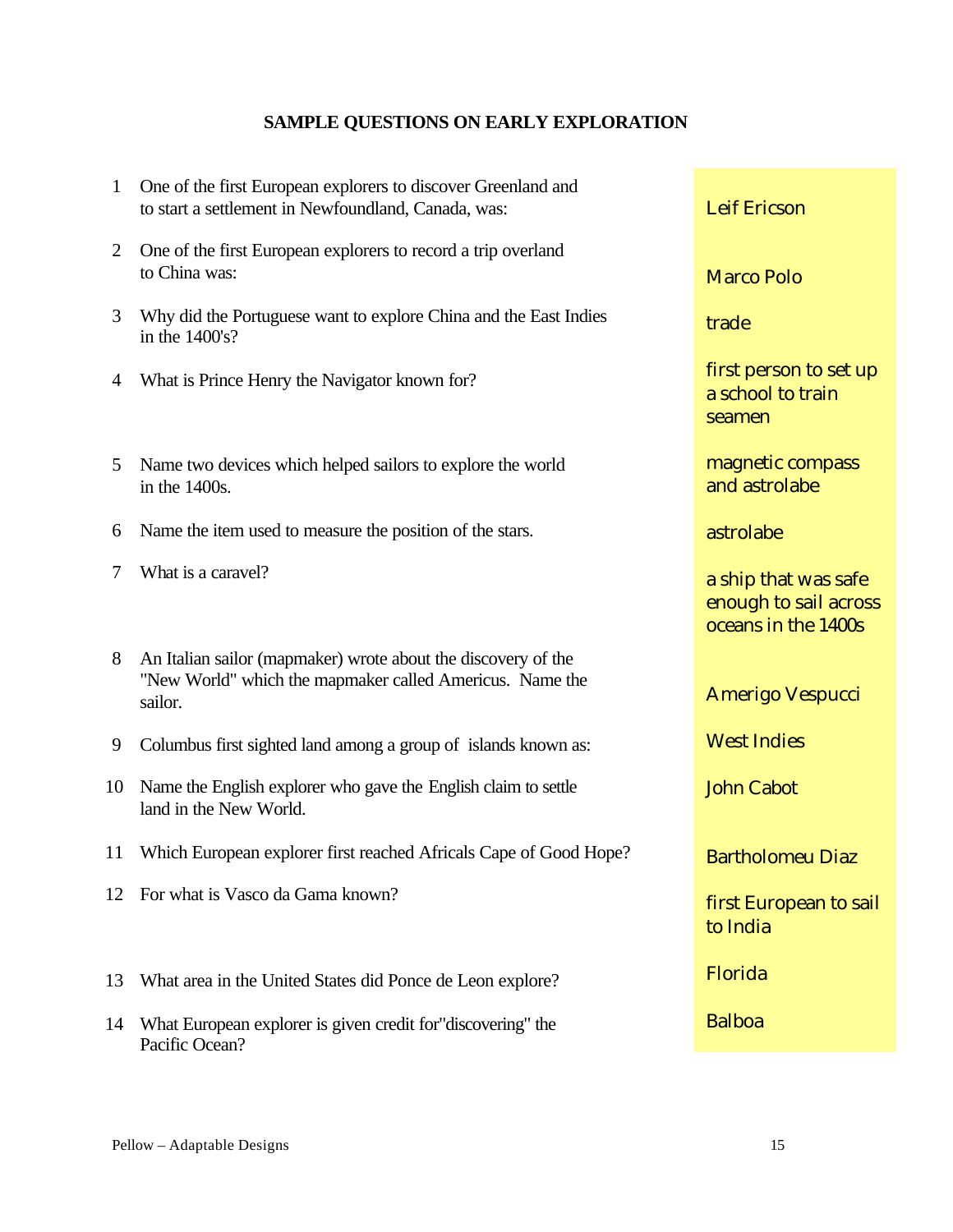## SAMPLE QUESTIONS ON EARLY EXPLORATION

| # | Question | Answer |
|---|---|---|
| 1 | One of the first European explorers to discover Greenland and to start a settlement in Newfoundland, Canada, was: | Leif Ericson |
| 2 | One of the first European explorers to record a trip overland to China was: | Marco Polo |
| 3 | Why did the Portuguese want to explore China and the East Indies in the 1400's? | trade |
| 4 | What is Prince Henry the Navigator known for? | first person to set up a school to train seamen |
| 5 | Name two devices which helped sailors to explore the world in the 1400s. | magnetic compass and astrolabe |
| 6 | Name the item used to measure the position of the stars. | astrolabe |
| 7 | What is a caravel? | a ship that was safe enough to sail across oceans in the 1400s |
| 8 | An Italian sailor (mapmaker) wrote about the discovery of the "New World" which the mapmaker called Americus. Name the sailor. | Amerigo Vespucci |
| 9 | Columbus first sighted land among a group of islands known as: | West Indies |
| 10 | Name the English explorer who gave the English claim to settle land in the New World. | John Cabot |
| 11 | Which European explorer first reached Africals Cape of Good Hope? | Bartholomeu Diaz |
| 12 | For what is Vasco da Gama known? | first European to sail to India |
| 13 | What area in the United States did Ponce de Leon explore? | Florida |
| 14 | What European explorer is given credit for"discovering" the Pacific Ocean? | Balboa |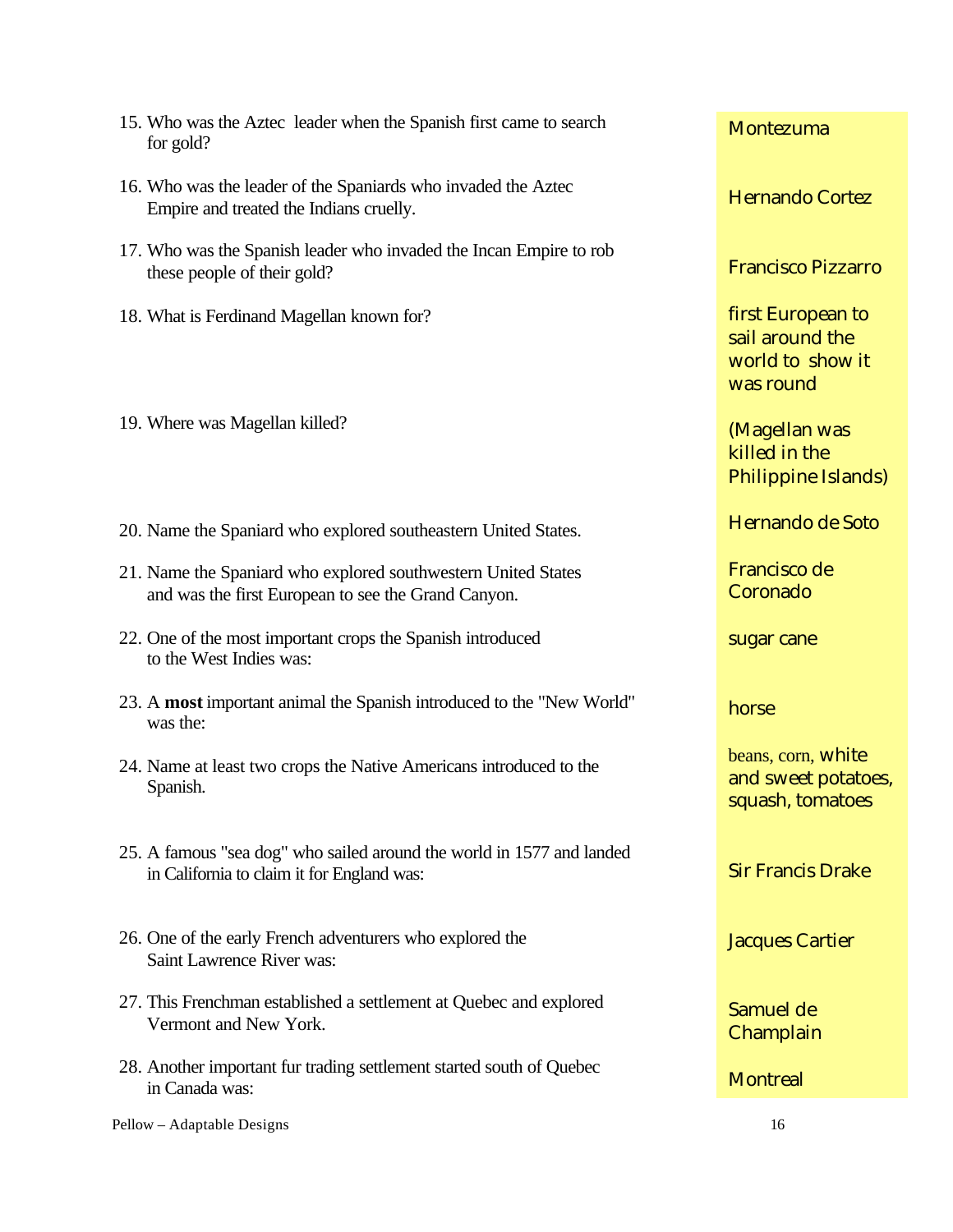15. Who was the Aztec leader when the Spanish first came to search for gold?

    Montezuma

16. Who was the leader of the Spaniards who invaded the Aztec Empire and treated the Indians cruelly.

    Hernando Cortez

17. Who was the Spanish leader who invaded the Incan Empire to rob these people of their gold?

    Francisco Pizzarro

18. What is Ferdinand Magellan known for?

    first European to sail around the world to show it was round

19. Where was Magellan killed?

    (Magellan was killed in the Philippine Islands)

20. Name the Spaniard who explored southeastern United States.

    Hernando de Soto

21. Name the Spaniard who explored southwestern United States and was the first European to see the Grand Canyon.

    Francisco de Coronado

22. One of the most important crops the Spanish introduced to the West Indies was:

    sugar cane

23. A **most** important animal the Spanish introduced to the "New World" was the:

    horse

24. Name at least two crops the Native Americans introduced to the Spanish.

    beans, corn, white and sweet potatoes, squash, tomatoes

25. A famous "sea dog" who sailed around the world in 1577 and landed in California to claim it for England was:

    Sir Francis Drake

26. One of the early French adventurers who explored the Saint Lawrence River was:

    Jacques Cartier

27. This Frenchman established a settlement at Quebec and explored Vermont and New York.

    Samuel de Champlain

28. Another important fur trading settlement started south of Quebec in Canada was:

    Montreal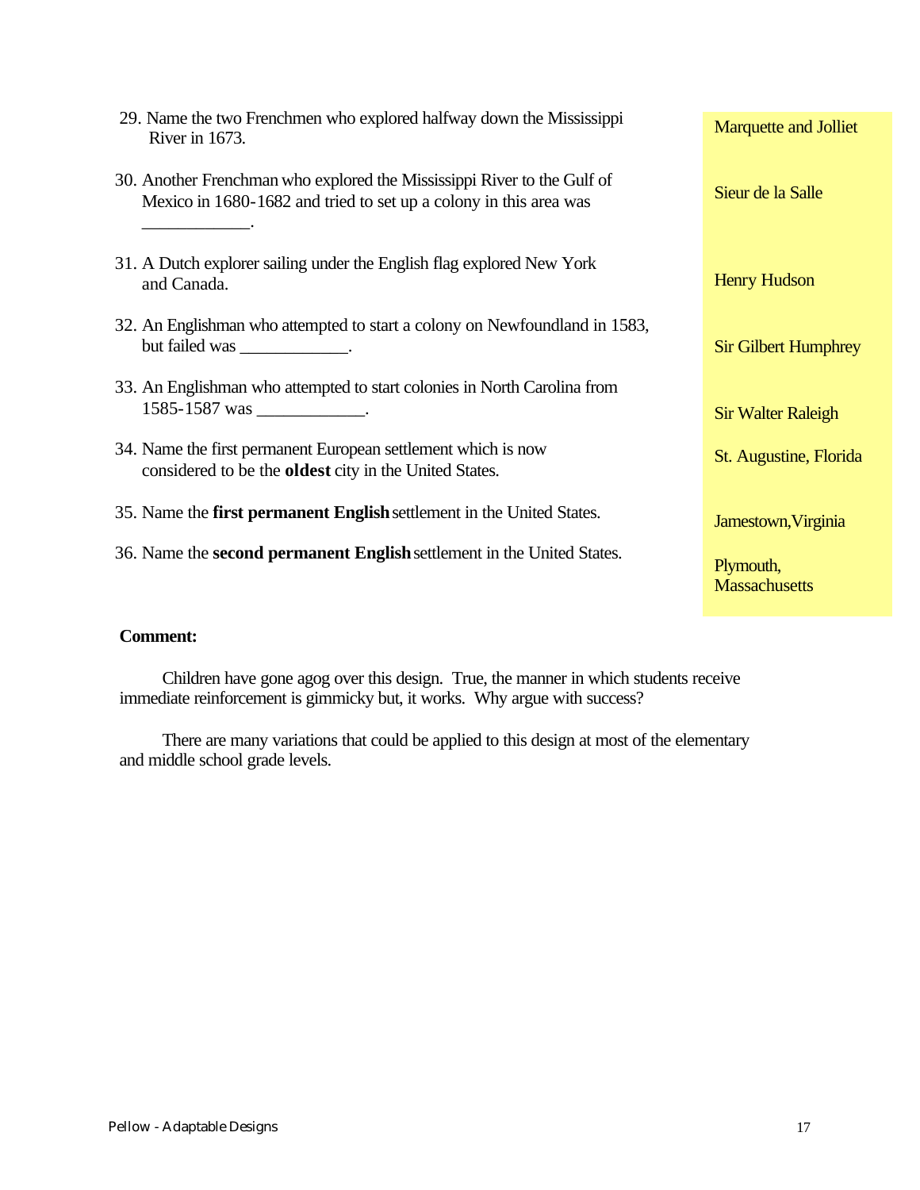| Question | Answer |
|---|---|
| 29. Name the two Frenchmen who explored halfway down the Mississippi River in 1673. | Marquette and Jolliet |
| 30. Another Frenchman who explored the Mississippi River to the Gulf of Mexico in 1680-1682 and tried to set up a colony in this area was ____________. | Sieur de la Salle |
| 31. A Dutch explorer sailing under the English flag explored New York and Canada. | Henry Hudson |
| 32. An Englishman who attempted to start a colony on Newfoundland in 1583, but failed was ____________. | Sir Gilbert Humphrey |
| 33. An Englishman who attempted to start colonies in North Carolina from 1585-1587 was ____________. | Sir Walter Raleigh |
| 34. Name the first permanent European settlement which is now considered to be the **oldest** city in the United States. | St. Augustine, Florida |
| 35. Name the **first permanent English** settlement in the United States. | Jamestown,Virginia |
| 36. Name the **second permanent English** settlement in the United States. | Plymouth, Massachusetts |

**Comment:**

Children have gone agog over this design. True, the manner in which students receive immediate reinforcement is gimmicky but, it works. Why argue with success?

There are many variations that could be applied to this design at most of the elementary and middle school grade levels.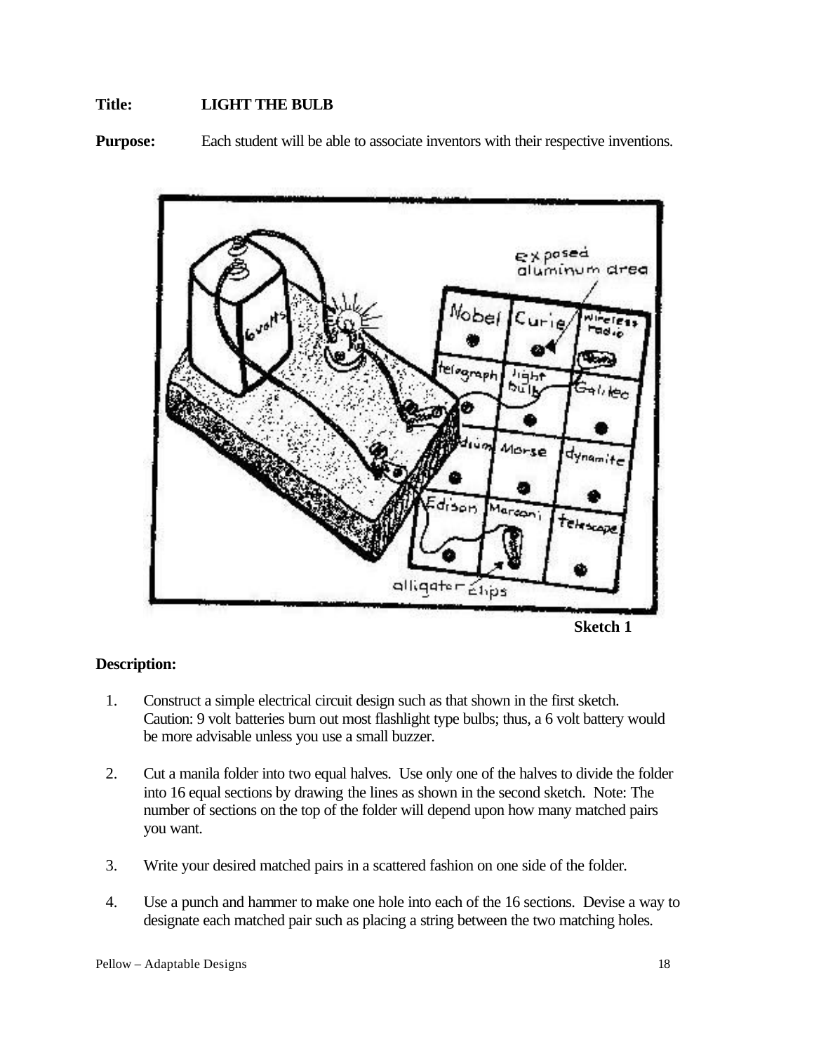**Title:** **LIGHT THE BULB**

**Purpose:** Each student will be able to associate inventors with their respective inventions.

**Sketch 1**

**Description:**

1. Construct a simple electrical circuit design such as that shown in the first sketch. Caution: 9 volt batteries burn out most flashlight type bulbs; thus, a 6 volt battery would be more advisable unless you use a small buzzer.

2. Cut a manila folder into two equal halves. Use only one of the halves to divide the folder into 16 equal sections by drawing the lines as shown in the second sketch. Note: The number of sections on the top of the folder will depend upon how many matched pairs you want.

3. Write your desired matched pairs in a scattered fashion on one side of the folder.

4. Use a punch and hammer to make one hole into each of the 16 sections. Devise a way to designate each matched pair such as placing a string between the two matching holes.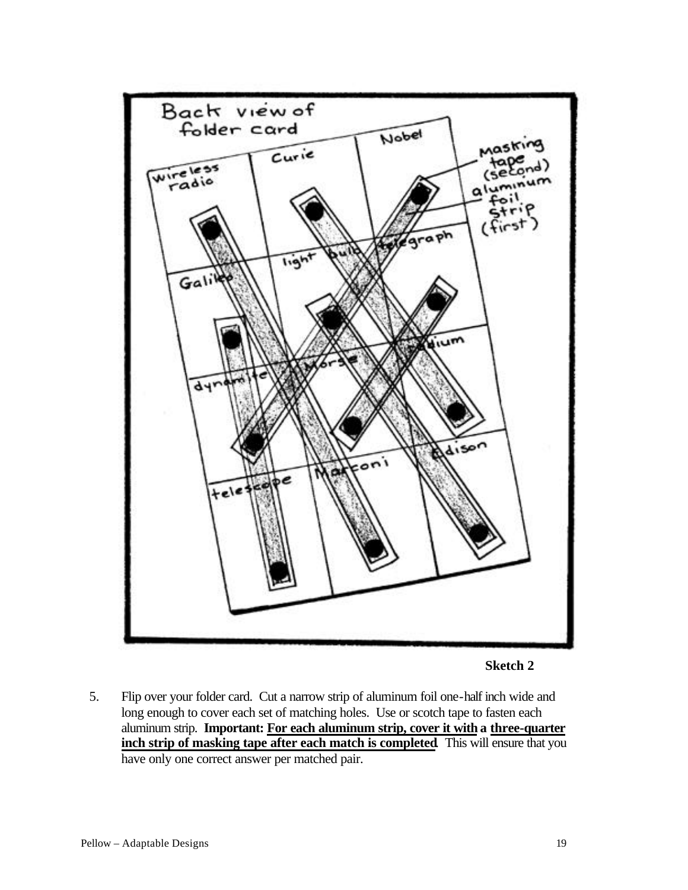**Sketch 2**

5. Flip over your folder card. Cut a narrow strip of aluminum foil one-half inch wide and long enough to cover each set of matching holes. Use or scotch tape to fasten each aluminum strip. **Important: <u>For each aluminum strip, cover it with</u> a <u>three-quarter inch strip of masking tape after each match is completed</u>.** This will ensure that you have only one correct answer per matched pair.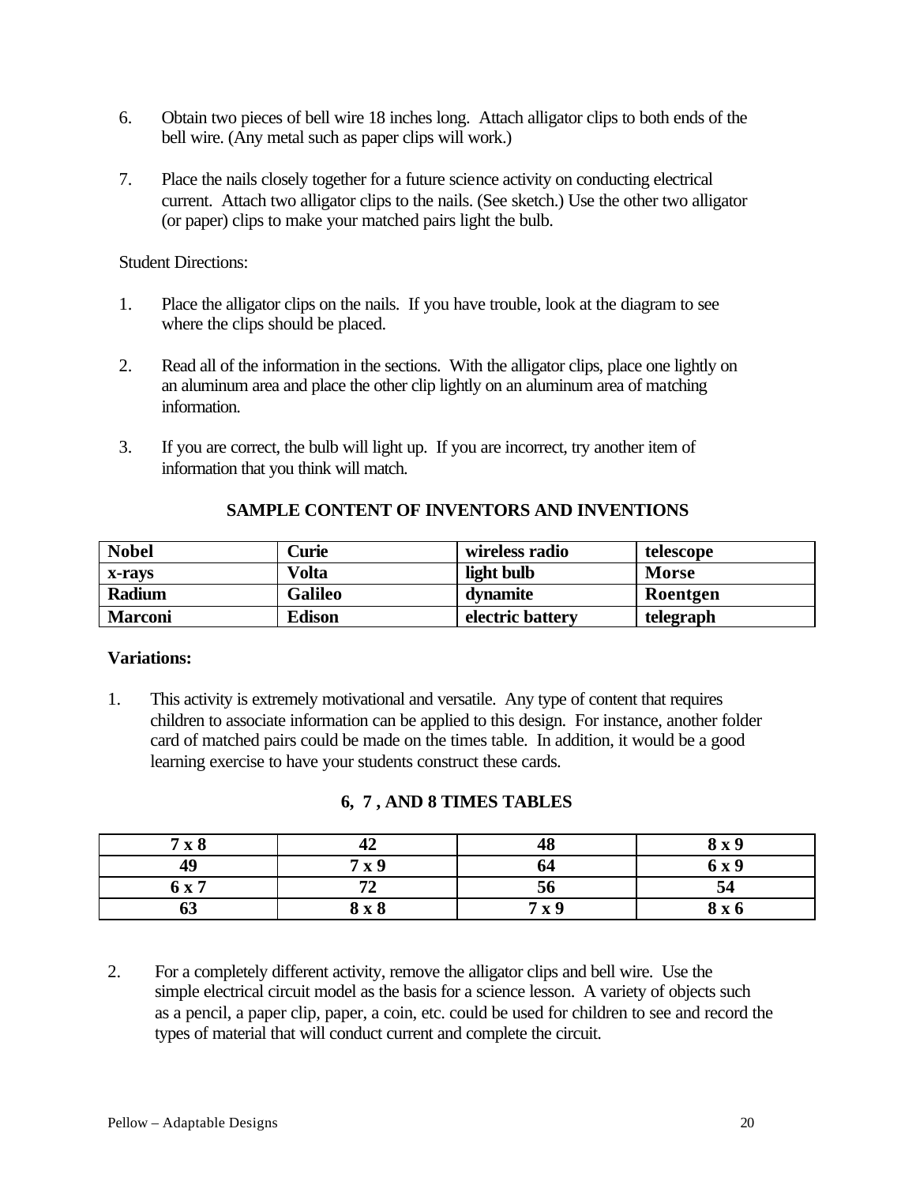6. Obtain two pieces of bell wire 18 inches long. Attach alligator clips to both ends of the bell wire. (Any metal such as paper clips will work.)

7. Place the nails closely together for a future science activity on conducting electrical current. Attach two alligator clips to the nails. (See sketch.) Use the other two alligator (or paper) clips to make your matched pairs light the bulb.

Student Directions:

1. Place the alligator clips on the nails. If you have trouble, look at the diagram to see where the clips should be placed.

2. Read all of the information in the sections. With the alligator clips, place one lightly on an aluminum area and place the other clip lightly on an aluminum area of matching information.

3. If you are correct, the bulb will light up. If you are incorrect, try another item of information that you think will match.

**SAMPLE CONTENT OF INVENTORS AND INVENTIONS**

| **Nobel** | **Curie** | **wireless radio** | **telescope** |
|---|---|---|---|
| **x-rays** | **Volta** | **light bulb** | **Morse** |
| **Radium** | **Galileo** | **dynamite** | **Roentgen** |
| **Marconi** | **Edison** | **electric battery** | **telegraph** |

**Variations:**

1. This activity is extremely motivational and versatile. Any type of content that requires children to associate information can be applied to this design. For instance, another folder card of matched pairs could be made on the times table. In addition, it would be a good learning exercise to have your students construct these cards.

**6, 7 , AND 8 TIMES TABLES**

| **7 x 8** | **42** | **48** | **8 x 9** |
|---|---|---|---|
| **49** | **7 x 9** | **64** | **6 x 9** |
| **6 x 7** | **72** | **56** | **54** |
| **63** | **8 x 8** | **7 x 9** | **8 x 6** |

2. For a completely different activity, remove the alligator clips and bell wire. Use the simple electrical circuit model as the basis for a science lesson. A variety of objects such as a pencil, a paper clip, paper, a coin, etc. could be used for children to see and record the types of material that will conduct current and complete the circuit.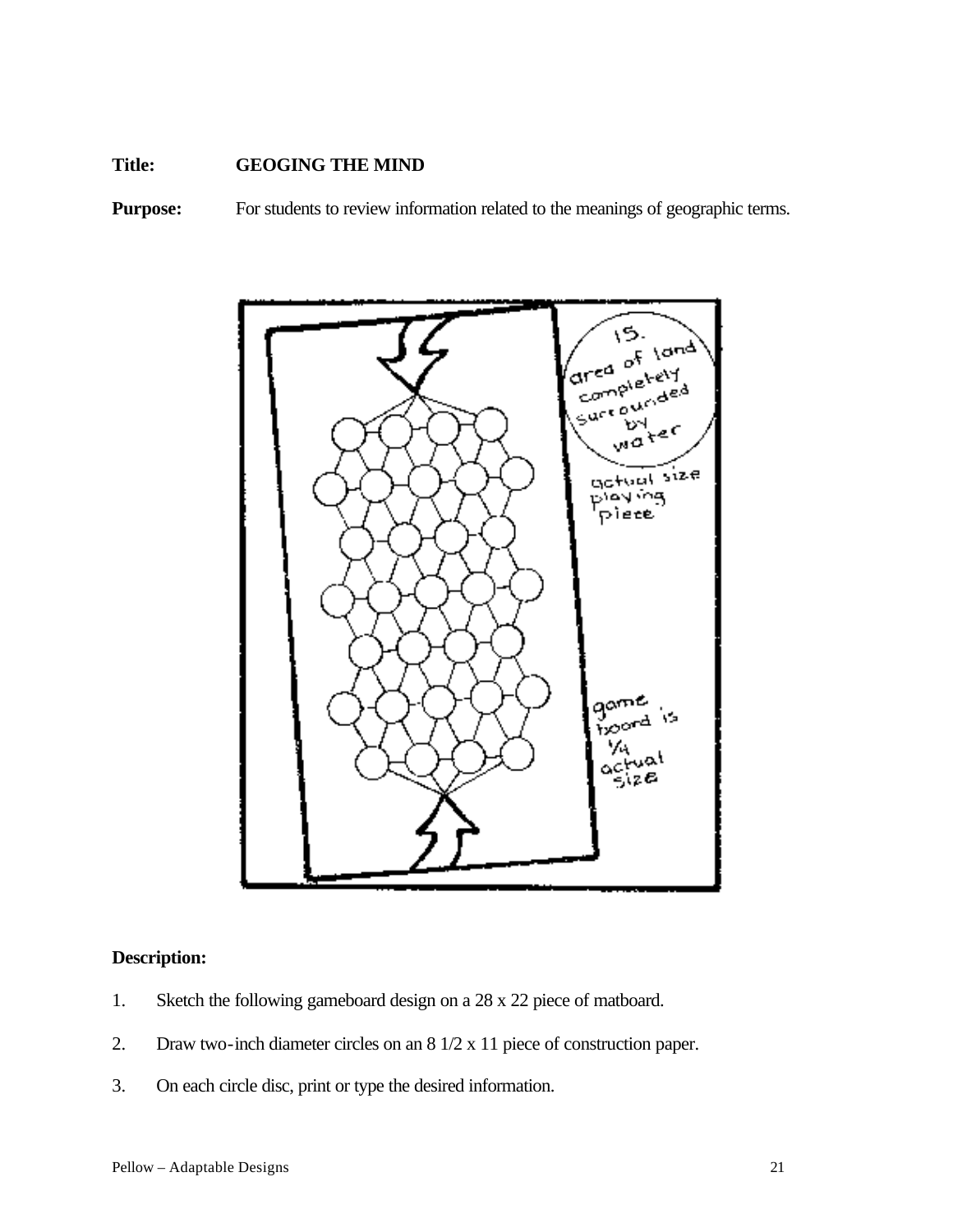**Title:** **GEOGING THE MIND**

**Purpose:** For students to review information related to the meanings of geographic terms.

**Description:**

1. Sketch the following gameboard design on a 28 x 22 piece of matboard.
2. Draw two-inch diameter circles on an 8 1/2 x 11 piece of construction paper.
3. On each circle disc, print or type the desired information.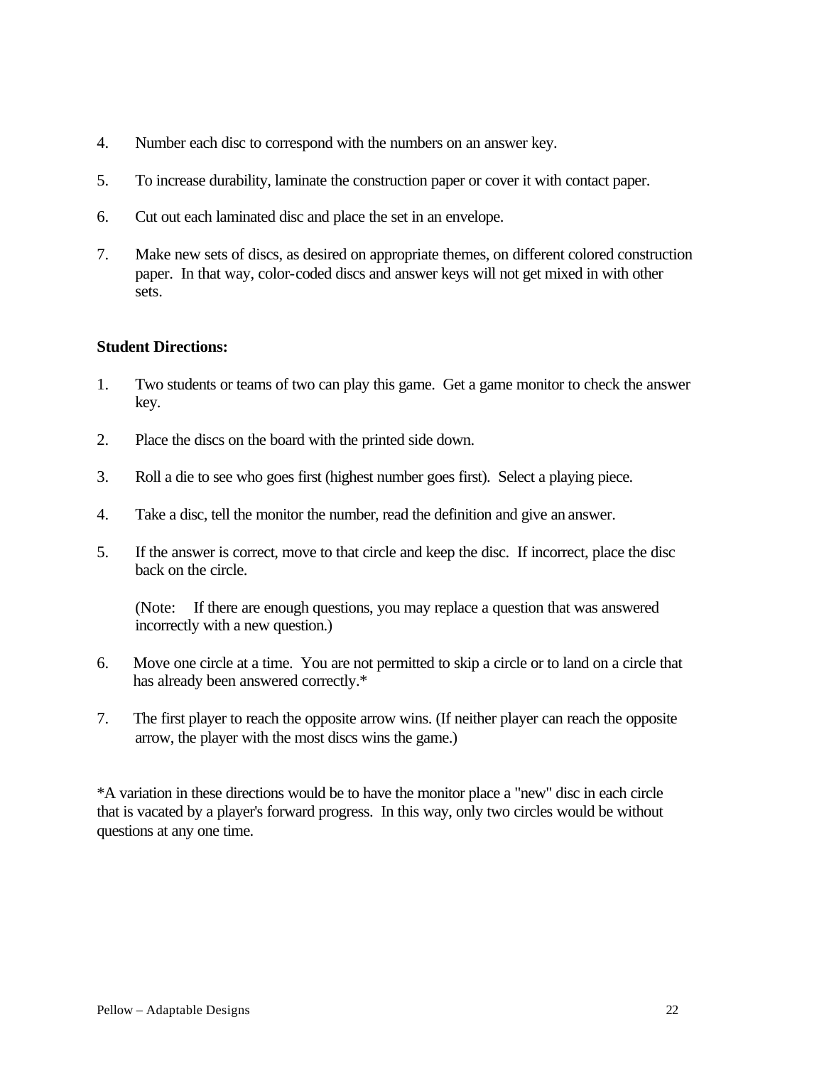4. Number each disc to correspond with the numbers on an answer key.

5. To increase durability, laminate the construction paper or cover it with contact paper.

6. Cut out each laminated disc and place the set in an envelope.

7. Make new sets of discs, as desired on appropriate themes, on different colored construction paper. In that way, color-coded discs and answer keys will not get mixed in with other sets.

**Student Directions:**

1. Two students or teams of two can play this game. Get a game monitor to check the answer key.

2. Place the discs on the board with the printed side down.

3. Roll a die to see who goes first (highest number goes first). Select a playing piece.

4. Take a disc, tell the monitor the number, read the definition and give an answer.

5. If the answer is correct, move to that circle and keep the disc. If incorrect, place the disc back on the circle.

   (Note: If there are enough questions, you may replace a question that was answered incorrectly with a new question.)

6. Move one circle at a time. You are not permitted to skip a circle or to land on a circle that has already been answered correctly.*

7. The first player to reach the opposite arrow wins. (If neither player can reach the opposite arrow, the player with the most discs wins the game.)

*A variation in these directions would be to have the monitor place a "new" disc in each circle that is vacated by a player's forward progress. In this way, only two circles would be without questions at any one time.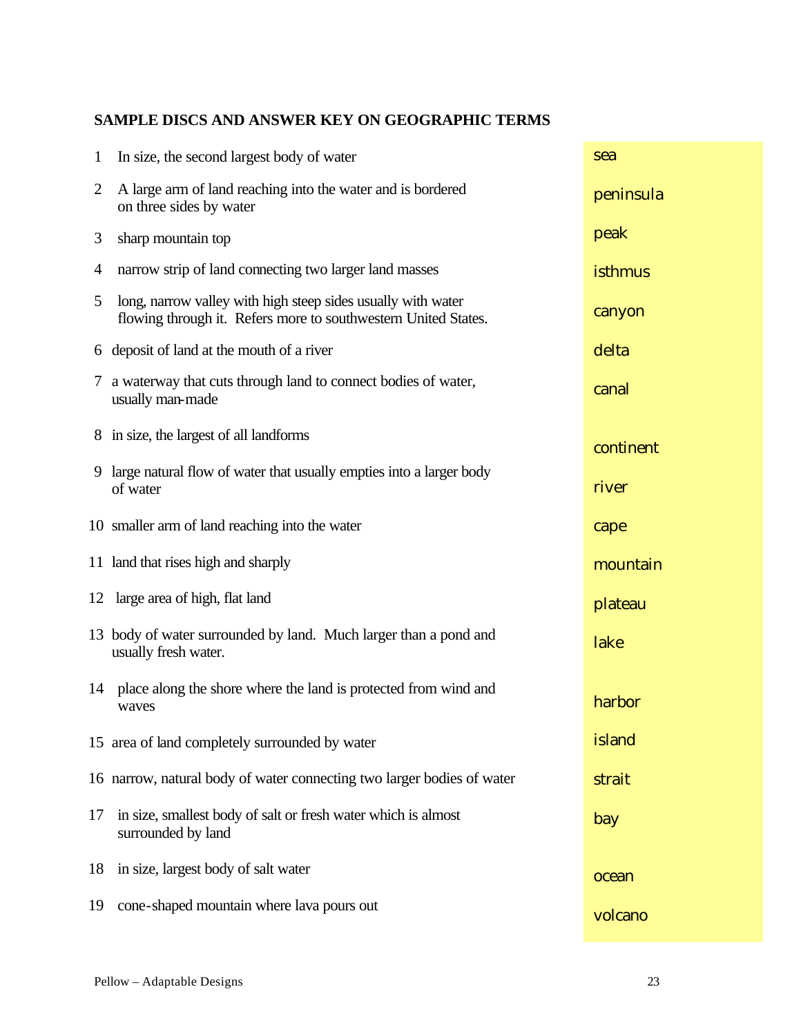## SAMPLE DISCS AND ANSWER KEY ON GEOGRAPHIC TERMS

| # | Clue | Answer |
|---|---|---|
| 1 | In size, the second largest body of water | sea |
| 2 | A large arm of land reaching into the water and is bordered on three sides by water | peninsula |
| 3 | sharp mountain top | peak |
| 4 | narrow strip of land connecting two larger land masses | isthmus |
| 5 | long, narrow valley with high steep sides usually with water flowing through it. Refers more to southwestern United States. | canyon |
| 6 | deposit of land at the mouth of a river | delta |
| 7 | a waterway that cuts through land to connect bodies of water, usually man-made | canal |
| 8 | in size, the largest of all landforms | continent |
| 9 | large natural flow of water that usually empties into a larger body of water | river |
| 10 | smaller arm of land reaching into the water | cape |
| 11 | land that rises high and sharply | mountain |
| 12 | large area of high, flat land | plateau |
| 13 | body of water surrounded by land. Much larger than a pond and usually fresh water. | lake |
| 14 | place along the shore where the land is protected from wind and waves | harbor |
| 15 | area of land completely surrounded by water | island |
| 16 | narrow, natural body of water connecting two larger bodies of water | strait |
| 17 | in size, smallest body of salt or fresh water which is almost surrounded by land | bay |
| 18 | in size, largest body of salt water | ocean |
| 19 | cone-shaped mountain where lava pours out | volcano |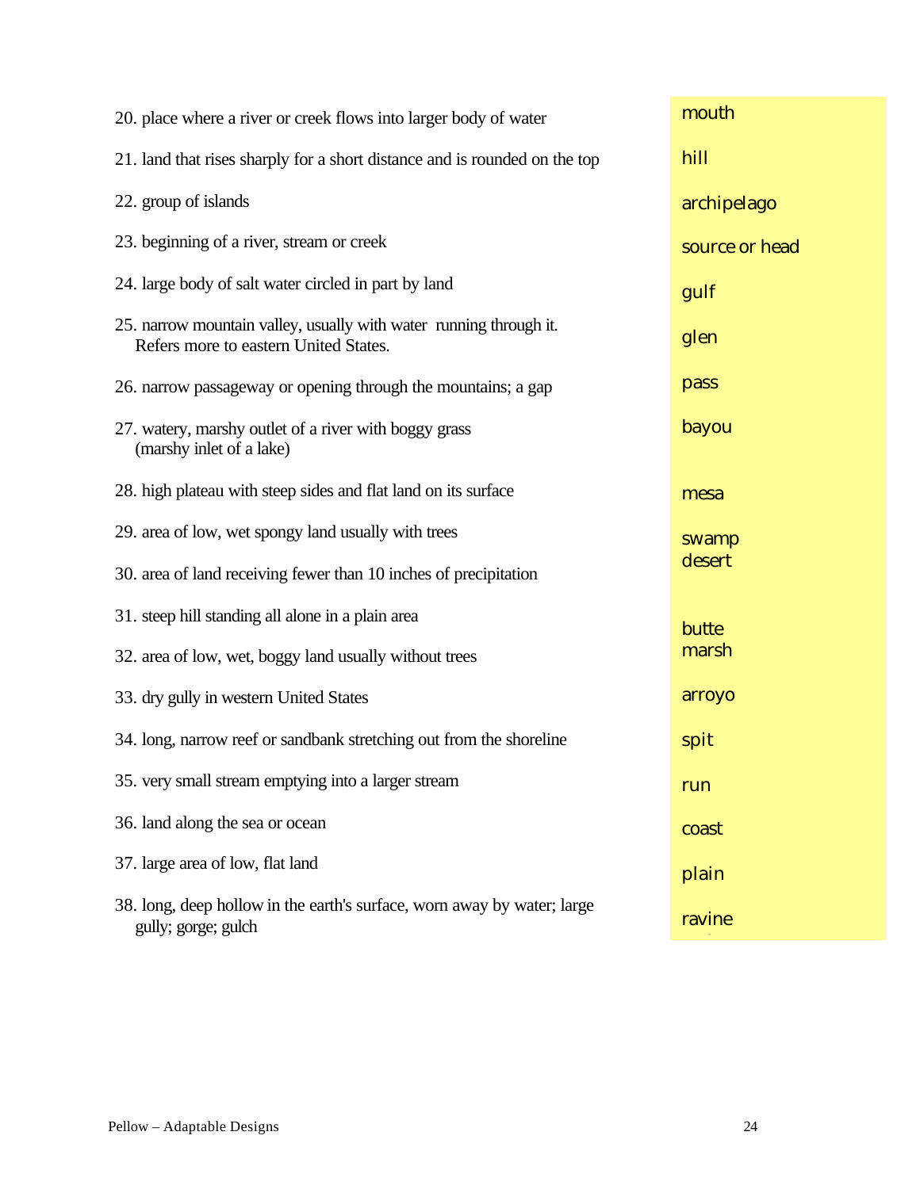| Definition | Answer |
|---|---|
| 20. place where a river or creek flows into larger body of water | mouth |
| 21. land that rises sharply for a short distance and is rounded on the top | hill |
| 22. group of islands | archipelago |
| 23. beginning of a river, stream or creek | source or head |
| 24. large body of salt water circled in part by land | gulf |
| 25. narrow mountain valley, usually with water running through it. Refers more to eastern United States. | glen |
| 26. narrow passageway or opening through the mountains; a gap | pass |
| 27. watery, marshy outlet of a river with boggy grass (marshy inlet of a lake) | bayou |
| 28. high plateau with steep sides and flat land on its surface | mesa |
| 29. area of low, wet spongy land usually with trees | swamp |
| 30. area of land receiving fewer than 10 inches of precipitation | desert |
| 31. steep hill standing all alone in a plain area | butte |
| 32. area of low, wet, boggy land usually without trees | marsh |
| 33. dry gully in western United States | arroyo |
| 34. long, narrow reef or sandbank stretching out from the shoreline | spit |
| 35. very small stream emptying into a larger stream | run |
| 36. land along the sea or ocean | coast |
| 37. large area of low, flat land | plain |
| 38. long, deep hollow in the earth's surface, worn away by water; large gully; gorge; gulch | ravine |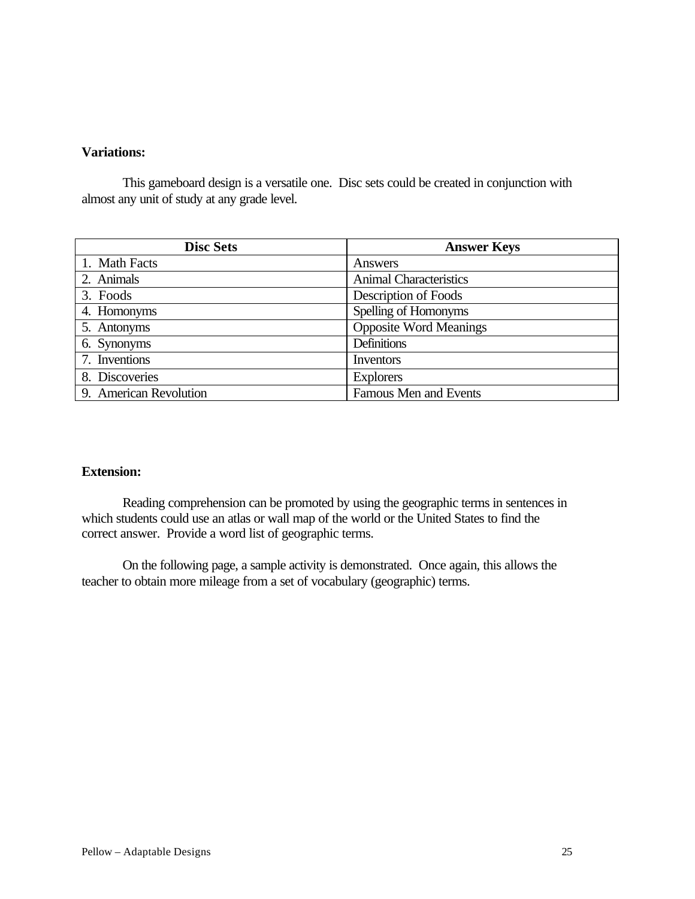**Variations:**

This gameboard design is a versatile one. Disc sets could be created in conjunction with almost any unit of study at any grade level.

| Disc Sets | Answer Keys |
|---|---|
| 1. Math Facts | Answers |
| 2. Animals | Animal Characteristics |
| 3. Foods | Description of Foods |
| 4. Homonyms | Spelling of Homonyms |
| 5. Antonyms | Opposite Word Meanings |
| 6. Synonyms | Definitions |
| 7. Inventions | Inventors |
| 8. Discoveries | Explorers |
| 9. American Revolution | Famous Men and Events |

**Extension:**

Reading comprehension can be promoted by using the geographic terms in sentences in which students could use an atlas or wall map of the world or the United States to find the correct answer. Provide a word list of geographic terms.

On the following page, a sample activity is demonstrated. Once again, this allows the teacher to obtain more mileage from a set of vocabulary (geographic) terms.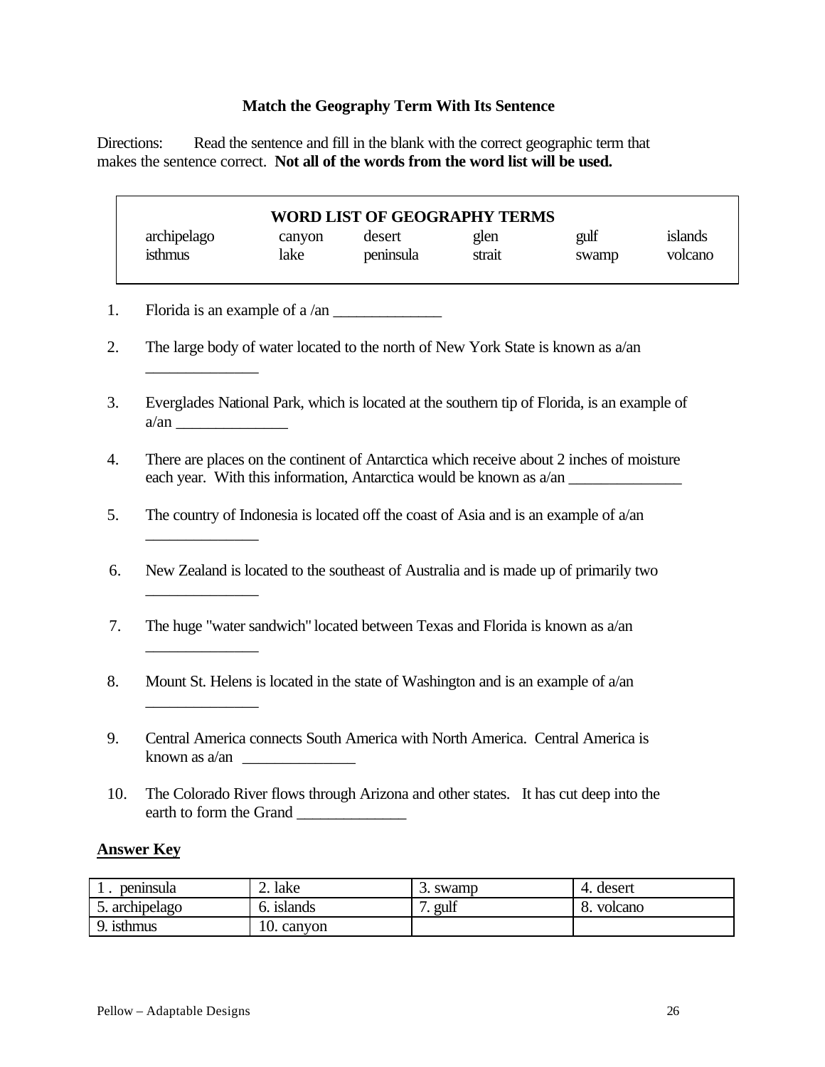### Match the Geography Term With Its Sentence

Directions: Read the sentence and fill in the blank with the correct geographic term that makes the sentence correct. **Not all of the words from the word list will be used.**

**WORD LIST OF GEOGRAPHY TERMS**

| | | | | | |
|---|---|---|---|---|---|
| archipelago | canyon | desert | glen | gulf | islands |
| isthmus | lake | peninsula | strait | swamp | volcano |

1. Florida is an example of a /an ______________
2. The large body of water located to the north of New York State is known as a/an ______________
3. Everglades National Park, which is located at the southern tip of Florida, is an example of a/an ______________
4. There are places on the continent of Antarctica which receive about 2 inches of moisture each year. With this information, Antarctica would be known as a/an ______________
5. The country of Indonesia is located off the coast of Asia and is an example of a/an ______________
6. New Zealand is located to the southeast of Australia and is made up of primarily two ______________
7. The huge "water sandwich" located between Texas and Florida is known as a/an ______________
8. Mount St. Helens is located in the state of Washington and is an example of a/an ______________
9. Central America connects South America with North America. Central America is known as a/an ______________
10. The Colorado River flows through Arizona and other states. It has cut deep into the earth to form the Grand ______________

**Answer Key**

| | | | |
|---|---|---|---|
| 1 . peninsula | 2. lake | 3. swamp | 4. desert |
| 5. archipelago | 6. islands | 7. gulf | 8. volcano |
| 9. isthmus | 10. canyon | | |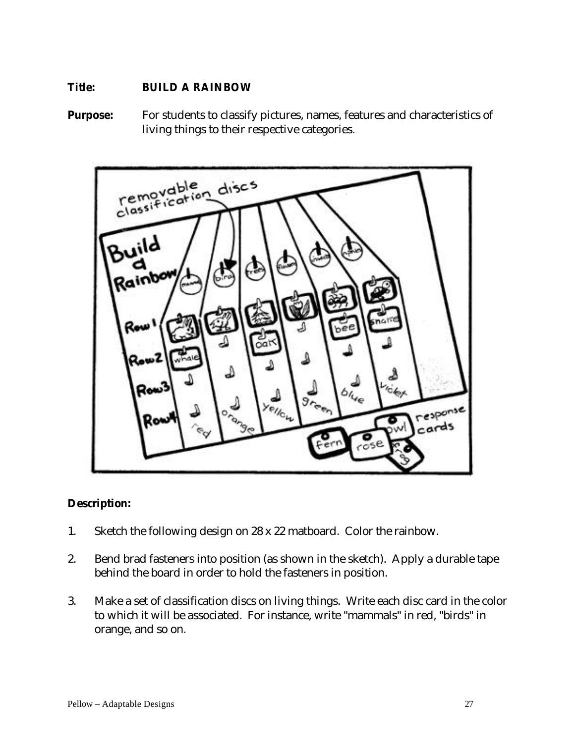**Title:** **BUILD A RAINBOW**

**Purpose:** For students to classify pictures, names, features and characteristics of living things to their respective categories.

**Description:**

1. Sketch the following design on 28 x 22 matboard. Color the rainbow.

2. Bend brad fasteners into position (as shown in the sketch). Apply a durable tape behind the board in order to hold the fasteners in position.

3. Make a set of classification discs on living things. Write each disc card in the color to which it will be associated. For instance, write "mammals" in red, "birds" in orange, and so on.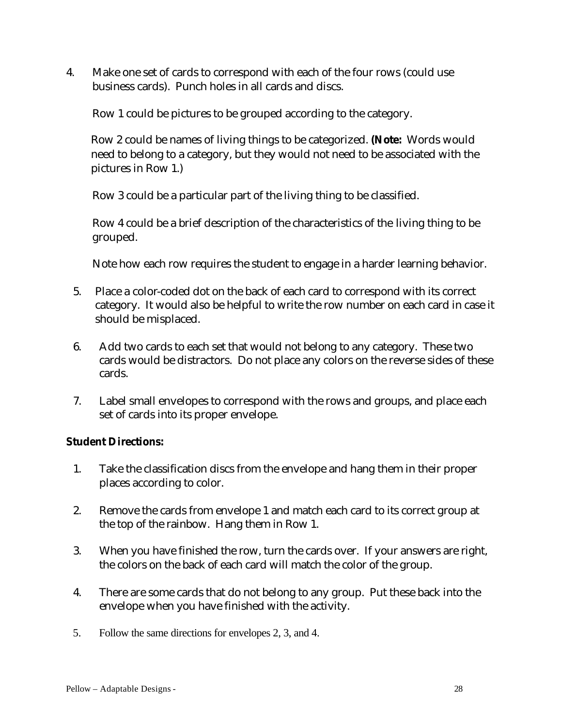4. Make one set of cards to correspond with each of the four rows (could use business cards). Punch holes in all cards and discs.

   Row 1 could be pictures to be grouped according to the category.

   Row 2 could be names of living things to be categorized. **(Note:** Words would need to belong to a category, but they would not need to be associated with the pictures in Row 1.)

   Row 3 could be a particular part of the living thing to be classified.

   Row 4 could be a brief description of the characteristics of the living thing to be grouped.

   Note how each row requires the student to engage in a harder learning behavior.

5. Place a color-coded dot on the back of each card to correspond with its correct category. It would also be helpful to write the row number on each card in case it should be misplaced.

6. Add two cards to each set that would not belong to any category. These two cards would be distractors. Do not place any colors on the reverse sides of these cards.

7. Label small envelopes to correspond with the rows and groups, and place each set of cards into its proper envelope.

**Student Directions:**

1. Take the classification discs from the envelope and hang them in their proper places according to color.

2. Remove the cards from envelope 1 and match each card to its correct group at the top of the rainbow. Hang them in Row 1.

3. When you have finished the row, turn the cards over. If your answers are right, the colors on the back of each card will match the color of the group.

4. There are some cards that do not belong to any group. Put these back into the envelope when you have finished with the activity.

5. Follow the same directions for envelopes 2, 3, and 4.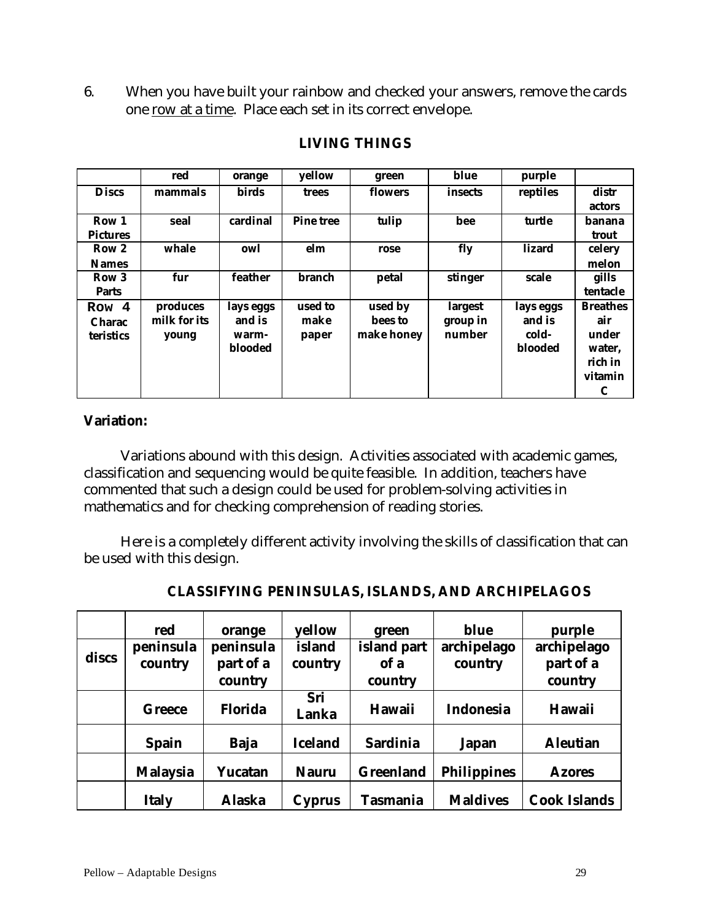6. When you have built your rainbow and checked your answers, remove the cards one row at a time. Place each set in its correct envelope.

### LIVING THINGS

| | red | orange | yellow | green | blue | purple | |
|---|---|---|---|---|---|---|---|
| **Discs** | **mammals** | **birds** | **trees** | **flowers** | **insects** | **reptiles** | **distr actors** |
| **Row 1 Pictures** | **seal** | **cardinal** | **Pine tree** | **tulip** | **bee** | **turtle** | **banana trout** |
| **Row 2 Names** | **whale** | **owl** | **elm** | **rose** | **fly** | **lizard** | **celery melon** |
| **Row 3 Parts** | **fur** | **feather** | **branch** | **petal** | **stinger** | **scale** | **gills tentacle** |
| **Row 4 Charac teristics** | **produces milk for its young** | **lays eggs and is warm-blooded** | **used to make paper** | **used by bees to make honey** | **largest group in number** | **lays eggs and is cold-blooded** | **Breathes air under water, rich in vitamin C** |

**Variation:**

Variations abound with this design. Activities associated with academic games, classification and sequencing would be quite feasible. In addition, teachers have commented that such a design could be used for problem-solving activities in mathematics and for checking comprehension of reading stories.

Here is a completely different activity involving the skills of classification that can be used with this design.

### CLASSIFYING PENINSULAS, ISLANDS, AND ARCHIPELAGOS

| | red | orange | yellow | green | blue | purple |
|---|---|---|---|---|---|---|
| **discs** | **peninsula country** | **peninsula part of a country** | **island country** | **island part of a country** | **archipelago country** | **archipelago part of a country** |
| | **Greece** | **Florida** | **Sri Lanka** | **Hawaii** | **Indonesia** | **Hawaii** |
| | **Spain** | **Baja** | **Iceland** | **Sardinia** | **Japan** | **Aleutian** |
| | **Malaysia** | **Yucatan** | **Nauru** | **Greenland** | **Philippines** | **Azores** |
| | **Italy** | **Alaska** | **Cyprus** | **Tasmania** | **Maldives** | **Cook Islands** |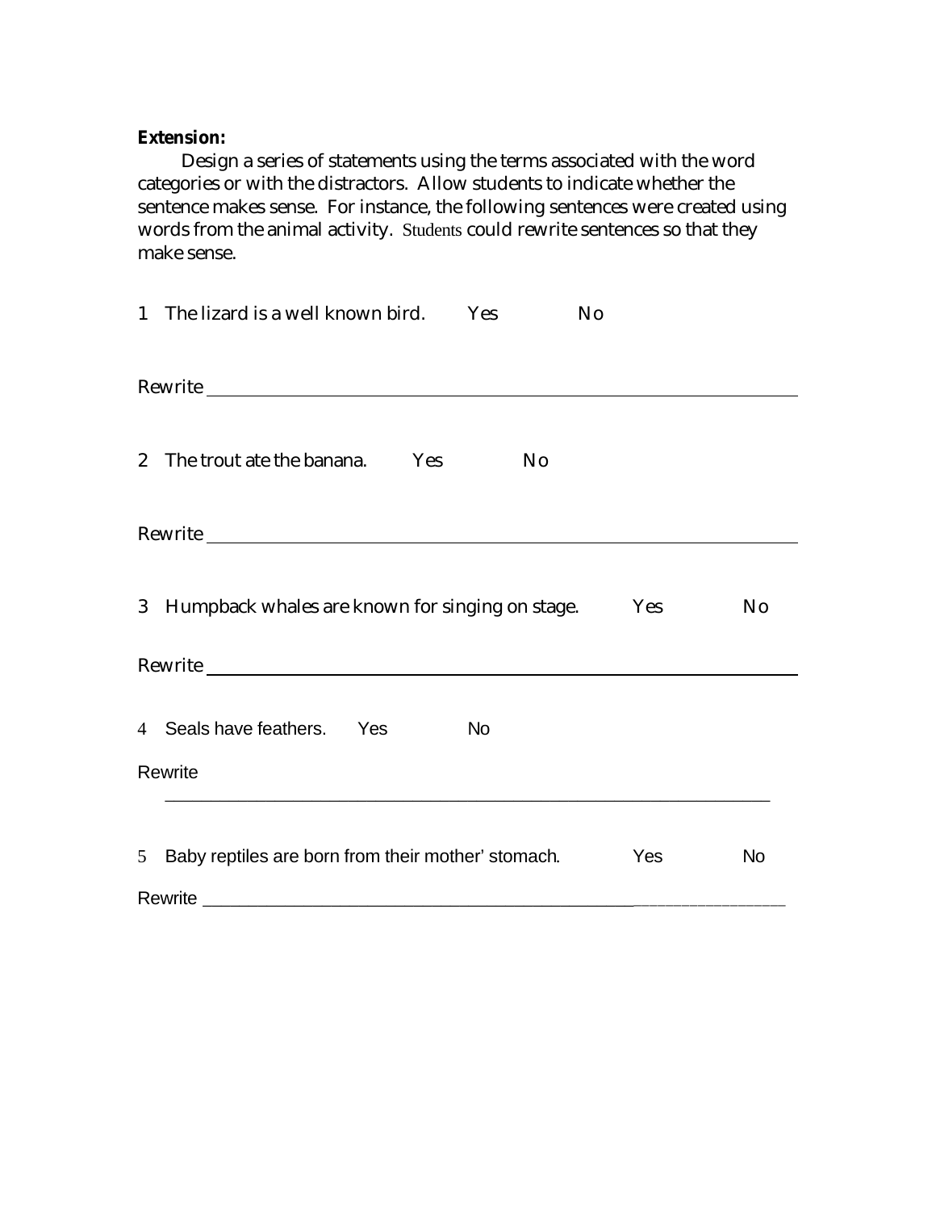**Extension:**

Design a series of statements using the terms associated with the word categories or with the distractors. Allow students to indicate whether the sentence makes sense. For instance, the following sentences were created using words from the animal activity. Students could rewrite sentences so that they make sense.

1 The lizard is a well known bird. Yes No

Rewrite ________________________________________________________________

2 The trout ate the banana. Yes No

Rewrite ________________________________________________________________

3 Humpback whales are known for singing on stage. Yes No

Rewrite ________________________________________________________________

4 Seals have feathers. Yes No

Rewrite

________________________________________________________________

5 Baby reptiles are born from their mother' stomach. Yes No

Rewrite ________________________________________________________________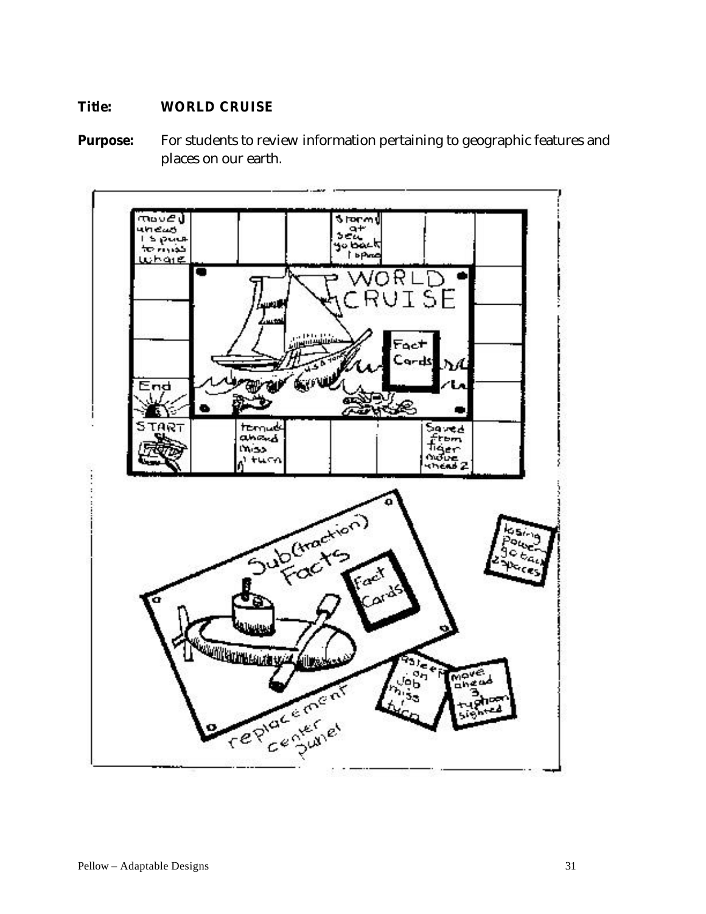**Title:** **WORLD CRUISE**

**Purpose:** For students to review information pertaining to geographic features and places on our earth.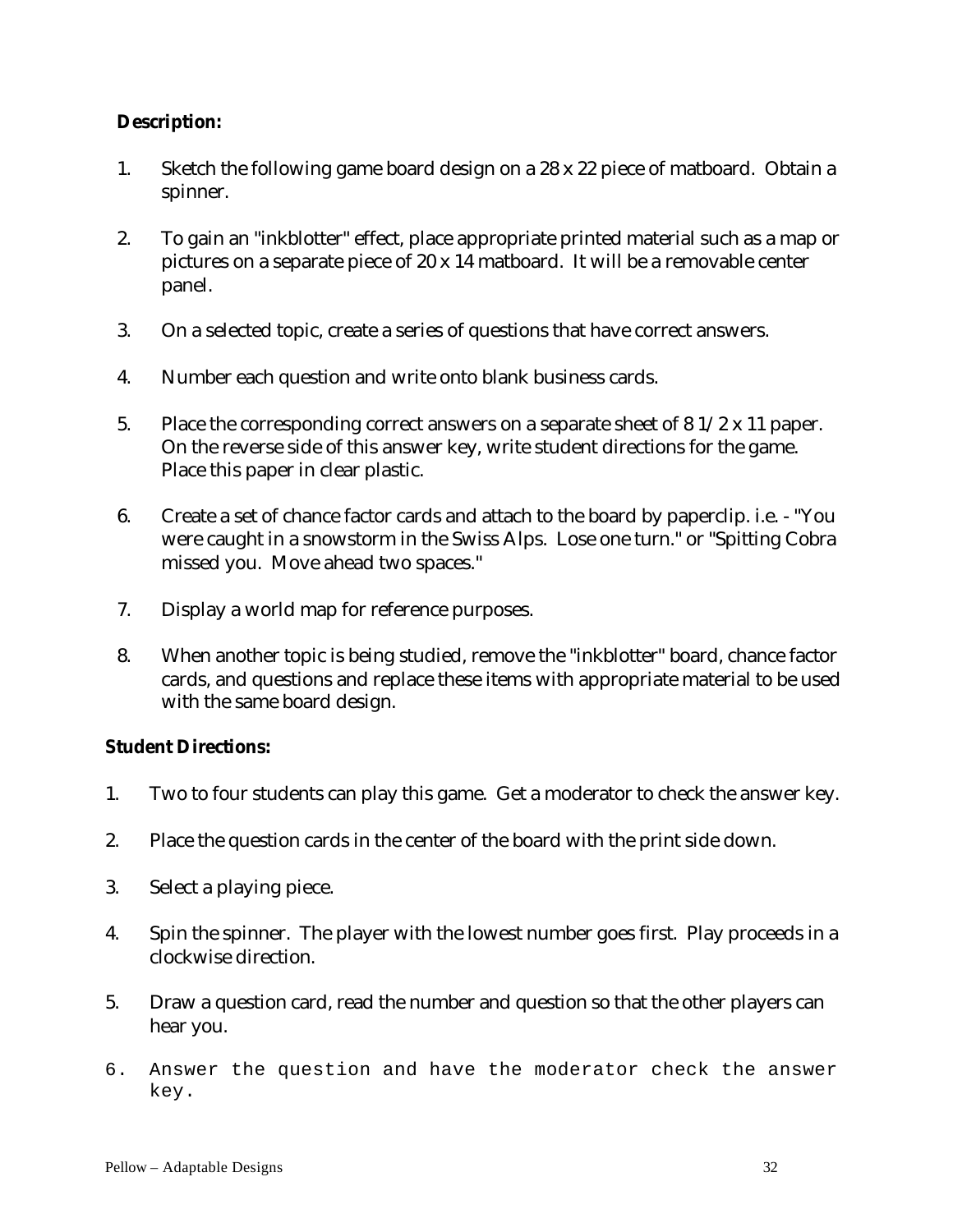**Description:**

1. Sketch the following game board design on a 28 x 22 piece of matboard. Obtain a spinner.

2. To gain an "inkblotter" effect, place appropriate printed material such as a map or pictures on a separate piece of 20 x 14 matboard. It will be a removable center panel.

3. On a selected topic, create a series of questions that have correct answers.

4. Number each question and write onto blank business cards.

5. Place the corresponding correct answers on a separate sheet of 8 1/2 x 11 paper. On the reverse side of this answer key, write student directions for the game. Place this paper in clear plastic.

6. Create a set of chance factor cards and attach to the board by paperclip. i.e. - "You were caught in a snowstorm in the Swiss Alps. Lose one turn." or "Spitting Cobra missed you. Move ahead two spaces."

7. Display a world map for reference purposes.

8. When another topic is being studied, remove the "inkblotter" board, chance factor cards, and questions and replace these items with appropriate material to be used with the same board design.

**Student Directions:**

1. Two to four students can play this game. Get a moderator to check the answer key.

2. Place the question cards in the center of the board with the print side down.

3. Select a playing piece.

4. Spin the spinner. The player with the lowest number goes first. Play proceeds in a clockwise direction.

5. Draw a question card, read the number and question so that the other players can hear you.

6. Answer the question and have the moderator check the answer key.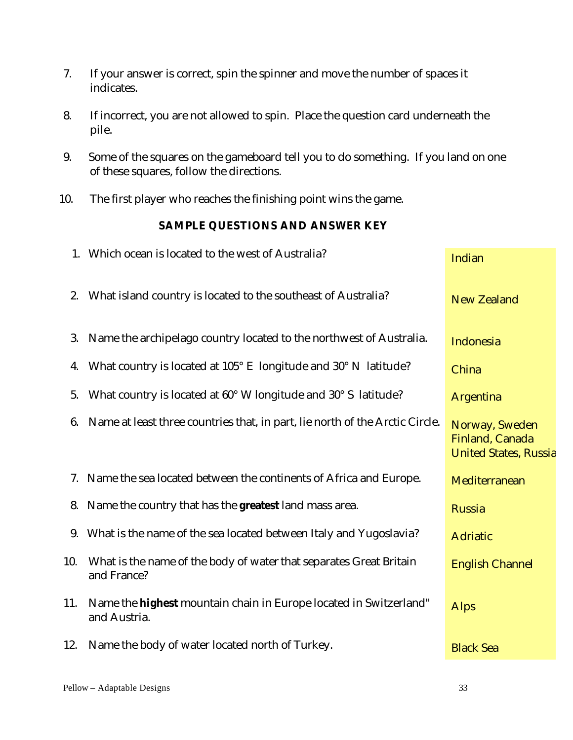7. If your answer is correct, spin the spinner and move the number of spaces it indicates.

8. If incorrect, you are not allowed to spin. Place the question card underneath the pile.

9. Some of the squares on the gameboard tell you to do something. If you land on one of these squares, follow the directions.

10. The first player who reaches the finishing point wins the game.

**SAMPLE QUESTIONS AND ANSWER KEY**

| Question | Answer |
|---|---|
| 1. Which ocean is located to the west of Australia? | Indian |
| 2. What island country is located to the southeast of Australia? | New Zealand |
| 3. Name the archipelago country located to the northwest of Australia. | Indonesia |
| 4. What country is located at 105° E longitude and 30° N latitude? | China |
| 5. What country is located at 60° W longitude and 30° S latitude? | Argentina |
| 6. Name at least three countries that, in part, lie north of the Arctic Circle. | Norway, Sweden Finland, Canada United States, Russia |
| 7. Name the sea located between the continents of Africa and Europe. | Mediterranean |
| 8. Name the country that has the **greatest** land mass area. | Russia |
| 9. What is the name of the sea located between Italy and Yugoslavia? | Adriatic |
| 10. What is the name of the body of water that separates Great Britain and France? | English Channel |
| 11. Name the **highest** mountain chain in Europe located in Switzerland" and Austria. | Alps |
| 12. Name the body of water located north of Turkey. | Black Sea |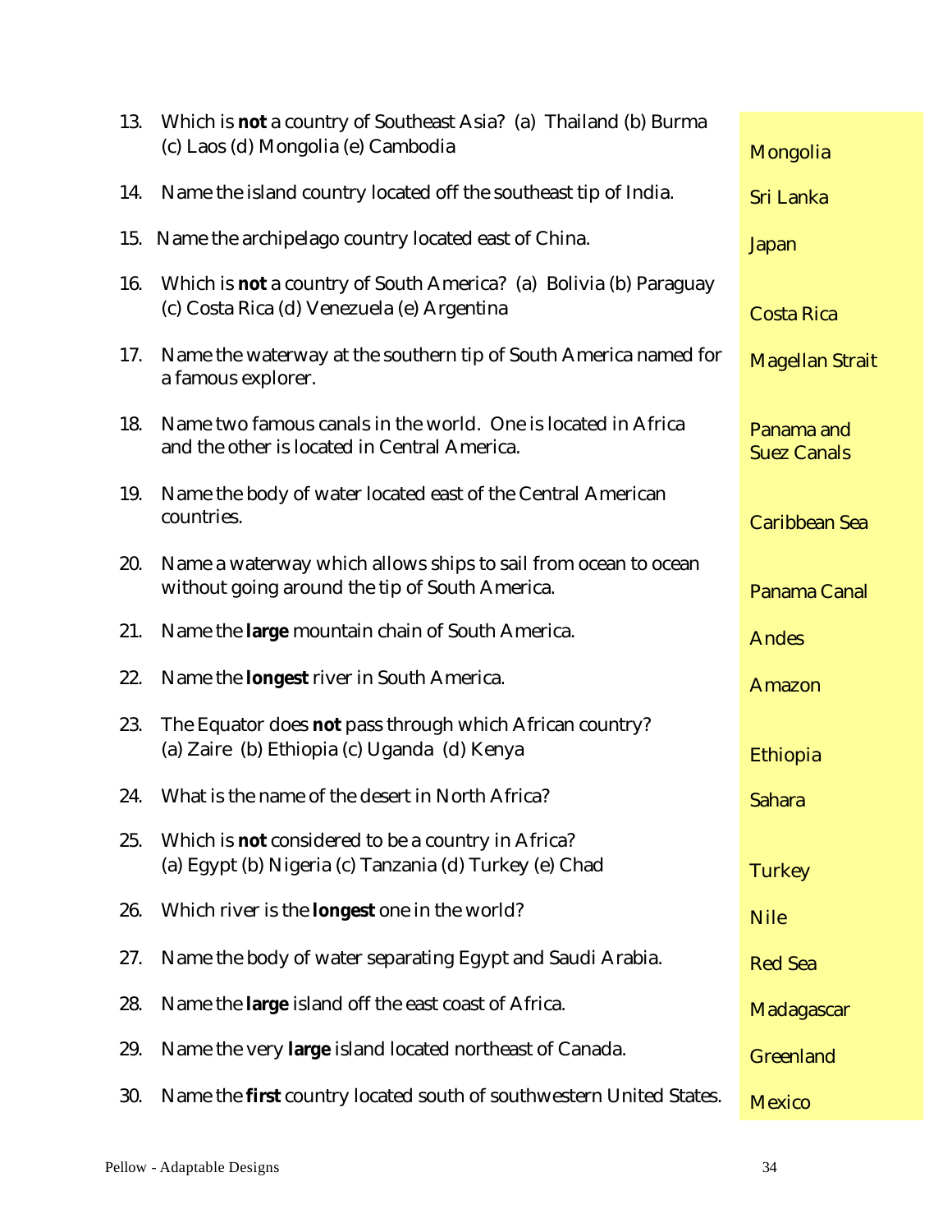| | Question | Answer |
|---|---|---|
| 13. | Which is **not** a country of Southeast Asia? (a) Thailand (b) Burma (c) Laos (d) Mongolia (e) Cambodia | Mongolia |
| 14. | Name the island country located off the southeast tip of India. | Sri Lanka |
| 15. | Name the archipelago country located east of China. | Japan |
| 16. | Which is **not** a country of South America? (a) Bolivia (b) Paraguay (c) Costa Rica (d) Venezuela (e) Argentina | Costa Rica |
| 17. | Name the waterway at the southern tip of South America named for a famous explorer. | Magellan Strait |
| 18. | Name two famous canals in the world. One is located in Africa and the other is located in Central America. | Panama and Suez Canals |
| 19. | Name the body of water located east of the Central American countries. | Caribbean Sea |
| 20. | Name a waterway which allows ships to sail from ocean to ocean without going around the tip of South America. | Panama Canal |
| 21. | Name the **large** mountain chain of South America. | Andes |
| 22. | Name the **longest** river in South America. | Amazon |
| 23. | The Equator does **not** pass through which African country? (a) Zaire (b) Ethiopia (c) Uganda (d) Kenya | Ethiopia |
| 24. | What is the name of the desert in North Africa? | Sahara |
| 25. | Which is **not** considered to be a country in Africa? (a) Egypt (b) Nigeria (c) Tanzania (d) Turkey (e) Chad | Turkey |
| 26. | Which river is the **longest** one in the world? | Nile |
| 27. | Name the body of water separating Egypt and Saudi Arabia. | Red Sea |
| 28. | Name the **large** island off the east coast of Africa. | Madagascar |
| 29. | Name the very **large** island located northeast of Canada. | Greenland |
| 30. | Name the **first** country located south of southwestern United States. | Mexico |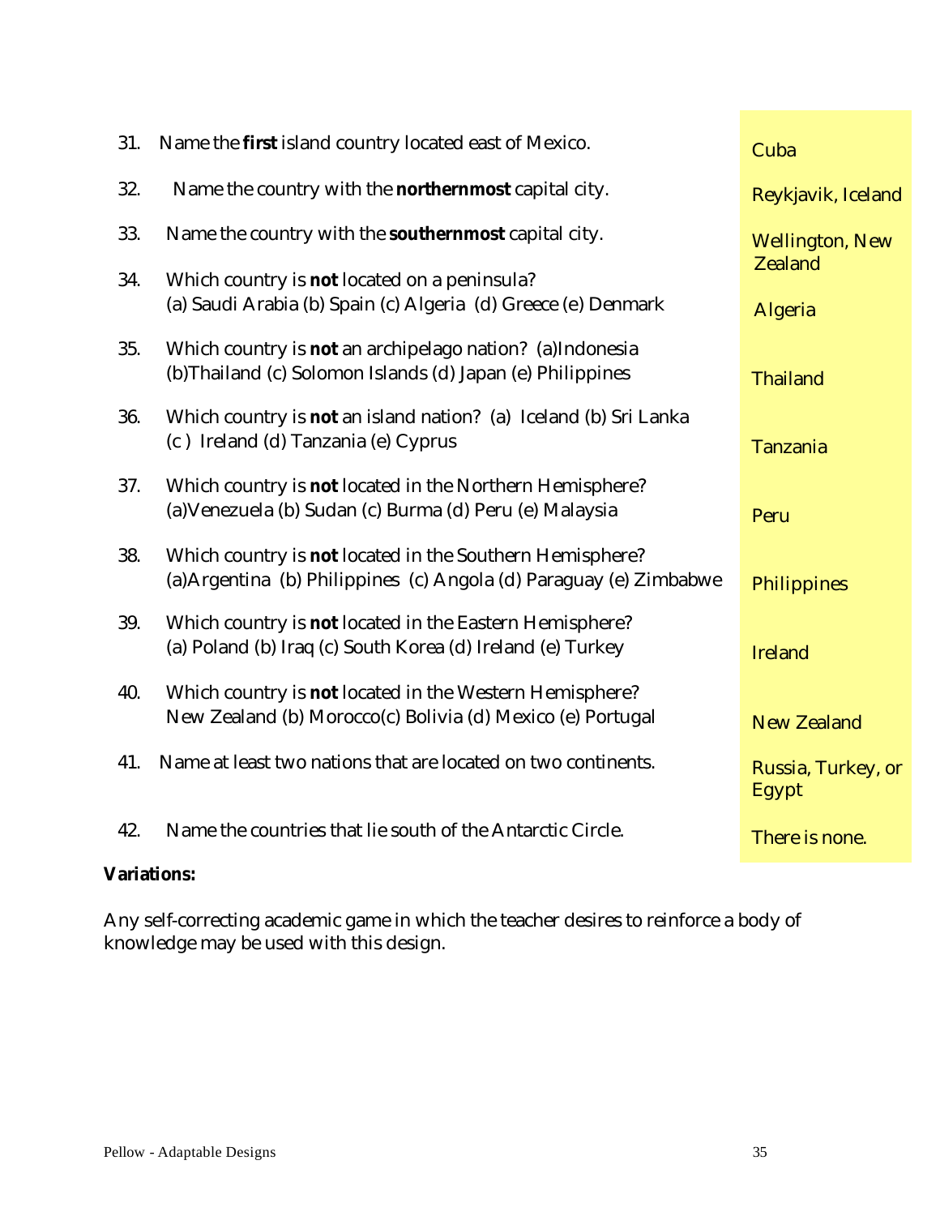| # | Question | Answer |
|---|---|---|
| 31. | Name the **first** island country located east of Mexico. | Cuba |
| 32. | Name the country with the **northernmost** capital city. | Reykjavik, Iceland |
| 33. | Name the country with the **southernmost** capital city. | Wellington, New Zealand |
| 34. | Which country is **not** located on a peninsula? (a) Saudi Arabia (b) Spain (c) Algeria (d) Greece (e) Denmark | Algeria |
| 35. | Which country is **not** an archipelago nation? (a)Indonesia (b)Thailand (c) Solomon Islands (d) Japan (e) Philippines | Thailand |
| 36. | Which country is **not** an island nation? (a) Iceland (b) Sri Lanka (c ) Ireland (d) Tanzania (e) Cyprus | Tanzania |
| 37. | Which country is **not** located in the Northern Hemisphere? (a)Venezuela (b) Sudan (c) Burma (d) Peru (e) Malaysia | Peru |
| 38. | Which country is **not** located in the Southern Hemisphere? (a)Argentina (b) Philippines (c) Angola (d) Paraguay (e) Zimbabwe | Philippines |
| 39. | Which country is **not** located in the Eastern Hemisphere? (a) Poland (b) Iraq (c) South Korea (d) Ireland (e) Turkey | Ireland |
| 40. | Which country is **not** located in the Western Hemisphere? New Zealand (b) Morocco(c) Bolivia (d) Mexico (e) Portugal | New Zealand |
| 41. | Name at least two nations that are located on two continents. | Russia, Turkey, or Egypt |
| 42. | Name the countries that lie south of the Antarctic Circle. | There is none. |

**Variations:**

Any self-correcting academic game in which the teacher desires to reinforce a body of knowledge may be used with this design.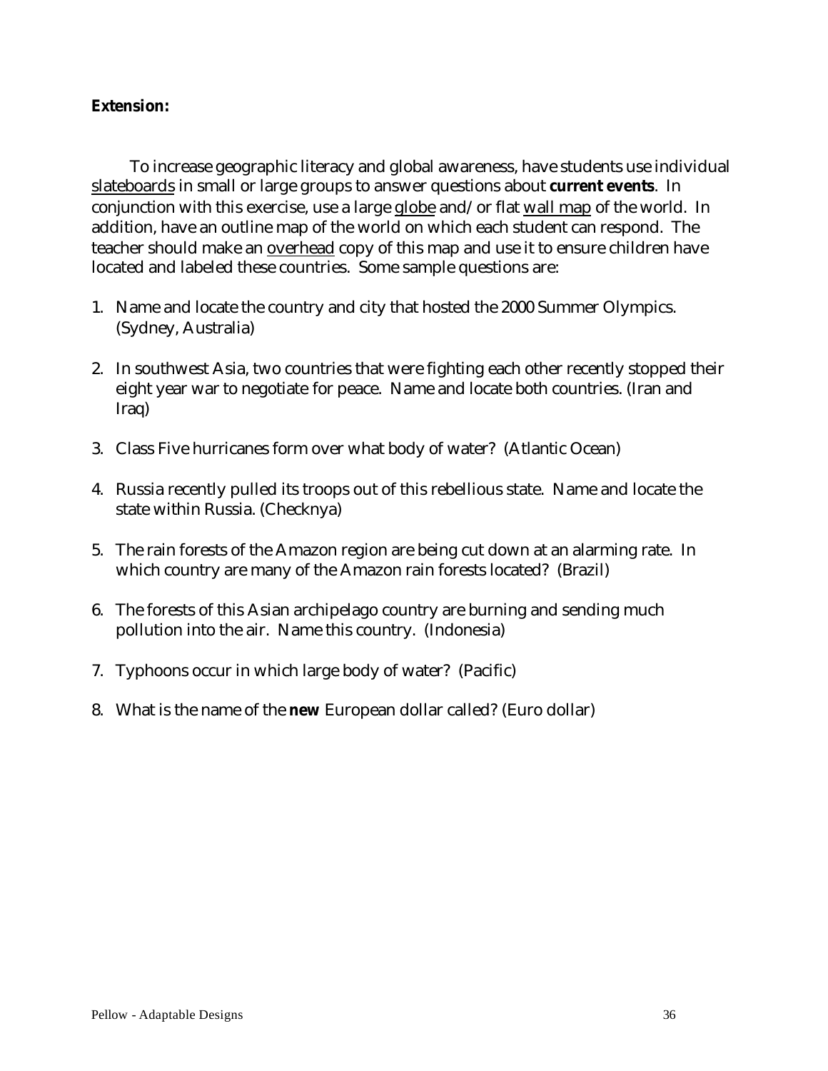**Extension:**

To increase geographic literacy and global awareness, have students use individual <u>slateboards</u> in small or large groups to answer questions about **current events**. In conjunction with this exercise, use a large <u>globe</u> and/or flat <u>wall map</u> of the world. In addition, have an outline map of the world on which each student can respond. The teacher should make an <u>overhead</u> copy of this map and use it to ensure children have located and labeled these countries. Some sample questions are:

1. Name and locate the country and city that hosted the 2000 Summer Olympics. (Sydney, Australia)
2. In southwest Asia, two countries that were fighting each other recently stopped their eight year war to negotiate for peace. Name and locate both countries. (Iran and Iraq)
3. Class Five hurricanes form over what body of water? (Atlantic Ocean)
4. Russia recently pulled its troops out of this rebellious state. Name and locate the state within Russia. (Checknya)
5. The rain forests of the Amazon region are being cut down at an alarming rate. In which country are many of the Amazon rain forests located? (Brazil)
6. The forests of this Asian archipelago country are burning and sending much pollution into the air. Name this country. (Indonesia)
7. Typhoons occur in which large body of water? (Pacific)
8. What is the name of the **new** European dollar called? (Euro dollar)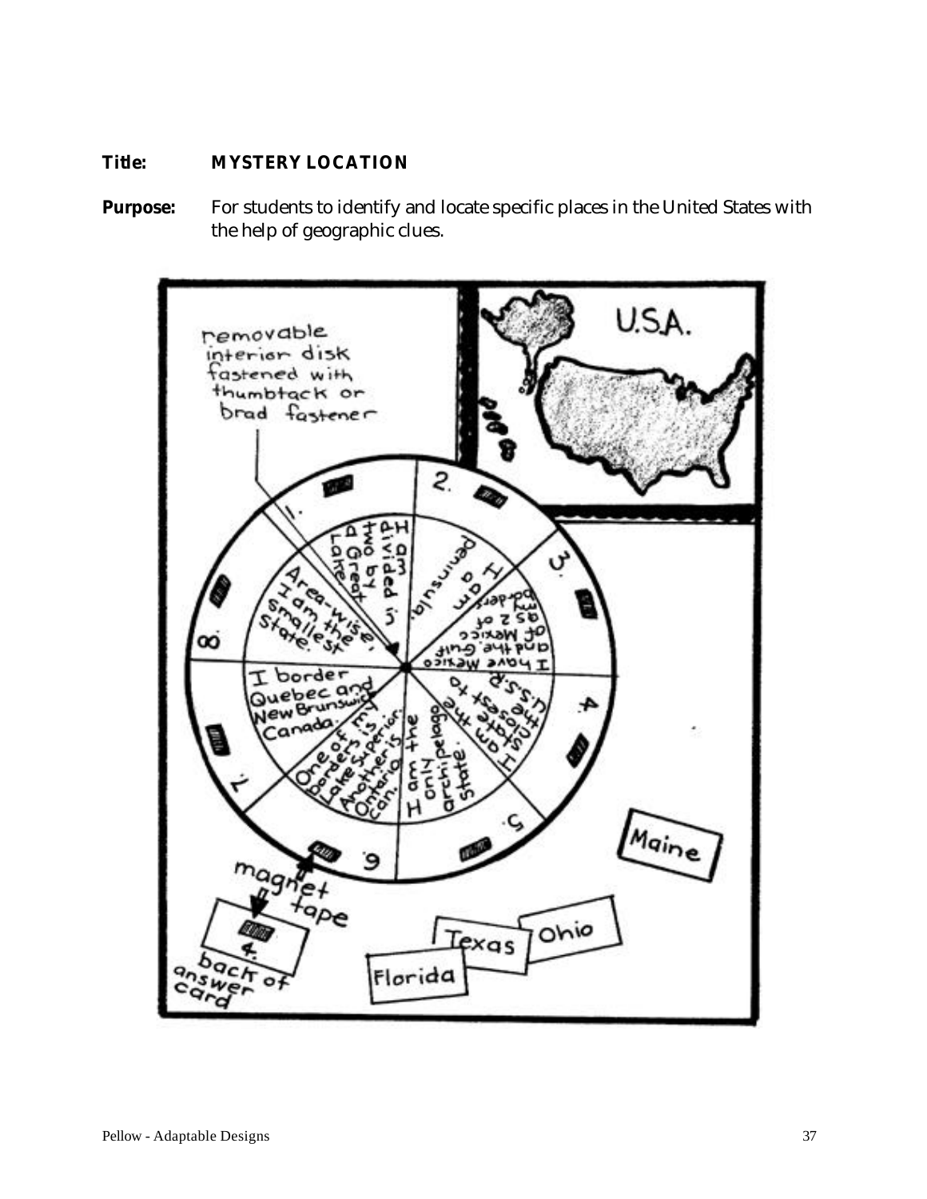**Title:** **MYSTERY LOCATION**

**Purpose:** For students to identify and locate specific places in the United States with the help of geographic clues.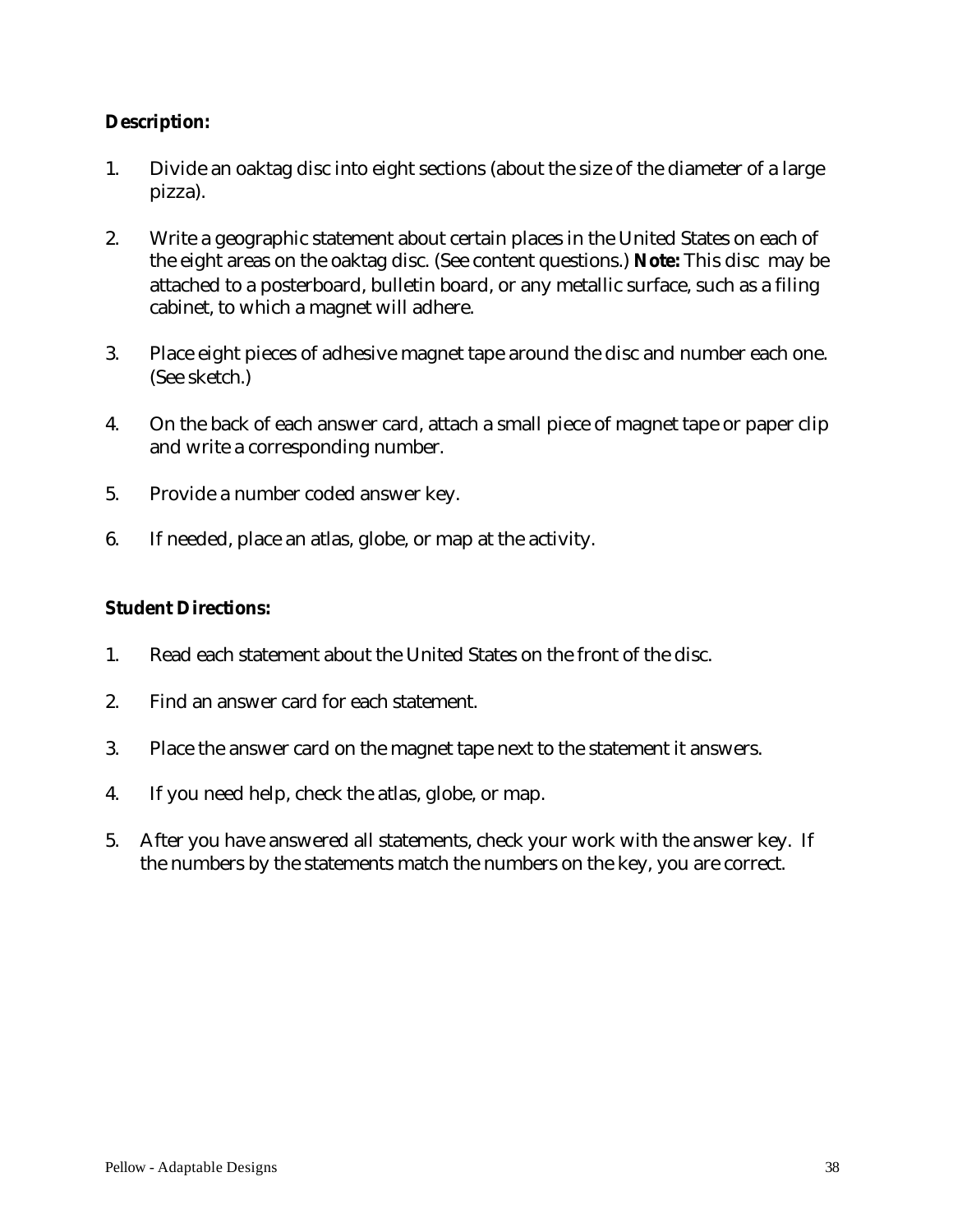**Description:**

1. Divide an oaktag disc into eight sections (about the size of the diameter of a large pizza).

2. Write a geographic statement about certain places in the United States on each of the eight areas on the oaktag disc. (See content questions.) **Note:** This disc may be attached to a posterboard, bulletin board, or any metallic surface, such as a filing cabinet, to which a magnet will adhere.

3. Place eight pieces of adhesive magnet tape around the disc and number each one. (See sketch.)

4. On the back of each answer card, attach a small piece of magnet tape or paper clip and write a corresponding number.

5. Provide a number coded answer key.

6. If needed, place an atlas, globe, or map at the activity.

**Student Directions:**

1. Read each statement about the United States on the front of the disc.

2. Find an answer card for each statement.

3. Place the answer card on the magnet tape next to the statement it answers.

4. If you need help, check the atlas, globe, or map.

5. After you have answered all statements, check your work with the answer key. If the numbers by the statements match the numbers on the key, you are correct.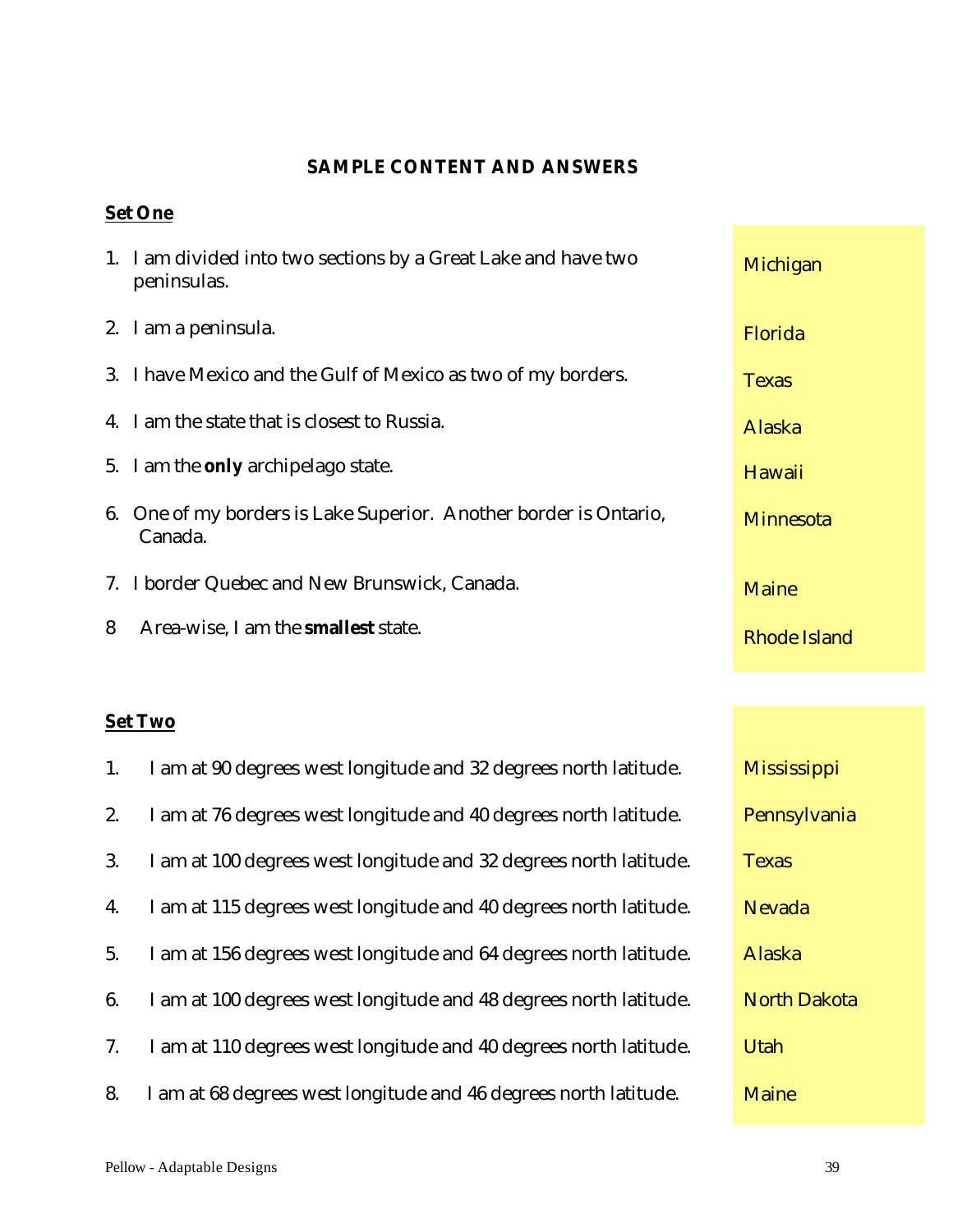**SAMPLE CONTENT AND ANSWERS**

**Set One**

| | |
|---|---|
| 1. I am divided into two sections by a Great Lake and have two peninsulas. | Michigan |
| 2. I am a peninsula. | Florida |
| 3. I have Mexico and the Gulf of Mexico as two of my borders. | Texas |
| 4. I am the state that is closest to Russia. | Alaska |
| 5. I am the **only** archipelago state. | Hawaii |
| 6. One of my borders is Lake Superior. Another border is Ontario, Canada. | Minnesota |
| 7. I border Quebec and New Brunswick, Canada. | Maine |
| 8 Area-wise, I am the **smallest** state. | Rhode Island |

**Set Two**

| | |
|---|---|
| 1. I am at 90 degrees west longitude and 32 degrees north latitude. | Mississippi |
| 2. I am at 76 degrees west longitude and 40 degrees north latitude. | Pennsylvania |
| 3. I am at 100 degrees west longitude and 32 degrees north latitude. | Texas |
| 4. I am at 115 degrees west longitude and 40 degrees north latitude. | Nevada |
| 5. I am at 156 degrees west longitude and 64 degrees north latitude. | Alaska |
| 6. I am at 100 degrees west longitude and 48 degrees north latitude. | North Dakota |
| 7. I am at 110 degrees west longitude and 40 degrees north latitude. | Utah |
| 8. I am at 68 degrees west longitude and 46 degrees north latitude. | Maine |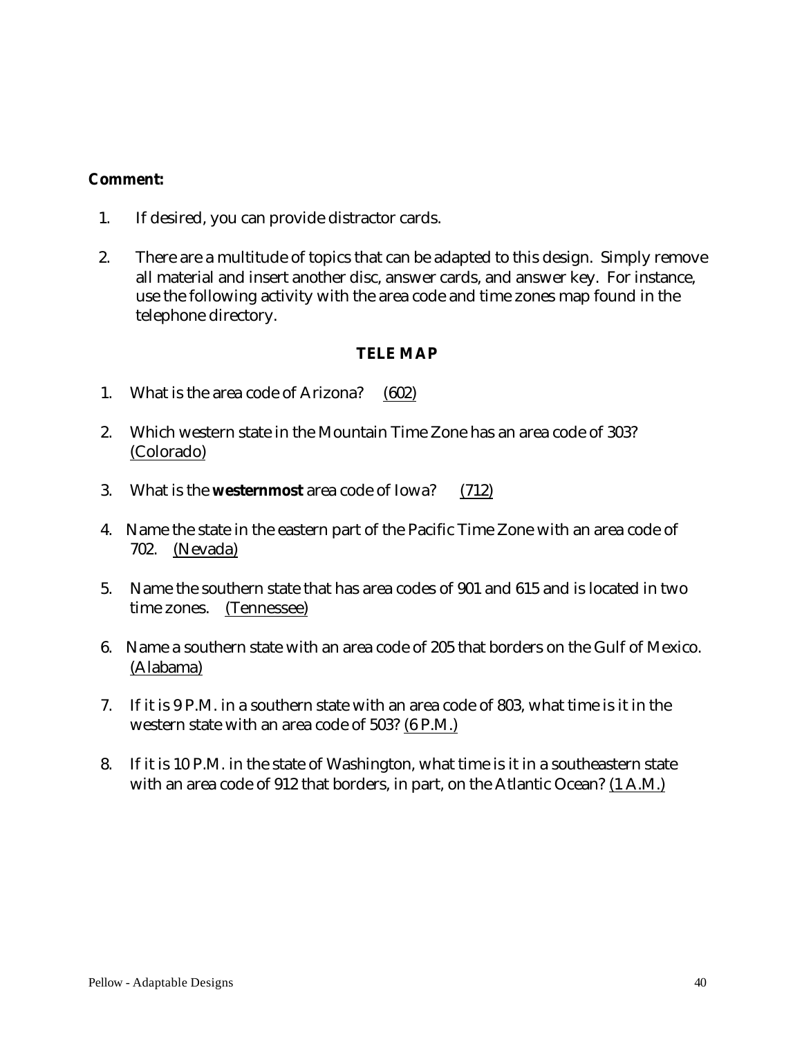**Comment:**

1. If desired, you can provide distractor cards.

2. There are a multitude of topics that can be adapted to this design. Simply remove all material and insert another disc, answer cards, and answer key. For instance, use the following activity with the area code and time zones map found in the telephone directory.

### TELE MAP

1. What is the area code of Arizona? (602)

2. Which western state in the Mountain Time Zone has an area code of 303? (Colorado)

3. What is the **westernmost** area code of Iowa? (712)

4. Name the state in the eastern part of the Pacific Time Zone with an area code of 702. (Nevada)

5. Name the southern state that has area codes of 901 and 615 and is located in two time zones. (Tennessee)

6. Name a southern state with an area code of 205 that borders on the Gulf of Mexico. (Alabama)

7. If it is 9 P.M. in a southern state with an area code of 803, what time is it in the western state with an area code of 503? (6 P.M.)

8. If it is 10 P.M. in the state of Washington, what time is it in a southeastern state with an area code of 912 that borders, in part, on the Atlantic Ocean? (1 A.M.)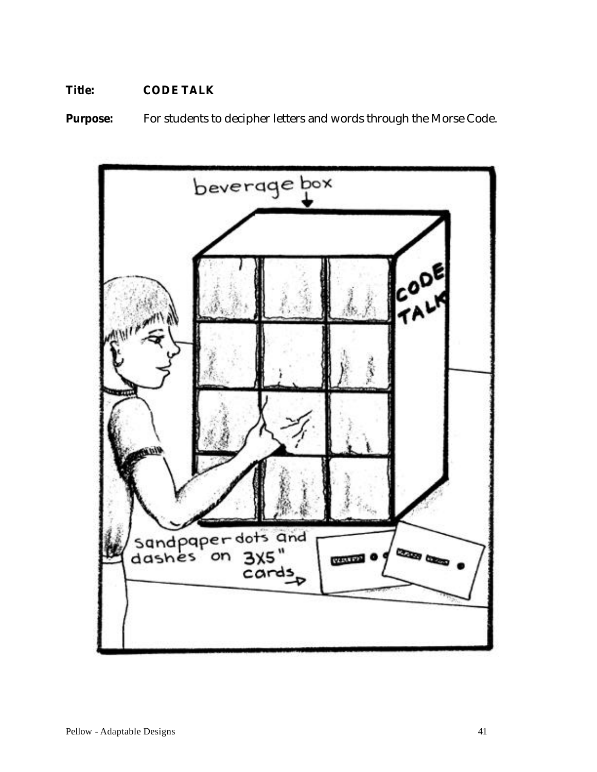**Title:** **CODE TALK**

**Purpose:** For students to decipher letters and words through the Morse Code.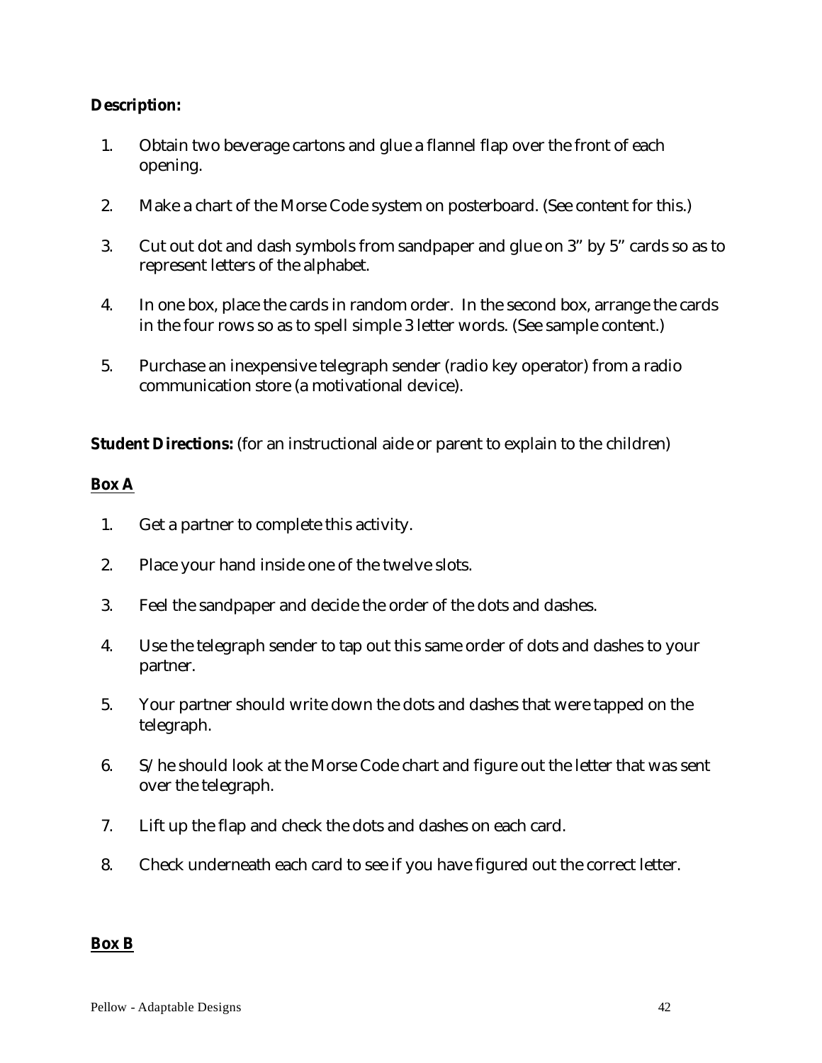**Description:**

1. Obtain two beverage cartons and glue a flannel flap over the front of each opening.

2. Make a chart of the Morse Code system on posterboard. (See content for this.)

3. Cut out dot and dash symbols from sandpaper and glue on 3" by 5" cards so as to represent letters of the alphabet.

4. In one box, place the cards in random order. In the second box, arrange the cards in the four rows so as to spell simple 3 letter words. (See sample content.)

5. Purchase an inexpensive telegraph sender (radio key operator) from a radio communication store (a motivational device).

**Student Directions:** (for an instructional aide or parent to explain to the children)

**Box A**

1. Get a partner to complete this activity.

2. Place your hand inside one of the twelve slots.

3. Feel the sandpaper and decide the order of the dots and dashes.

4. Use the telegraph sender to tap out this same order of dots and dashes to your partner.

5. Your partner should write down the dots and dashes that were tapped on the telegraph.

6. S/he should look at the Morse Code chart and figure out the letter that was sent over the telegraph.

7. Lift up the flap and check the dots and dashes on each card.

8. Check underneath each card to see if you have figured out the correct letter.

**Box B**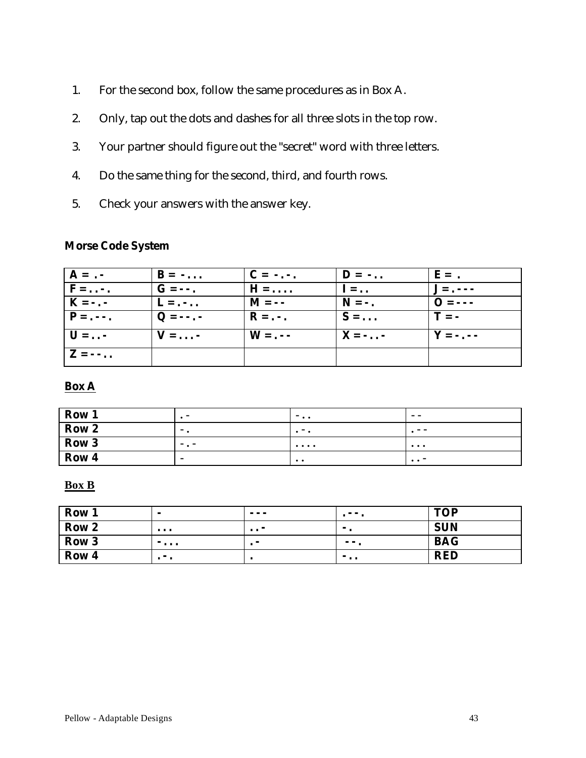1. For the second box, follow the same procedures as in Box A.
2. Only, tap out the dots and dashes for all three slots in the top row.
3. Your partner should figure out the "secret" word with three letters.
4. Do the same thing for the second, third, and fourth rows.
5. Check your answers with the answer key.

**Morse Code System**

| A = .- | B = -... | C = -.-. | D = -.. | E = . |
|---|---|---|---|---|
| F = ..-. | G = --. | H = .... | I = .. | J = .--- |
| K = -.- | L = .-.. | M = -- | N = -. | O = --- |
| P = .--. | Q = --.- | R = .-. | S = ... | T = - |
| U = ..- | V = ...- | W = .-- | X = -..- | Y = -.-- |
| Z = --.. | | | | |

**Box A**

| Row 1 | .- | -.. | -- |
|---|---|---|---|
| Row 2 | -. | .-. | .-- |
| Row 3 | -.- | .... | ... |
| Row 4 | - | .. | ..- |

**Box B**

| Row 1 | - | --- | .--. | TOP |
|---|---|---|---|---|
| Row 2 | ... | ..- | -. | SUN |
| Row 3 | -... | .- | --. | BAG |
| Row 4 | .-. | . | -.. | RED |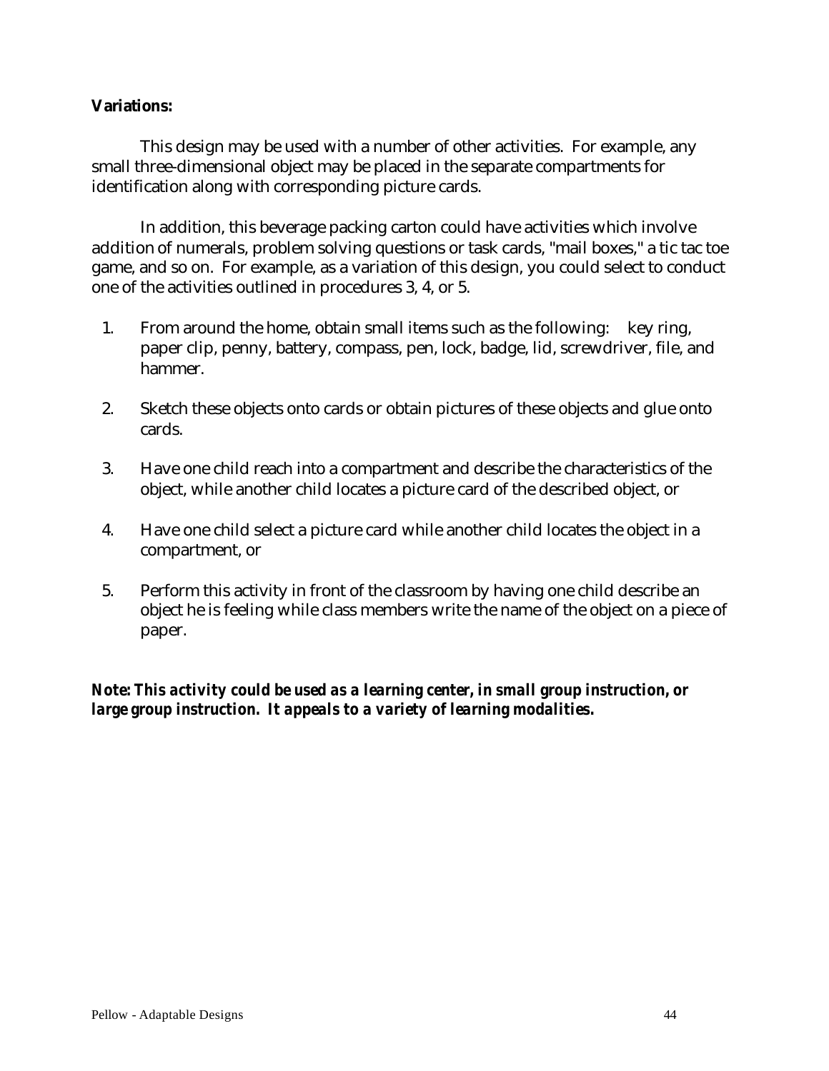**Variations:**

This design may be used with a number of other activities. For example, any small three-dimensional object may be placed in the separate compartments for identification along with corresponding picture cards.

In addition, this beverage packing carton could have activities which involve addition of numerals, problem solving questions or task cards, "mail boxes," a tic tac toe game, and so on. For example, as a variation of this design, you could select to conduct one of the activities outlined in procedures 3, 4, or 5.

1. From around the home, obtain small items such as the following: key ring, paper clip, penny, battery, compass, pen, lock, badge, lid, screwdriver, file, and hammer.
2. Sketch these objects onto cards or obtain pictures of these objects and glue onto cards.
3. Have one child reach into a compartment and describe the characteristics of the object, while another child locates a picture card of the described object, or
4. Have one child select a picture card while another child locates the object in a compartment, or
5. Perform this activity in front of the classroom by having one child describe an object he is feeling while class members write the name of the object on a piece of paper.

***Note: This activity could be used as a learning center, in small group instruction, or large group instruction. It appeals to a variety of learning modalities.***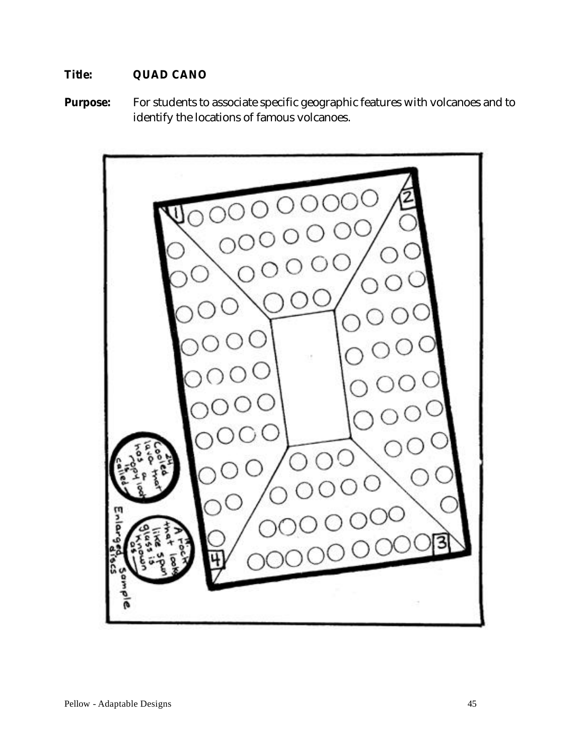**Title:** **QUAD CANO**

**Purpose:** For students to associate specific geographic features with volcanoes and to identify the locations of famous volcanoes.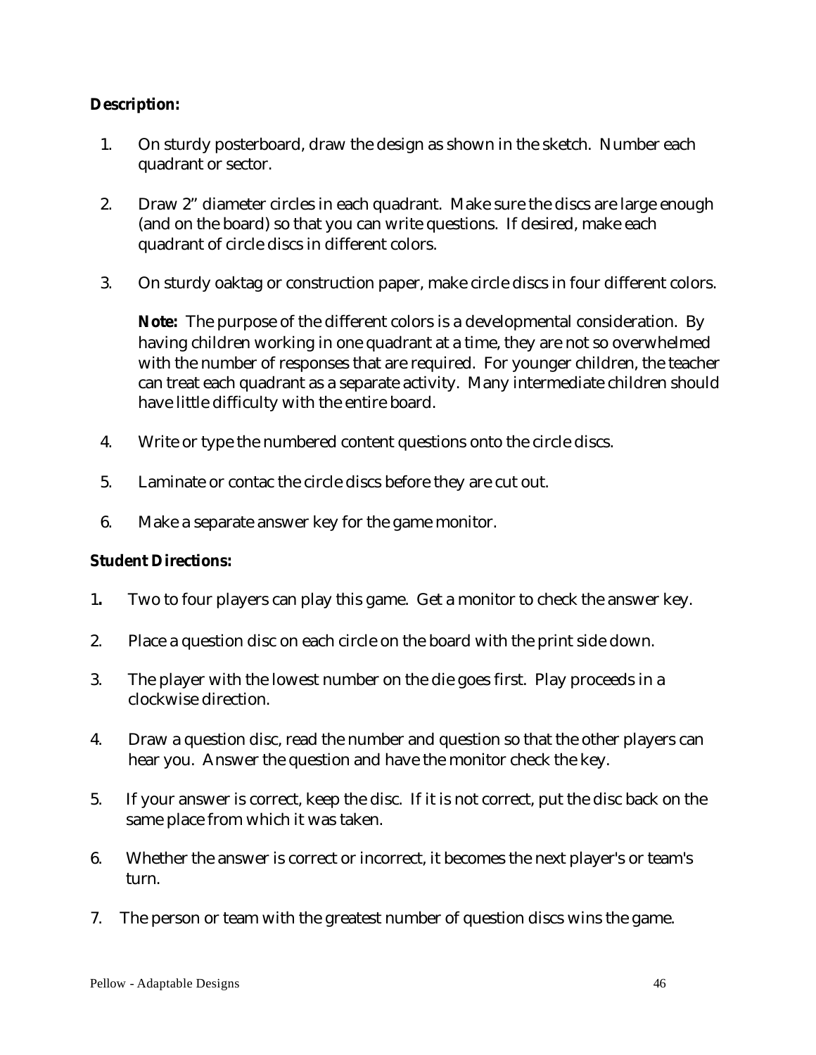**Description:**

1. On sturdy posterboard, draw the design as shown in the sketch. Number each quadrant or sector.

2. Draw 2" diameter circles in each quadrant. Make sure the discs are large enough (and on the board) so that you can write questions. If desired, make each quadrant of circle discs in different colors.

3. On sturdy oaktag or construction paper, make circle discs in four different colors.

   **Note:** The purpose of the different colors is a developmental consideration. By having children working in one quadrant at a time, they are not so overwhelmed with the number of responses that are required. For younger children, the teacher can treat each quadrant as a separate activity. Many intermediate children should have little difficulty with the entire board.

4. Write or type the numbered content questions onto the circle discs.

5. Laminate or contac the circle discs before they are cut out.

6. Make a separate answer key for the game monitor.

**Student Directions:**

1. Two to four players can play this game. Get a monitor to check the answer key.

2. Place a question disc on each circle on the board with the print side down.

3. The player with the lowest number on the die goes first. Play proceeds in a clockwise direction.

4. Draw a question disc, read the number and question so that the other players can hear you. Answer the question and have the monitor check the key.

5. If your answer is correct, keep the disc. If it is not correct, put the disc back on the same place from which it was taken.

6. Whether the answer is correct or incorrect, it becomes the next player's or team's turn.

7. The person or team with the greatest number of question discs wins the game.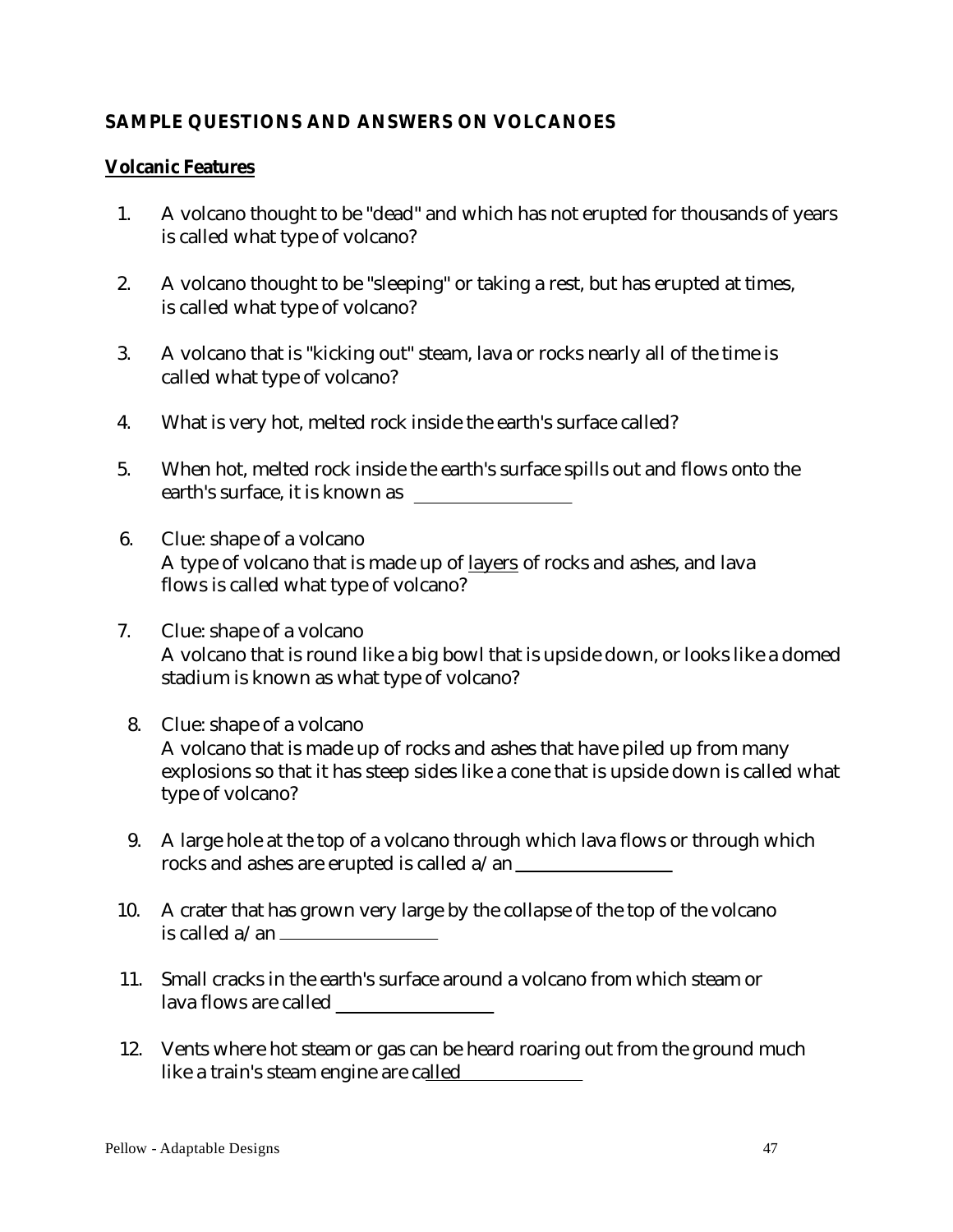## SAMPLE QUESTIONS AND ANSWERS ON VOLCANOES

### Volcanic Features

1. A volcano thought to be "dead" and which has not erupted for thousands of years is called what type of volcano?

2. A volcano thought to be "sleeping" or taking a rest, but has erupted at times, is called what type of volcano?

3. A volcano that is "kicking out" steam, lava or rocks nearly all of the time is called what type of volcano?

4. What is very hot, melted rock inside the earth's surface called?

5. When hot, melted rock inside the earth's surface spills out and flows onto the earth's surface, it is known as ________________

6. Clue: shape of a volcano
   A type of volcano that is made up of <u>layers</u> of rocks and ashes, and lava flows is called what type of volcano?

7. Clue: shape of a volcano
   A volcano that is round like a big bowl that is upside down, or looks like a domed stadium is known as what type of volcano?

8. Clue: shape of a volcano
   A volcano that is made up of rocks and ashes that have piled up from many explosions so that it has steep sides like a cone that is upside down is called what type of volcano?

9. A large hole at the top of a volcano through which lava flows or through which rocks and ashes are erupted is called a/an ________________

10. A crater that has grown very large by the collapse of the top of the volcano is called a/an ________________

11. Small cracks in the earth's surface around a volcano from which steam or lava flows are called ________________

12. Vents where hot steam or gas can be heard roaring out from the ground much like a train's steam engine are called ________________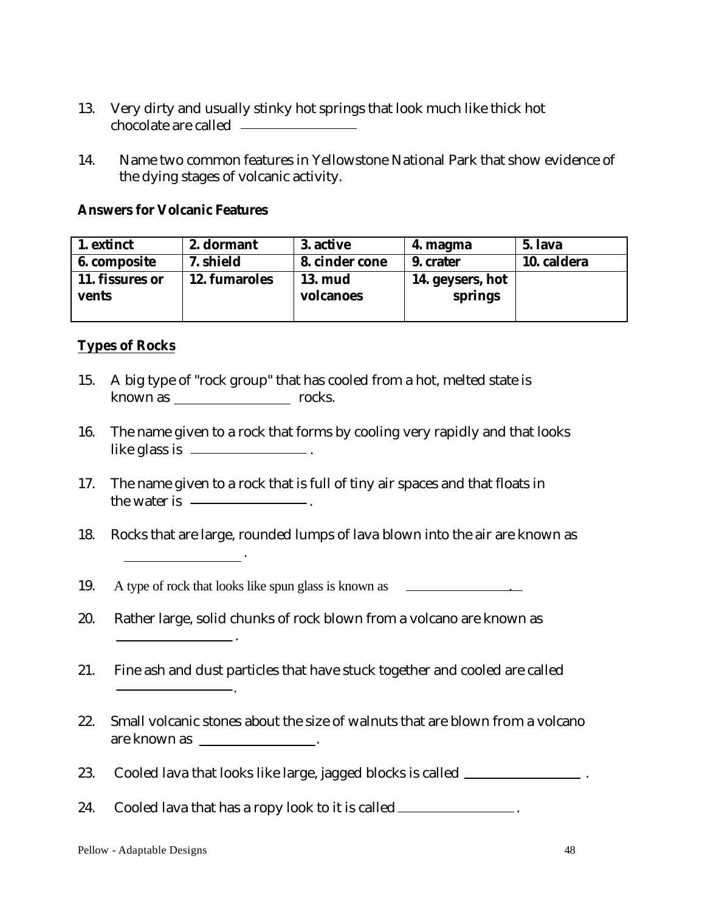13. Very dirty and usually stinky hot springs that look much like thick hot chocolate are called ________________

14. Name two common features in Yellowstone National Park that show evidence of the dying stages of volcanic activity.

**Answers for Volcanic Features**

| 1. extinct | 2. dormant | 3. active | 4. magma | 5. lava |
|---|---|---|---|---|
| 6. composite | 7. shield | 8. cinder cone | 9. crater | 10. caldera |
| 11. fissures or vents | 12. fumaroles | 13. mud volcanoes | 14. geysers, hot springs | |

**Types of Rocks**

15. A big type of "rock group" that has cooled from a hot, melted state is known as ________________ rocks.

16. The name given to a rock that forms by cooling very rapidly and that looks like glass is ________________ .

17. The name given to a rock that is full of tiny air spaces and that floats in the water is ________________ .

18. Rocks that are large, rounded lumps of lava blown into the air are known as ________________ .

19. A type of rock that looks like spun glass is known as ________________.

20. Rather large, solid chunks of rock blown from a volcano are known as ________________ .

21. Fine ash and dust particles that have stuck together and cooled are called ________________.

22. Small volcanic stones about the size of walnuts that are blown from a volcano are known as ________________.

23. Cooled lava that looks like large, jagged blocks is called ________________ .

24. Cooled lava that has a ropy look to it is called ________________ .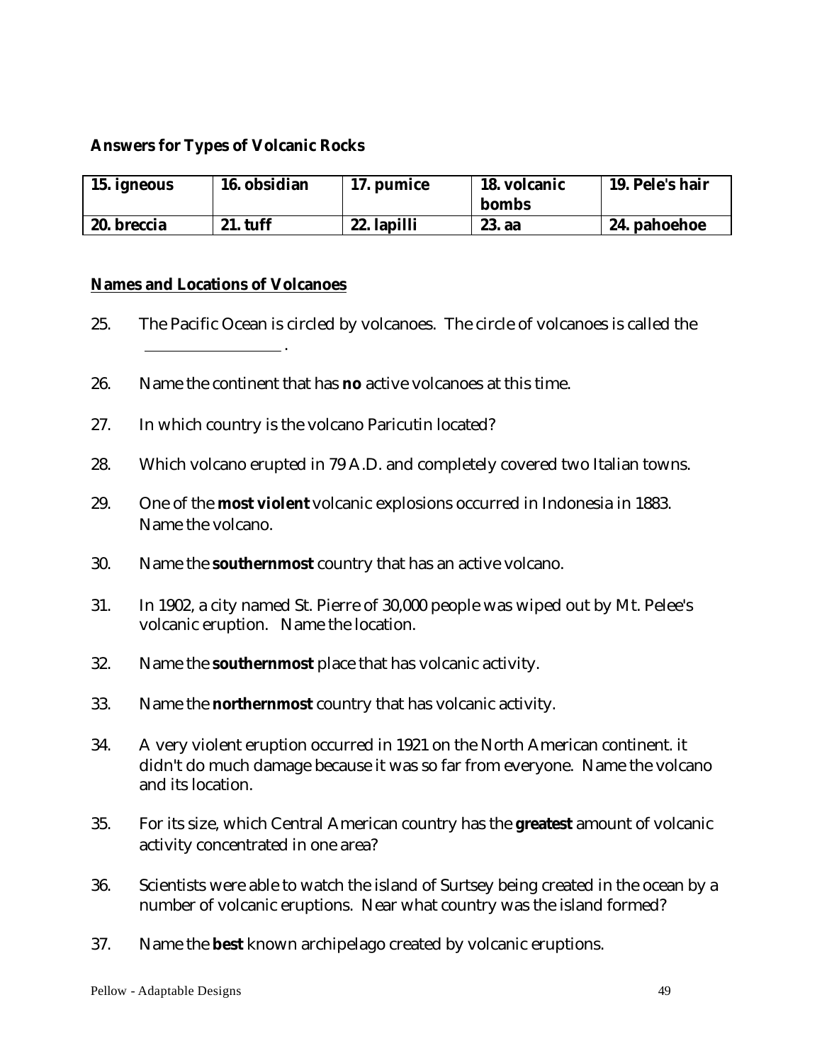**Answers for Types of Volcanic Rocks**

| 15. igneous | 16. obsidian | 17. pumice | 18. volcanic bombs | 19. Pele's hair |
|---|---|---|---|---|
| 20. breccia | 21. tuff | 22. lapilli | 23. aa | 24. pahoehoe |

**Names and Locations of Volcanoes**

25. The Pacific Ocean is circled by volcanoes. The circle of volcanoes is called the ________________ .

26. Name the continent that has **no** active volcanoes at this time.

27. In which country is the volcano Paricutin located?

28. Which volcano erupted in 79 A.D. and completely covered two Italian towns.

29. One of the **most violent** volcanic explosions occurred in Indonesia in 1883. Name the volcano.

30. Name the **southernmost** country that has an active volcano.

31. In 1902, a city named St. Pierre of 30,000 people was wiped out by Mt. Pelee's volcanic eruption. Name the location.

32. Name the **southernmost** place that has volcanic activity.

33. Name the **northernmost** country that has volcanic activity.

34. A very violent eruption occurred in 1921 on the North American continent. it didn't do much damage because it was so far from everyone. Name the volcano and its location.

35. For its size, which Central American country has the **greatest** amount of volcanic activity concentrated in one area?

36. Scientists were able to watch the island of Surtsey being created in the ocean by a number of volcanic eruptions. Near what country was the island formed?

37. Name the **best** known archipelago created by volcanic eruptions.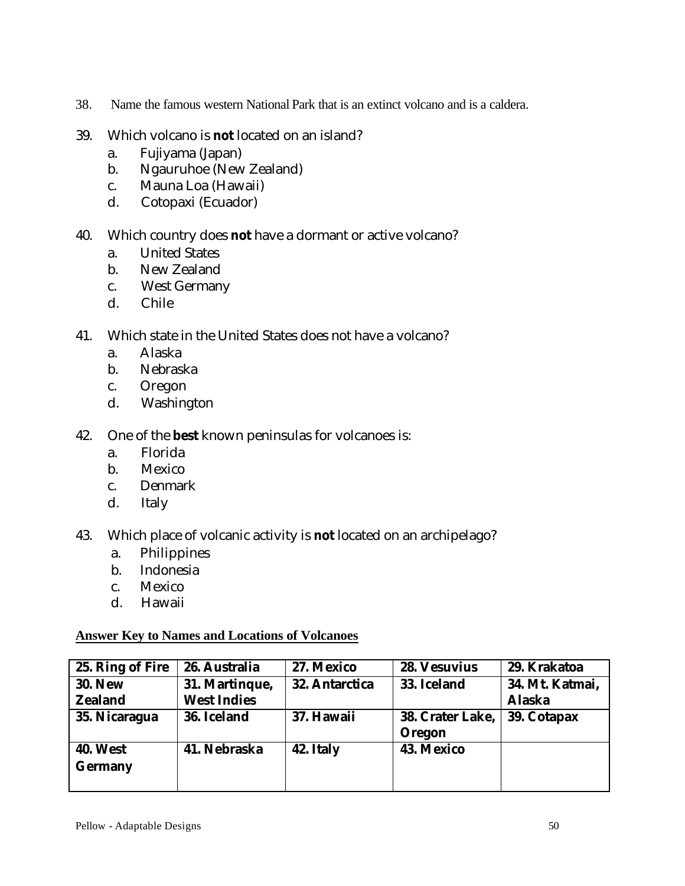38. Name the famous western National Park that is an extinct volcano and is a caldera.

39. Which volcano is **not** located on an island?
    a. Fujiyama (Japan)
    b. Ngauruhoe (New Zealand)
    c. Mauna Loa (Hawaii)
    d. Cotopaxi (Ecuador)

40. Which country does **not** have a dormant or active volcano?
    a. United States
    b. New Zealand
    c. West Germany
    d. Chile

41. Which state in the United States does not have a volcano?
    a. Alaska
    b. Nebraska
    c. Oregon
    d. Washington

42. One of the **best** known peninsulas for volcanoes is:
    a. Florida
    b. Mexico
    c. Denmark
    d. Italy

43. Which place of volcanic activity is **not** located on an archipelago?
    a. Philippines
    b. Indonesia
    c. Mexico
    d. Hawaii

**Answer Key to Names and Locations of Volcanoes**

| | | | | |
|---|---|---|---|---|
| **25. Ring of Fire** | **26. Australia** | **27. Mexico** | **28. Vesuvius** | **29. Krakatoa** |
| **30. New Zealand** | **31. Martinque, West Indies** | **32. Antarctica** | **33. Iceland** | **34. Mt. Katmai, Alaska** |
| **35. Nicaragua** | **36. Iceland** | **37. Hawaii** | **38. Crater Lake, Oregon** | **39. Cotapax** |
| **40. West Germany** | **41. Nebraska** | **42. Italy** | **43. Mexico** | |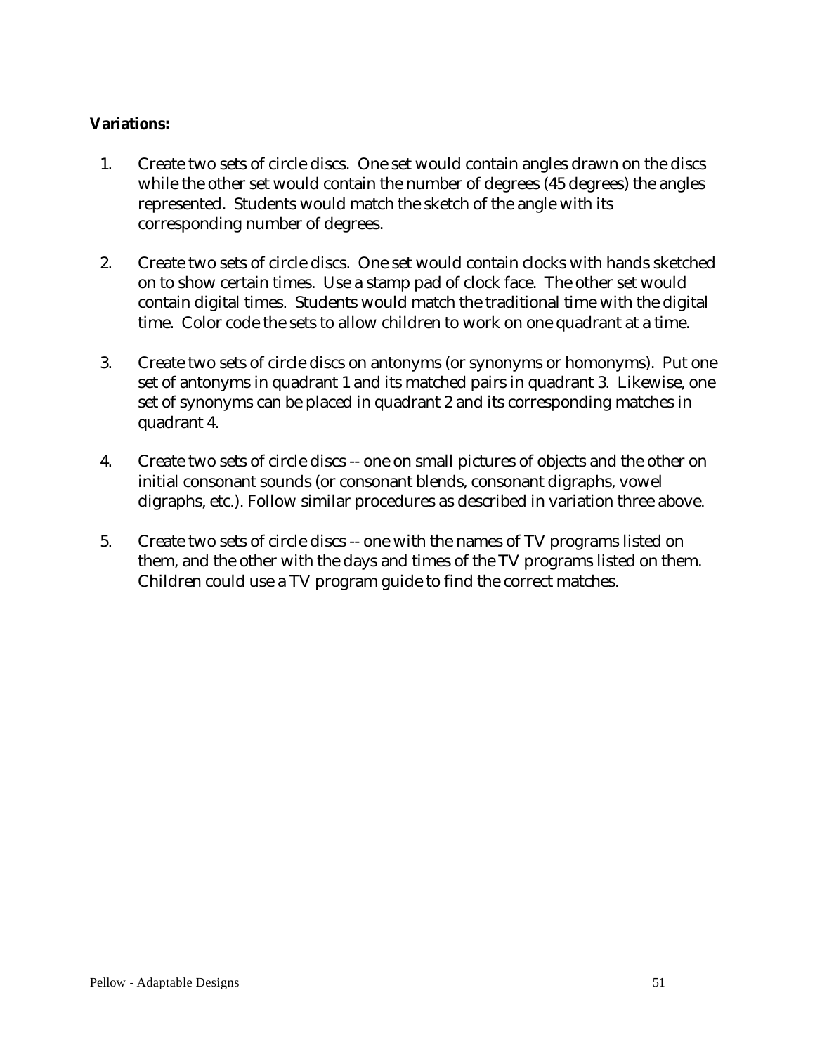**Variations:**

1. Create two sets of circle discs. One set would contain angles drawn on the discs while the other set would contain the number of degrees (45 degrees) the angles represented. Students would match the sketch of the angle with its corresponding number of degrees.

2. Create two sets of circle discs. One set would contain clocks with hands sketched on to show certain times. Use a stamp pad of clock face. The other set would contain digital times. Students would match the traditional time with the digital time. Color code the sets to allow children to work on one quadrant at a time.

3. Create two sets of circle discs on antonyms (or synonyms or homonyms). Put one set of antonyms in quadrant 1 and its matched pairs in quadrant 3. Likewise, one set of synonyms can be placed in quadrant 2 and its corresponding matches in quadrant 4.

4. Create two sets of circle discs -- one on small pictures of objects and the other on initial consonant sounds (or consonant blends, consonant digraphs, vowel digraphs, etc.). Follow similar procedures as described in variation three above.

5. Create two sets of circle discs -- one with the names of TV programs listed on them, and the other with the days and times of the TV programs listed on them. Children could use a TV program guide to find the correct matches.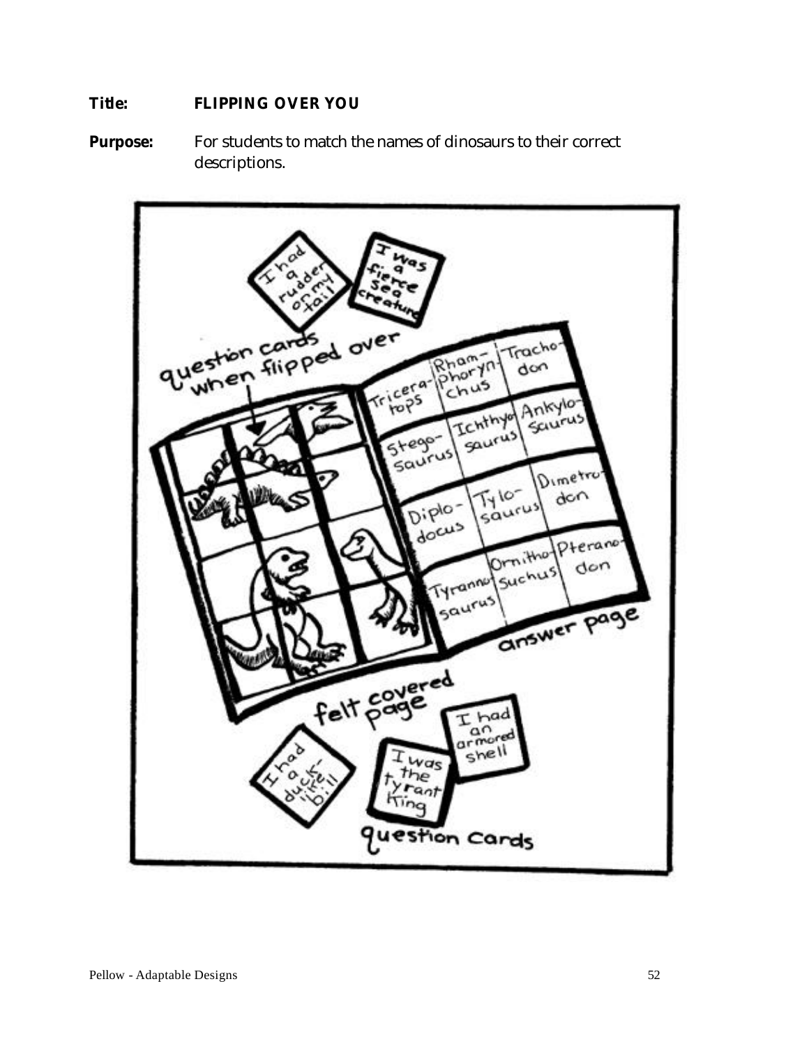**Title:** **FLIPPING OVER YOU**

**Purpose:** For students to match the names of dinosaurs to their correct descriptions.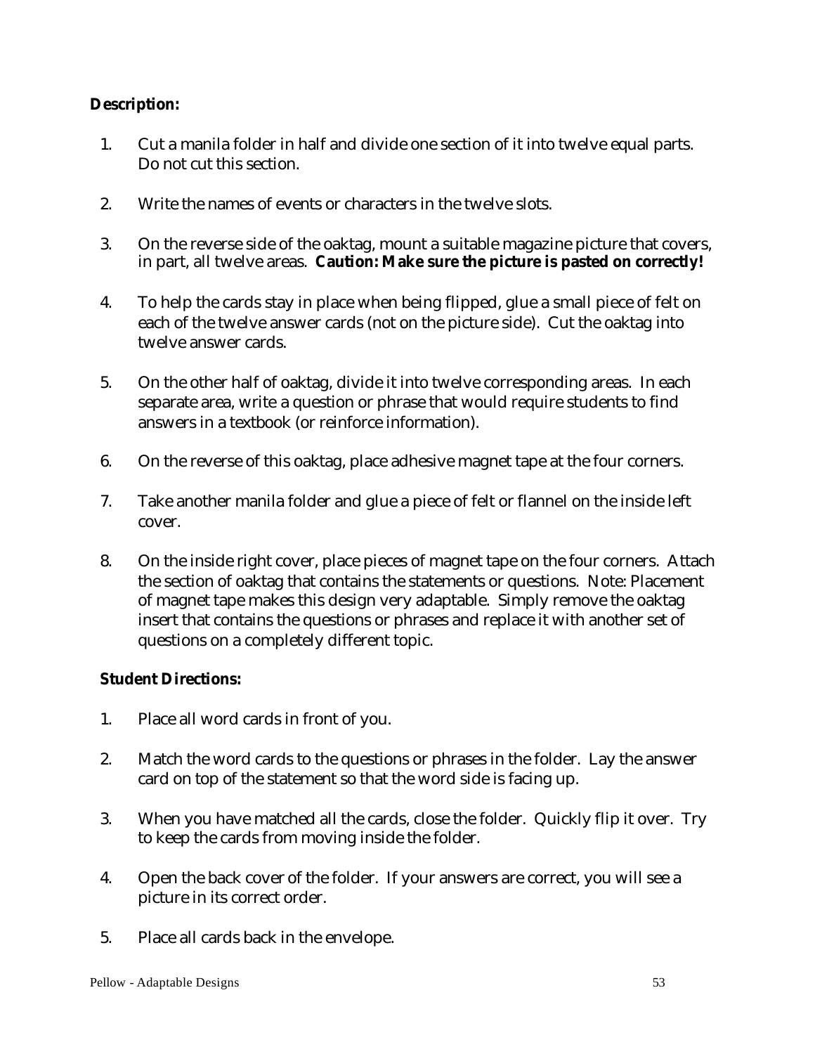**Description:**

1. Cut a manila folder in half and divide one section of it into twelve equal parts. Do not cut this section.

2. Write the names of events or characters in the twelve slots.

3. On the reverse side of the oaktag, mount a suitable magazine picture that covers, in part, all twelve areas. **Caution: Make sure the picture is pasted on correctly!**

4. To help the cards stay in place when being flipped, glue a small piece of felt on each of the twelve answer cards (not on the picture side). Cut the oaktag into twelve answer cards.

5. On the other half of oaktag, divide it into twelve corresponding areas. In each separate area, write a question or phrase that would require students to find answers in a textbook (or reinforce information).

6. On the reverse of this oaktag, place adhesive magnet tape at the four corners.

7. Take another manila folder and glue a piece of felt or flannel on the inside left cover.

8. On the inside right cover, place pieces of magnet tape on the four corners. Attach the section of oaktag that contains the statements or questions. Note: Placement of magnet tape makes this design very adaptable. Simply remove the oaktag insert that contains the questions or phrases and replace it with another set of questions on a completely different topic.

**Student Directions:**

1. Place all word cards in front of you.

2. Match the word cards to the questions or phrases in the folder. Lay the answer card on top of the statement so that the word side is facing up.

3. When you have matched all the cards, close the folder. Quickly flip it over. Try to keep the cards from moving inside the folder.

4. Open the back cover of the folder. If your answers are correct, you will see a picture in its correct order.

5. Place all cards back in the envelope.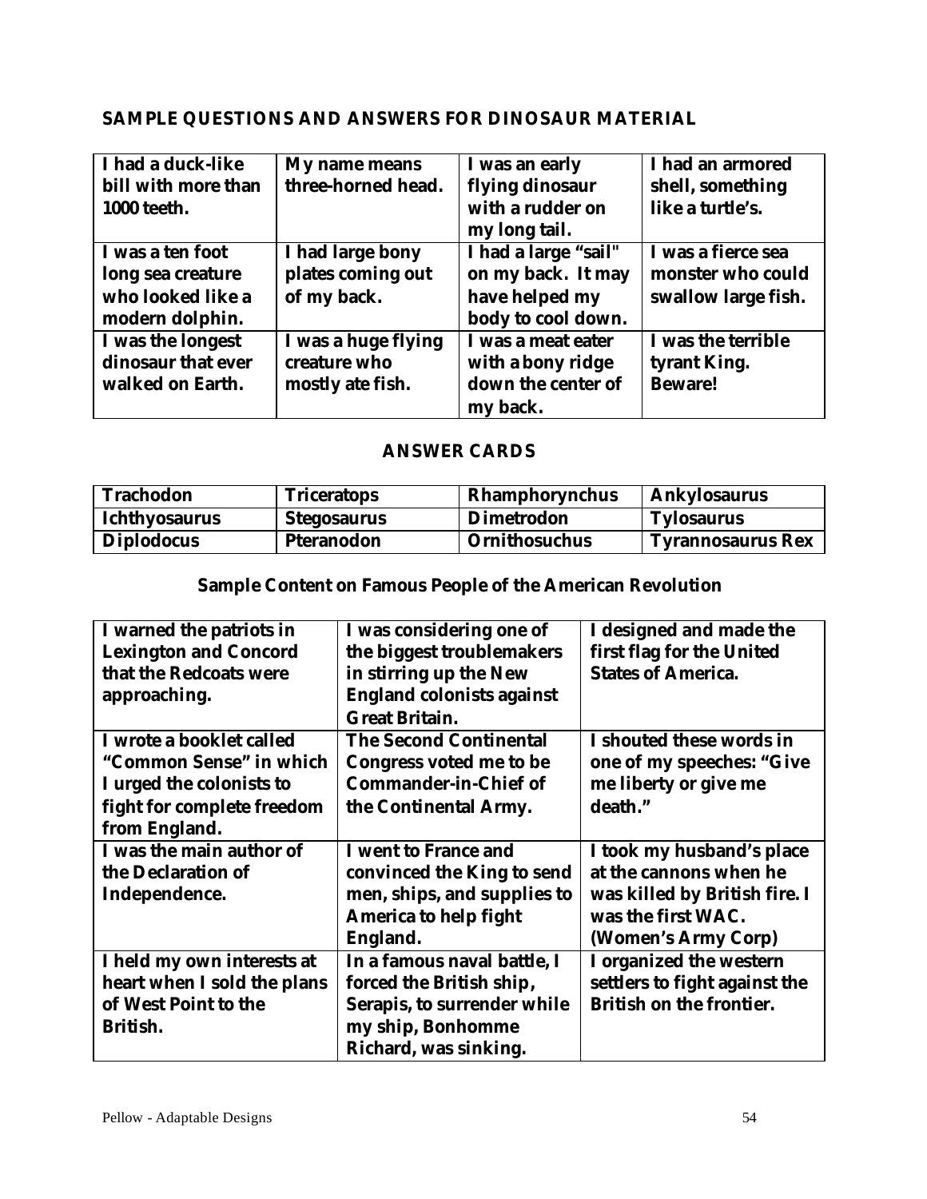## SAMPLE QUESTIONS AND ANSWERS FOR DINOSAUR MATERIAL

| | | | |
|---|---|---|---|
| I had a duck-like bill with more than 1000 teeth. | My name means three-horned head. | I was an early flying dinosaur with a rudder on my long tail. | I had an armored shell, something like a turtle's. |
| I was a ten foot long sea creature who looked like a modern dolphin. | I had large bony plates coming out of my back. | I had a large "sail" on my back. It may have helped my body to cool down. | I was a fierce sea monster who could swallow large fish. |
| I was the longest dinosaur that ever walked on Earth. | I was a huge flying creature who mostly ate fish. | I was a meat eater with a bony ridge down the center of my back. | I was the terrible tyrant King. Beware! |

### ANSWER CARDS

| | | | |
|---|---|---|---|
| Trachodon | Triceratops | Rhamphorynchus | Ankylosaurus |
| Ichthyosaurus | Stegosaurus | Dimetrodon | Tylosaurus |
| Diplodocus | Pteranodon | Ornithosuchus | Tyrannosaurus Rex |

### Sample Content on Famous People of the American Revolution

| | | |
|---|---|---|
| I warned the patriots in Lexington and Concord that the Redcoats were approaching. | I was considering one of the biggest troublemakers in stirring up the New England colonists against Great Britain. | I designed and made the first flag for the United States of America. |
| I wrote a booklet called "Common Sense" in which I urged the colonists to fight for complete freedom from England. | The Second Continental Congress voted me to be Commander-in-Chief of the Continental Army. | I shouted these words in one of my speeches: "Give me liberty or give me death." |
| I was the main author of the Declaration of Independence. | I went to France and convinced the King to send men, ships, and supplies to America to help fight England. | I took my husband's place at the cannons when he was killed by British fire. I was the first WAC. (Women's Army Corp) |
| I held my own interests at heart when I sold the plans of West Point to the British. | In a famous naval battle, I forced the British ship, Serapis, to surrender while my ship, Bonhomme Richard, was sinking. | I organized the western settlers to fight against the British on the frontier. |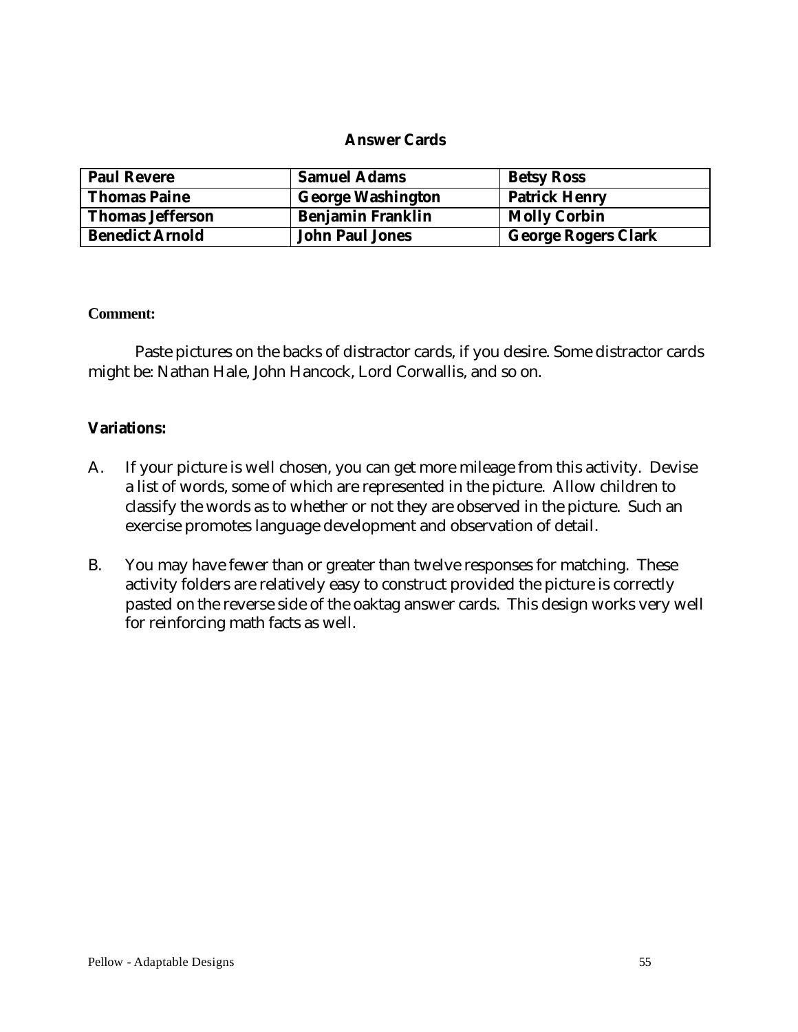## Answer Cards

| Paul Revere | Samuel Adams | Betsy Ross |
|---|---|---|
| Thomas Paine | George Washington | Patrick Henry |
| Thomas Jefferson | Benjamin Franklin | Molly Corbin |
| Benedict Arnold | John Paul Jones | George Rogers Clark |

**Comment:**

Paste pictures on the backs of distractor cards, if you desire. Some distractor cards might be: Nathan Hale, John Hancock, Lord Corwallis, and so on.

**Variations:**

A. If your picture is well chosen, you can get more mileage from this activity. Devise a list of words, some of which are represented in the picture. Allow children to classify the words as to whether or not they are observed in the picture. Such an exercise promotes language development and observation of detail.

B. You may have fewer than or greater than twelve responses for matching. These activity folders are relatively easy to construct provided the picture is correctly pasted on the reverse side of the oaktag answer cards. This design works very well for reinforcing math facts as well.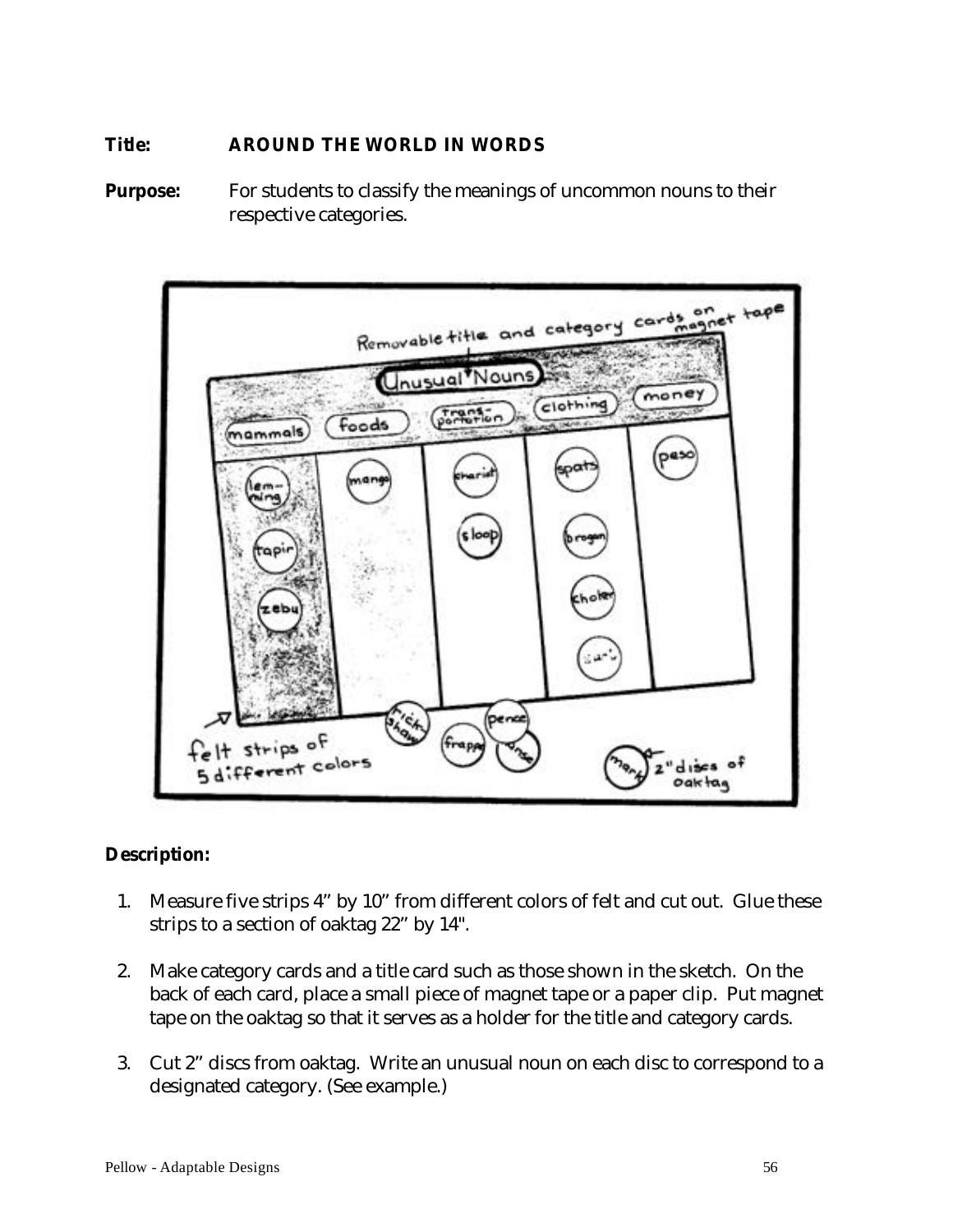**Title:** **AROUND THE WORLD IN WORDS**

**Purpose:** For students to classify the meanings of uncommon nouns to their respective categories.

**Description:**

1. Measure five strips 4" by 10" from different colors of felt and cut out. Glue these strips to a section of oaktag 22" by 14".

2. Make category cards and a title card such as those shown in the sketch. On the back of each card, place a small piece of magnet tape or a paper clip. Put magnet tape on the oaktag so that it serves as a holder for the title and category cards.

3. Cut 2" discs from oaktag. Write an unusual noun on each disc to correspond to a designated category. (See example.)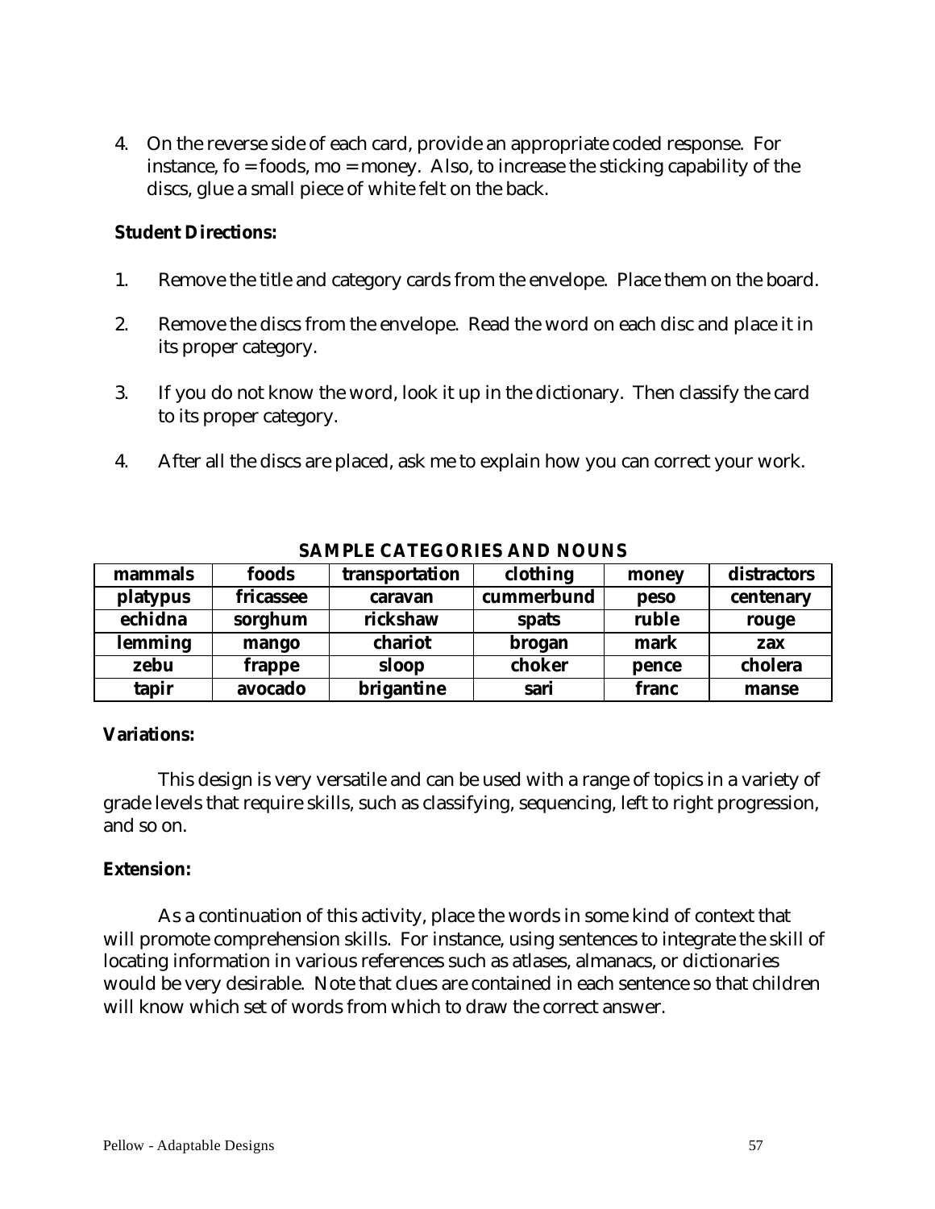4. On the reverse side of each card, provide an appropriate coded response. For instance, fo = foods, mo = money. Also, to increase the sticking capability of the discs, glue a small piece of white felt on the back.

**Student Directions:**

1. Remove the title and category cards from the envelope. Place them on the board.

2. Remove the discs from the envelope. Read the word on each disc and place it in its proper category.

3. If you do not know the word, look it up in the dictionary. Then classify the card to its proper category.

4. After all the discs are placed, ask me to explain how you can correct your work.

**SAMPLE CATEGORIES AND NOUNS**

| mammals | foods | transportation | clothing | money | distractors |
|---|---|---|---|---|---|
| platypus | fricassee | caravan | cummerbund | peso | centenary |
| echidna | sorghum | rickshaw | spats | ruble | rouge |
| lemming | mango | chariot | brogan | mark | zax |
| zebu | frappe | sloop | choker | pence | cholera |
| tapir | avocado | brigantine | sari | franc | manse |

**Variations:**

This design is very versatile and can be used with a range of topics in a variety of grade levels that require skills, such as classifying, sequencing, left to right progression, and so on.

**Extension:**

As a continuation of this activity, place the words in some kind of context that will promote comprehension skills. For instance, using sentences to integrate the skill of locating information in various references such as atlases, almanacs, or dictionaries would be very desirable. Note that clues are contained in each sentence so that children will know which set of words from which to draw the correct answer.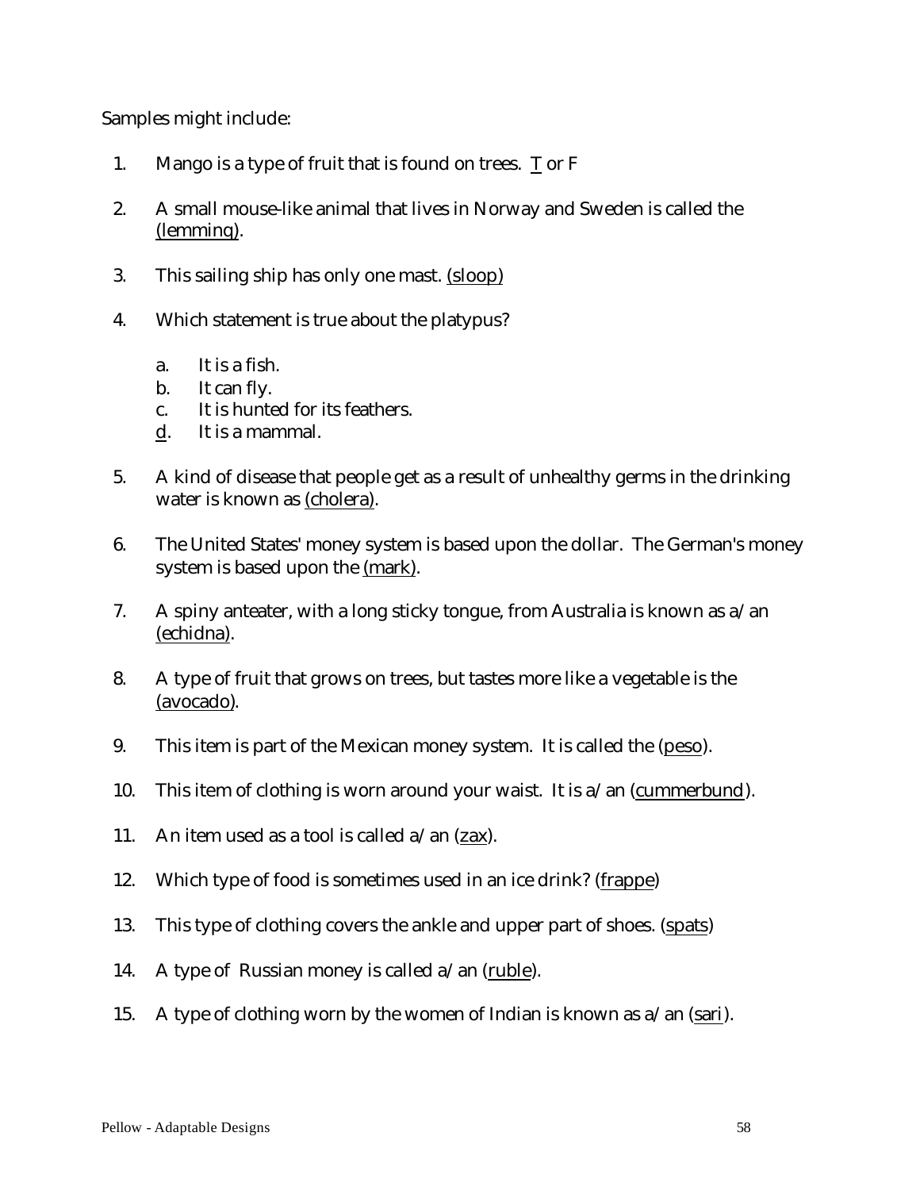Samples might include:

1. Mango is a type of fruit that is found on trees. <u>T</u> or F

2. A small mouse-like animal that lives in Norway and Sweden is called the <u>(lemming)</u>.

3. This sailing ship has only one mast. <u>(sloop)</u>

4. Which statement is true about the platypus?

   a. It is a fish.
   b. It can fly.
   c. It is hunted for its feathers.
   <u>d</u>. It is a mammal.

5. A kind of disease that people get as a result of unhealthy germs in the drinking water is known as <u>(cholera)</u>.

6. The United States' money system is based upon the dollar. The German's money system is based upon the <u>(mark)</u>.

7. A spiny anteater, with a long sticky tongue, from Australia is known as a/an <u>(echidna)</u>.

8. A type of fruit that grows on trees, but tastes more like a vegetable is the <u>(avocado)</u>.

9. This item is part of the Mexican money system. It is called the (<u>peso</u>).

10. This item of clothing is worn around your waist. It is a/an (<u>cummerbund</u>).

11. An item used as a tool is called a/an (<u>zax</u>).

12. Which type of food is sometimes used in an ice drink? (<u>frappe</u>)

13. This type of clothing covers the ankle and upper part of shoes. (<u>spats</u>)

14. A type of Russian money is called a/an (<u>ruble</u>).

15. A type of clothing worn by the women of Indian is known as a/an (<u>sari</u>).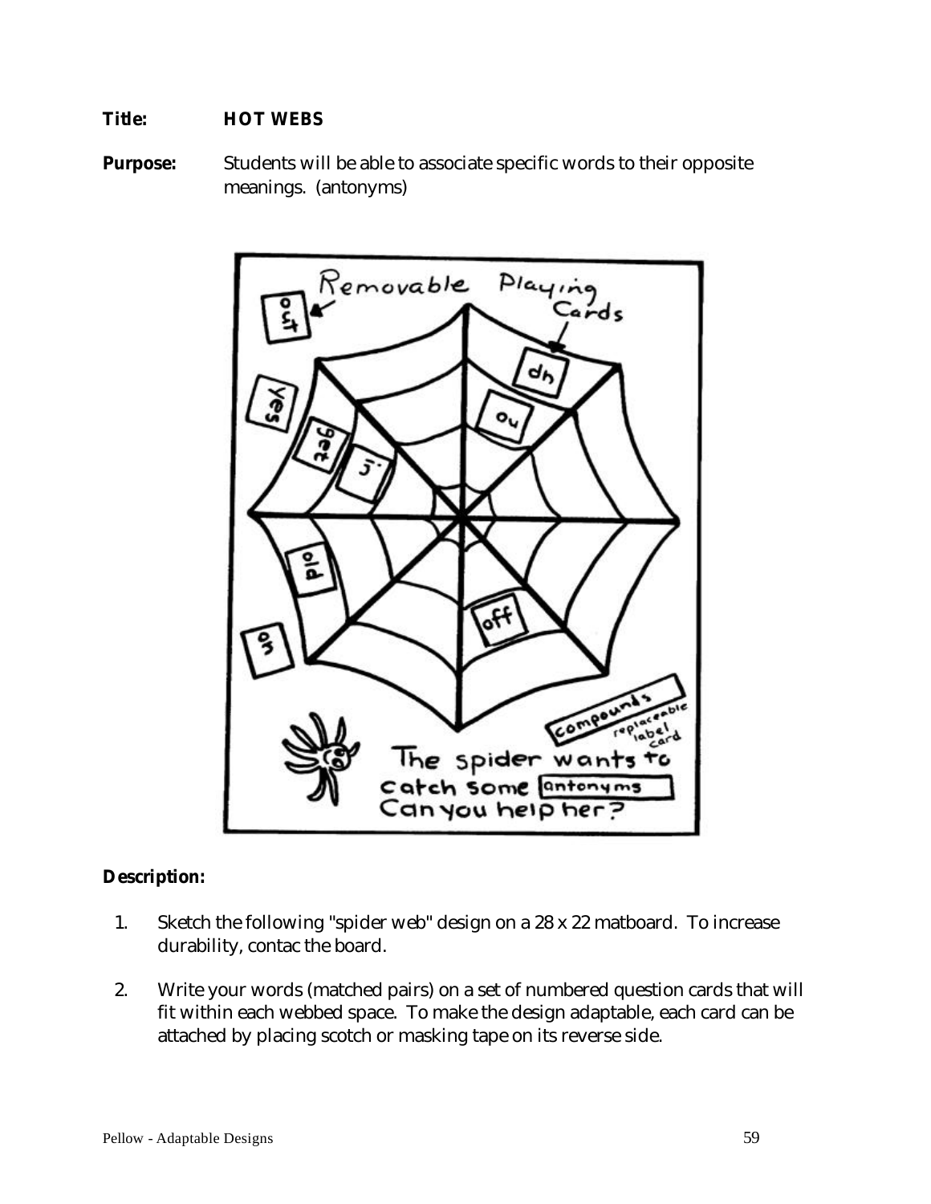**Title:** **HOT WEBS**

**Purpose:** Students will be able to associate specific words to their opposite meanings. (antonyms)

**Description:**

1. Sketch the following "spider web" design on a 28 x 22 matboard. To increase durability, contac the board.

2. Write your words (matched pairs) on a set of numbered question cards that will fit within each webbed space. To make the design adaptable, each card can be attached by placing scotch or masking tape on its reverse side.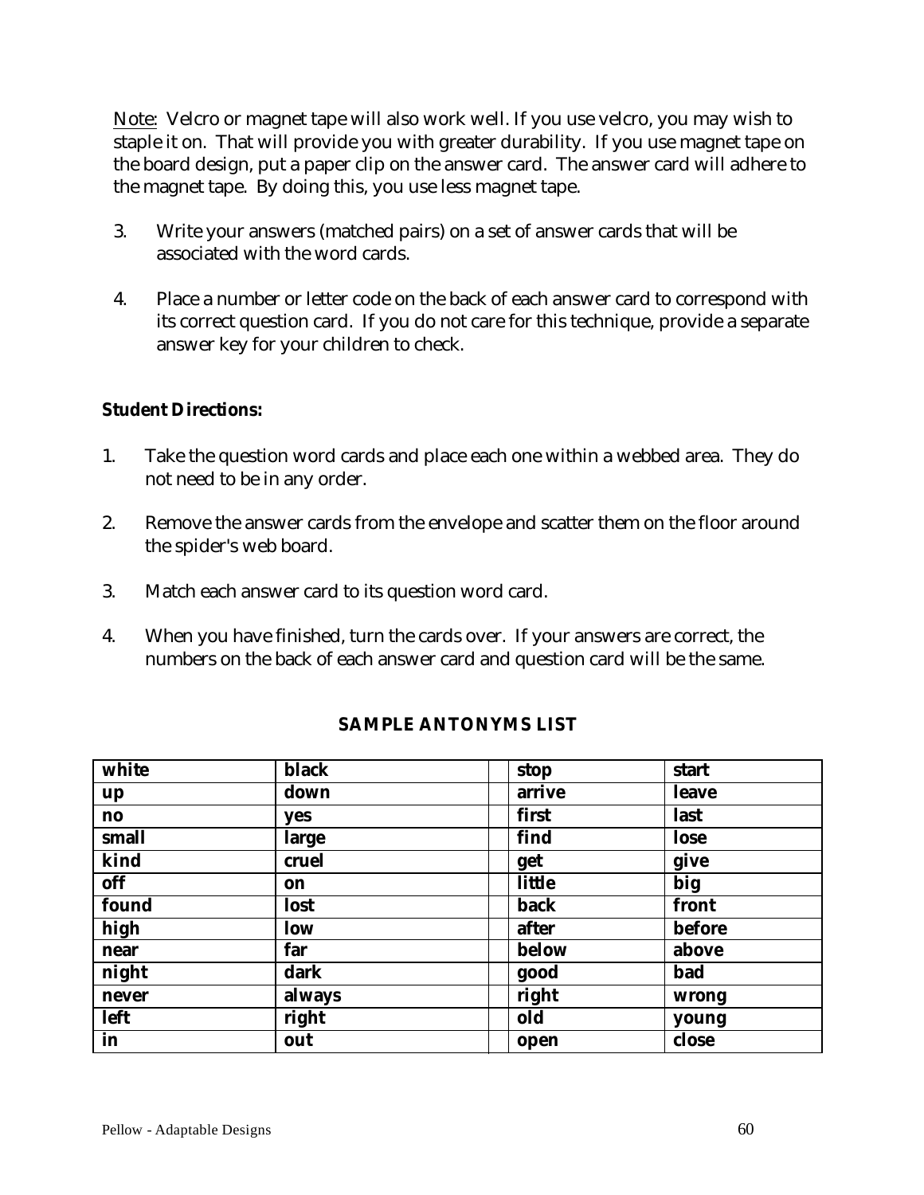<u>Note:</u> Velcro or magnet tape will also work well. If you use velcro, you may wish to staple it on. That will provide you with greater durability. If you use magnet tape on the board design, put a paper clip on the answer card. The answer card will adhere to the magnet tape. By doing this, you use less magnet tape.

3. Write your answers (matched pairs) on a set of answer cards that will be associated with the word cards.

4. Place a number or letter code on the back of each answer card to correspond with its correct question card. If you do not care for this technique, provide a separate answer key for your children to check.

**Student Directions:**

1. Take the question word cards and place each one within a webbed area. They do not need to be in any order.

2. Remove the answer cards from the envelope and scatter them on the floor around the spider's web board.

3. Match each answer card to its question word card.

4. When you have finished, turn the cards over. If your answers are correct, the numbers on the back of each answer card and question card will be the same.

**SAMPLE ANTONYMS LIST**

| | | | | |
|---|---|---|---|---|
| **white** | **black** | | **stop** | **start** |
| **up** | **down** | | **arrive** | **leave** |
| **no** | **yes** | | **first** | **last** |
| **small** | **large** | | **find** | **lose** |
| **kind** | **cruel** | | **get** | **give** |
| **off** | **on** | | **little** | **big** |
| **found** | **lost** | | **back** | **front** |
| **high** | **low** | | **after** | **before** |
| **near** | **far** | | **below** | **above** |
| **night** | **dark** | | **good** | **bad** |
| **never** | **always** | | **right** | **wrong** |
| **left** | **right** | | **old** | **young** |
| **in** | **out** | | **open** | **close** |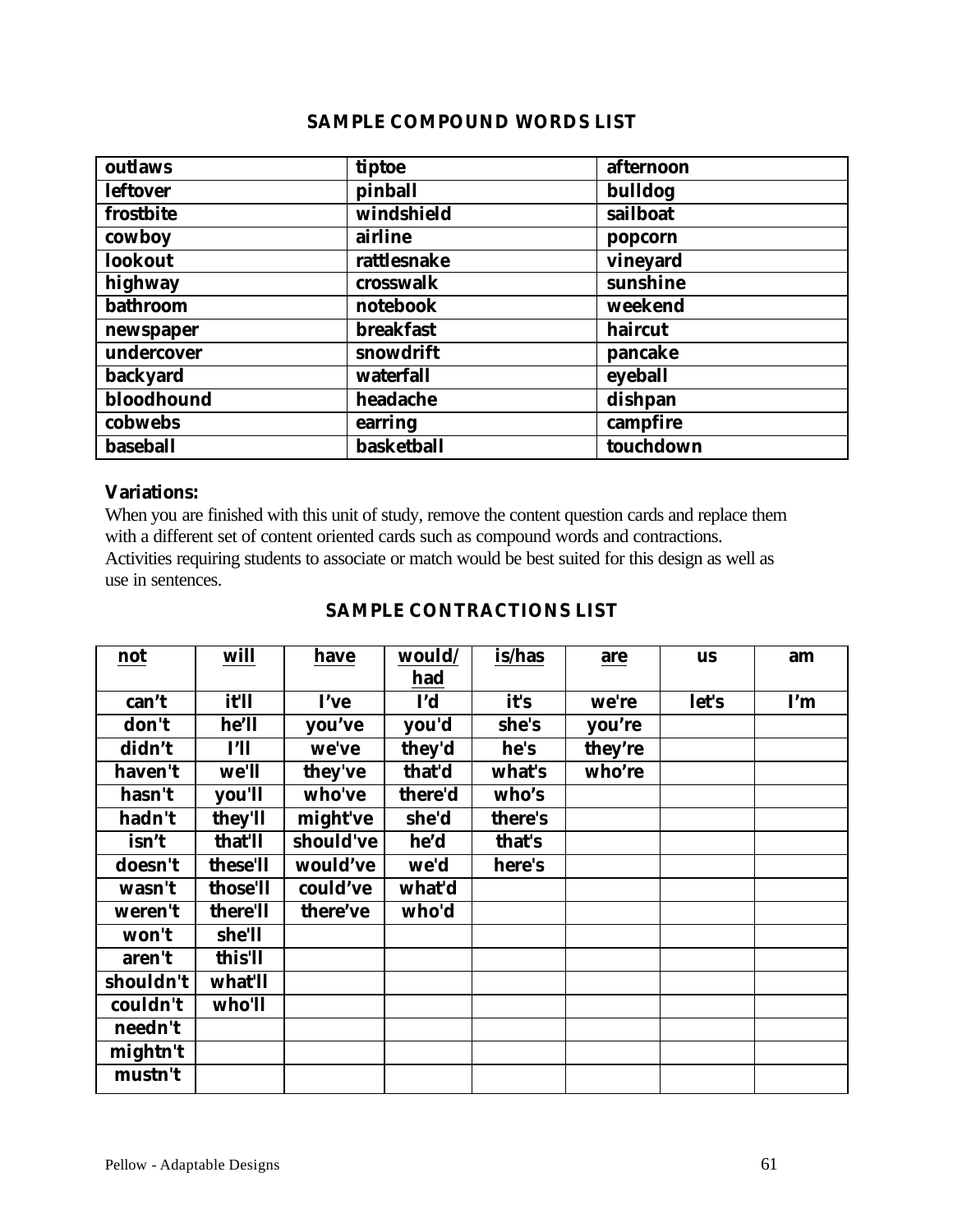### SAMPLE COMPOUND WORDS LIST

| | | |
|---|---|---|
| outlaws | tiptoe | afternoon |
| leftover | pinball | bulldog |
| frostbite | windshield | sailboat |
| cowboy | airline | popcorn |
| lookout | rattlesnake | vineyard |
| highway | crosswalk | sunshine |
| bathroom | notebook | weekend |
| newspaper | breakfast | haircut |
| undercover | snowdrift | pancake |
| backyard | waterfall | eyeball |
| bloodhound | headache | dishpan |
| cobwebs | earring | campfire |
| baseball | basketball | touchdown |

**Variations:**

When you are finished with this unit of study, remove the content question cards and replace them with a different set of content oriented cards such as compound words and contractions. Activities requiring students to associate or match would be best suited for this design as well as use in sentences.

### SAMPLE CONTRACTIONS LIST

| not | will | have | would/ had | is/has | are | us | am |
|---|---|---|---|---|---|---|---|
| can't | it'll | I've | I'd | it's | we're | let's | I'm |
| don't | he'll | you've | you'd | she's | you're | | |
| didn't | I'll | we've | they'd | he's | they're | | |
| haven't | we'll | they've | that'd | what's | who're | | |
| hasn't | you'll | who've | there'd | who's | | | |
| hadn't | they'll | might've | she'd | there's | | | |
| isn't | that'll | should've | he'd | that's | | | |
| doesn't | these'll | would've | we'd | here's | | | |
| wasn't | those'll | could've | what'd | | | | |
| weren't | there'll | there've | who'd | | | | |
| won't | she'll | | | | | | |
| aren't | this'll | | | | | | |
| shouldn't | what'll | | | | | | |
| couldn't | who'll | | | | | | |
| needn't | | | | | | | |
| mightn't | | | | | | | |
| mustn't | | | | | | | |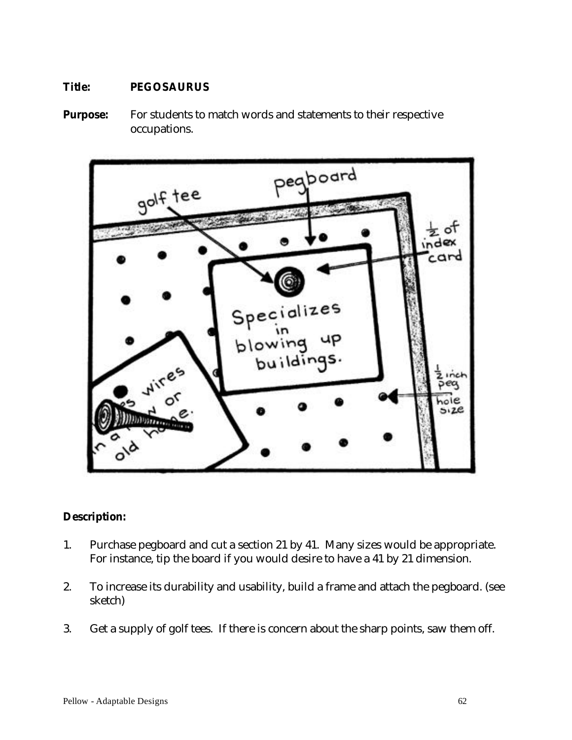**Title:** **PEGOSAURUS**

**Purpose:** For students to match words and statements to their respective occupations.

**Description:**

1. Purchase pegboard and cut a section 21 by 41. Many sizes would be appropriate. For instance, tip the board if you would desire to have a 41 by 21 dimension.

2. To increase its durability and usability, build a frame and attach the pegboard. (see sketch)

3. Get a supply of golf tees. If there is concern about the sharp points, saw them off.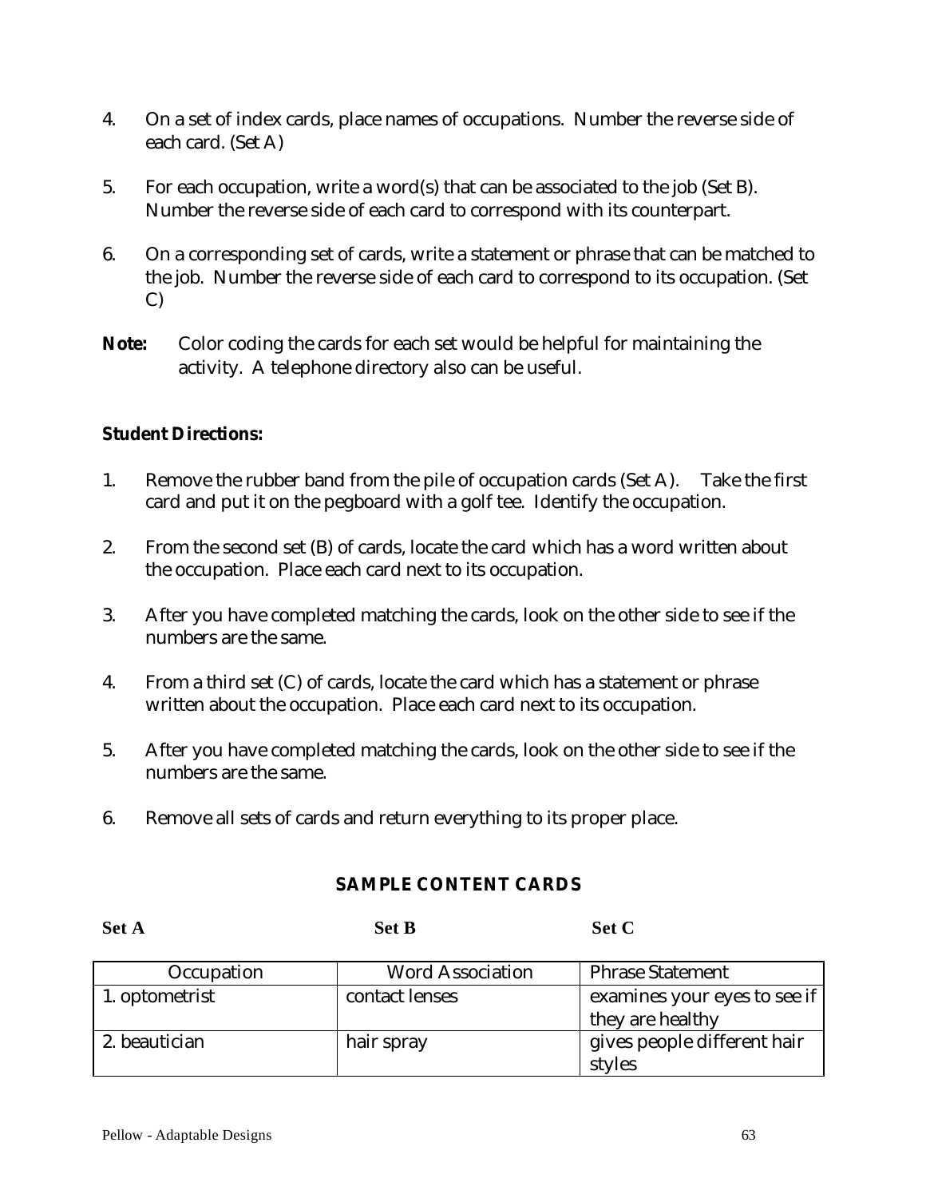4. On a set of index cards, place names of occupations. Number the reverse side of each card. (Set A)

5. For each occupation, write a word(s) that can be associated to the job (Set B). Number the reverse side of each card to correspond with its counterpart.

6. On a corresponding set of cards, write a statement or phrase that can be matched to the job. Number the reverse side of each card to correspond to its occupation. (Set C)

**Note:** Color coding the cards for each set would be helpful for maintaining the activity. A telephone directory also can be useful.

**Student Directions:**

1. Remove the rubber band from the pile of occupation cards (Set A). Take the first card and put it on the pegboard with a golf tee. Identify the occupation.

2. From the second set (B) of cards, locate the card which has a word written about the occupation. Place each card next to its occupation.

3. After you have completed matching the cards, look on the other side to see if the numbers are the same.

4. From a third set (C) of cards, locate the card which has a statement or phrase written about the occupation. Place each card next to its occupation.

5. After you have completed matching the cards, look on the other side to see if the numbers are the same.

6. Remove all sets of cards and return everything to its proper place.

**SAMPLE CONTENT CARDS**

| Set A | Set B | Set C |
|---|---|---|
| Occupation | Word Association | Phrase Statement |
| 1. optometrist | contact lenses | examines your eyes to see if they are healthy |
| 2. beautician | hair spray | gives people different hair styles |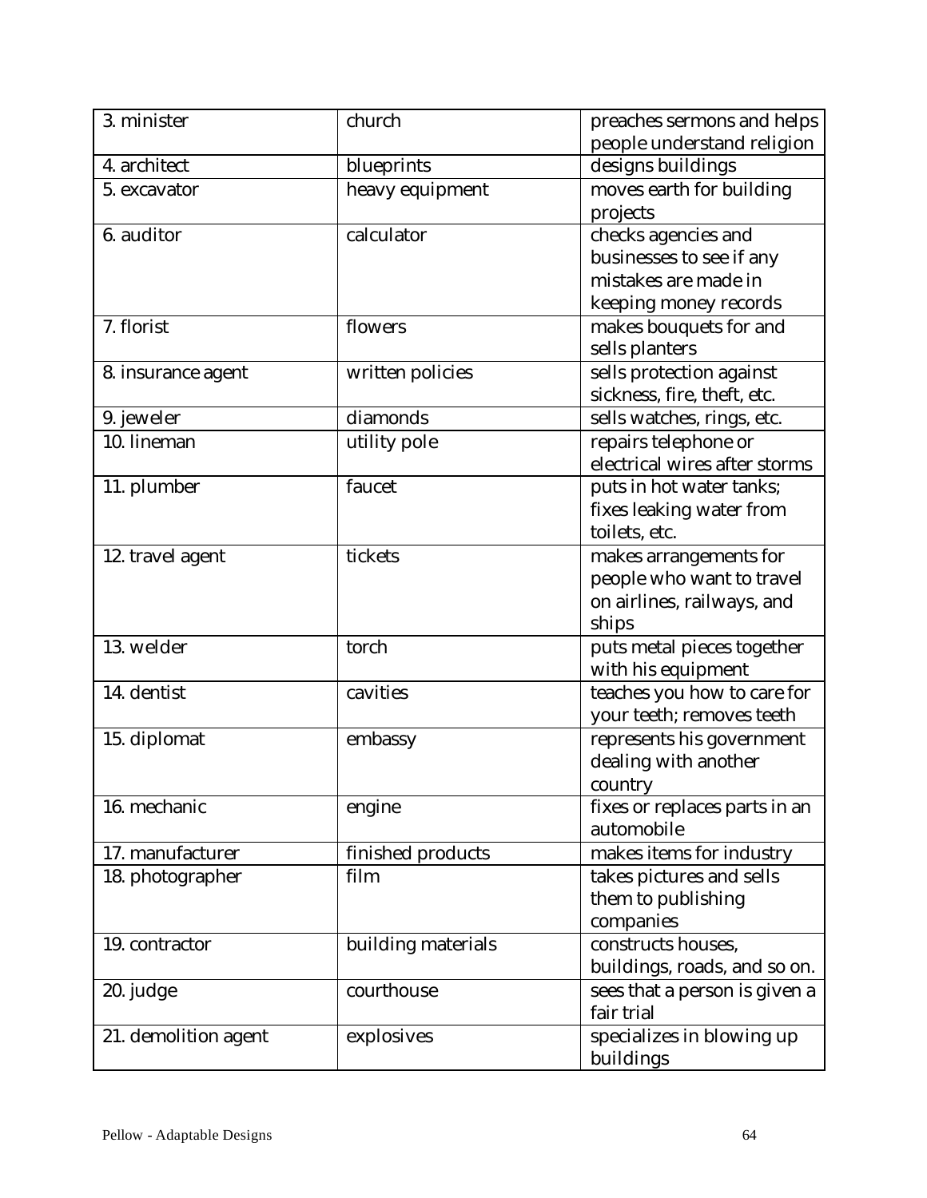| 3. minister | church | preaches sermons and helps people understand religion |
|---|---|---|
| 4. architect | blueprints | designs buildings |
| 5. excavator | heavy equipment | moves earth for building projects |
| 6. auditor | calculator | checks agencies and businesses to see if any mistakes are made in keeping money records |
| 7. florist | flowers | makes bouquets for and sells planters |
| 8. insurance agent | written policies | sells protection against sickness, fire, theft, etc. |
| 9. jeweler | diamonds | sells watches, rings, etc. |
| 10. lineman | utility pole | repairs telephone or electrical wires after storms |
| 11. plumber | faucet | puts in hot water tanks; fixes leaking water from toilets, etc. |
| 12. travel agent | tickets | makes arrangements for people who want to travel on airlines, railways, and ships |
| 13. welder | torch | puts metal pieces together with his equipment |
| 14. dentist | cavities | teaches you how to care for your teeth; removes teeth |
| 15. diplomat | embassy | represents his government dealing with another country |
| 16. mechanic | engine | fixes or replaces parts in an automobile |
| 17. manufacturer | finished products | makes items for industry |
| 18. photographer | film | takes pictures and sells them to publishing companies |
| 19. contractor | building materials | constructs houses, buildings, roads, and so on. |
| 20. judge | courthouse | sees that a person is given a fair trial |
| 21. demolition agent | explosives | specializes in blowing up buildings |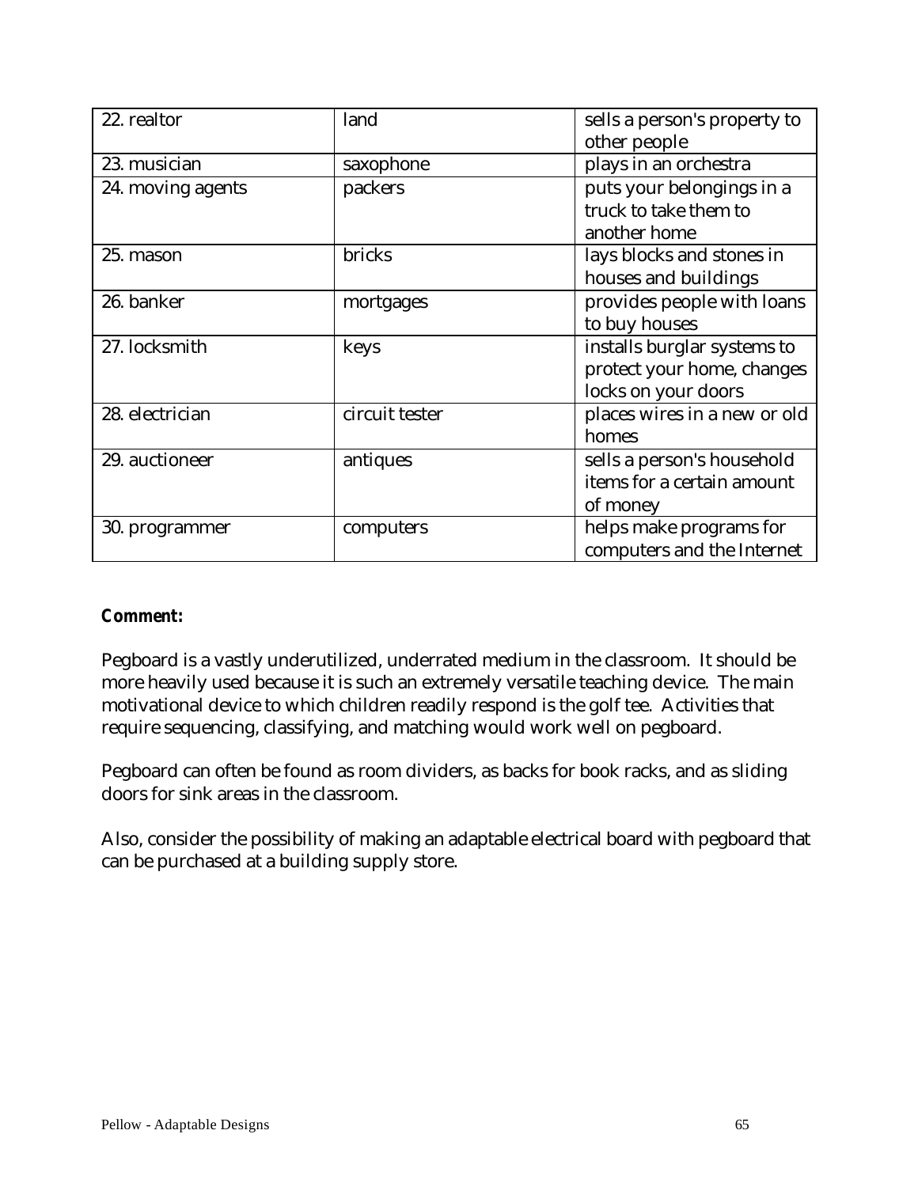| 22. realtor | land | sells a person's property to other people |
|---|---|---|
| 23. musician | saxophone | plays in an orchestra |
| 24. moving agents | packers | puts your belongings in a truck to take them to another home |
| 25. mason | bricks | lays blocks and stones in houses and buildings |
| 26. banker | mortgages | provides people with loans to buy houses |
| 27. locksmith | keys | installs burglar systems to protect your home, changes locks on your doors |
| 28. electrician | circuit tester | places wires in a new or old homes |
| 29. auctioneer | antiques | sells a person's household items for a certain amount of money |
| 30. programmer | computers | helps make programs for computers and the Internet |

**Comment:**

Pegboard is a vastly underutilized, underrated medium in the classroom. It should be more heavily used because it is such an extremely versatile teaching device. The main motivational device to which children readily respond is the golf tee. Activities that require sequencing, classifying, and matching would work well on pegboard.

Pegboard can often be found as room dividers, as backs for book racks, and as sliding doors for sink areas in the classroom.

Also, consider the possibility of making an adaptable electrical board with pegboard that can be purchased at a building supply store.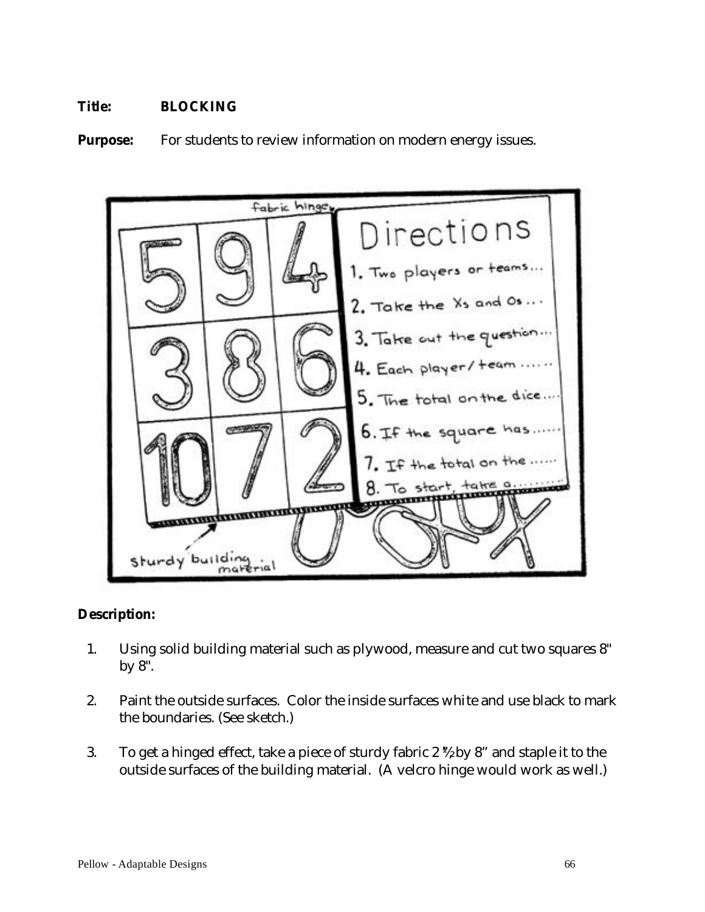**Title:** **BLOCKING**

**Purpose:** For students to review information on modern energy issues.

**Description:**

1. Using solid building material such as plywood, measure and cut two squares 8" by 8".

2. Paint the outside surfaces. Color the inside surfaces white and use black to mark the boundaries. (See sketch.)

3. To get a hinged effect, take a piece of sturdy fabric 2 ½" by 8" and staple it to the outside surfaces of the building material. (A velcro hinge would work as well.)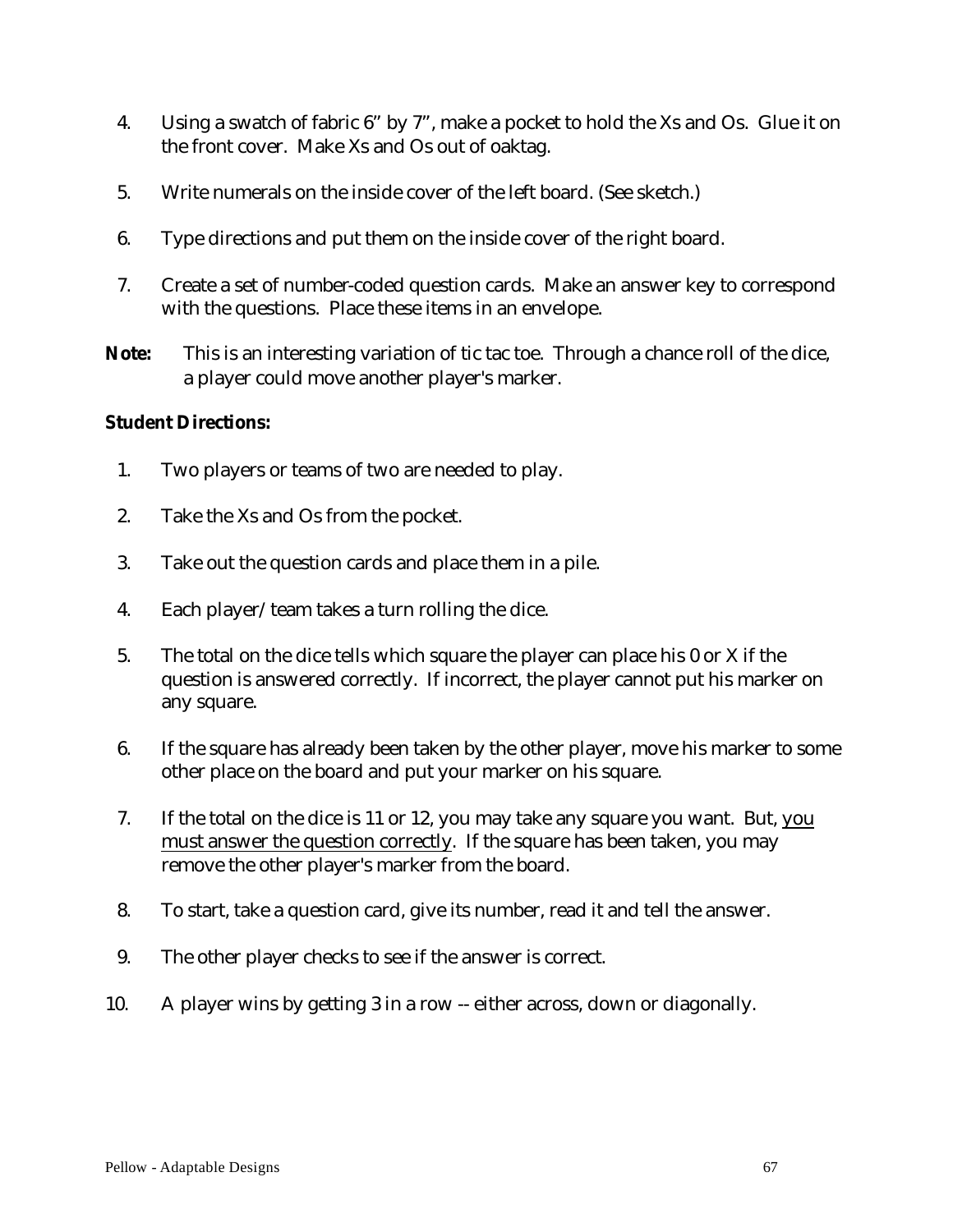4. Using a swatch of fabric 6" by 7", make a pocket to hold the Xs and Os. Glue it on the front cover. Make Xs and Os out of oaktag.

5. Write numerals on the inside cover of the left board. (See sketch.)

6. Type directions and put them on the inside cover of the right board.

7. Create a set of number-coded question cards. Make an answer key to correspond with the questions. Place these items in an envelope.

**Note:** This is an interesting variation of tic tac toe. Through a chance roll of the dice, a player could move another player's marker.

**Student Directions:**

1. Two players or teams of two are needed to play.

2. Take the Xs and Os from the pocket.

3. Take out the question cards and place them in a pile.

4. Each player/team takes a turn rolling the dice.

5. The total on the dice tells which square the player can place his 0 or X if the question is answered correctly. If incorrect, the player cannot put his marker on any square.

6. If the square has already been taken by the other player, move his marker to some other place on the board and put your marker on his square.

7. If the total on the dice is 11 or 12, you may take any square you want. But, <u>you must answer the question correctly</u>. If the square has been taken, you may remove the other player's marker from the board.

8. To start, take a question card, give its number, read it and tell the answer.

9. The other player checks to see if the answer is correct.

10. A player wins by getting 3 in a row -- either across, down or diagonally.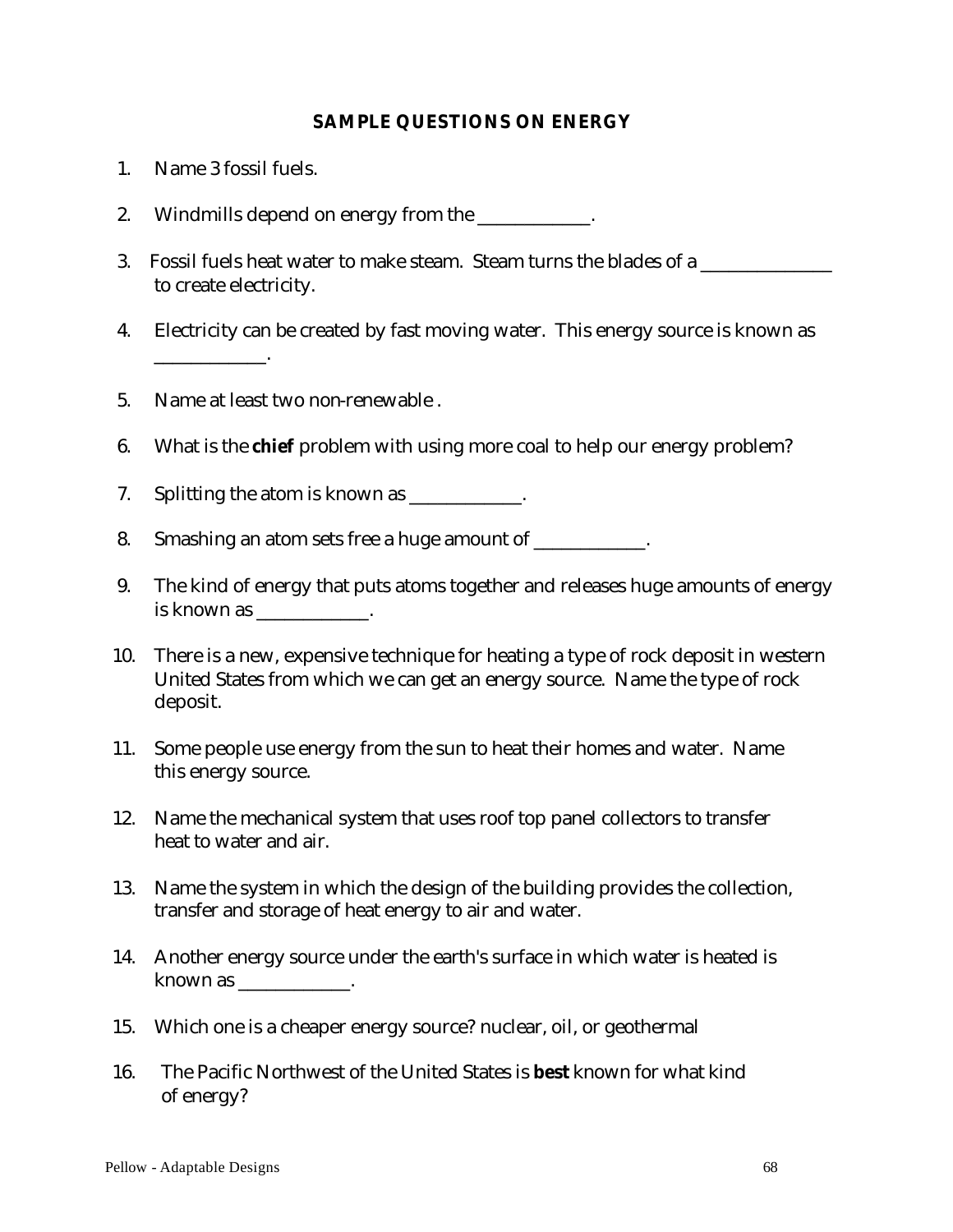**SAMPLE QUESTIONS ON ENERGY**

1. Name 3 fossil fuels.

2. Windmills depend on energy from the ____________.

3. Fossil fuels heat water to make steam. Steam turns the blades of a ______________ to create electricity.

4. Electricity can be created by fast moving water. This energy source is known as ____________.

5. Name at least two non-renewable .

6. What is the **chief** problem with using more coal to help our energy problem?

7. Splitting the atom is known as ____________.

8. Smashing an atom sets free a huge amount of ____________.

9. The kind of energy that puts atoms together and releases huge amounts of energy is known as ____________.

10. There is a new, expensive technique for heating a type of rock deposit in western United States from which we can get an energy source. Name the type of rock deposit.

11. Some people use energy from the sun to heat their homes and water. Name this energy source.

12. Name the mechanical system that uses roof top panel collectors to transfer heat to water and air.

13. Name the system in which the design of the building provides the collection, transfer and storage of heat energy to air and water.

14. Another energy source under the earth's surface in which water is heated is known as ____________.

15. Which one is a cheaper energy source? nuclear, oil, or geothermal

16. The Pacific Northwest of the United States is **best** known for what kind of energy?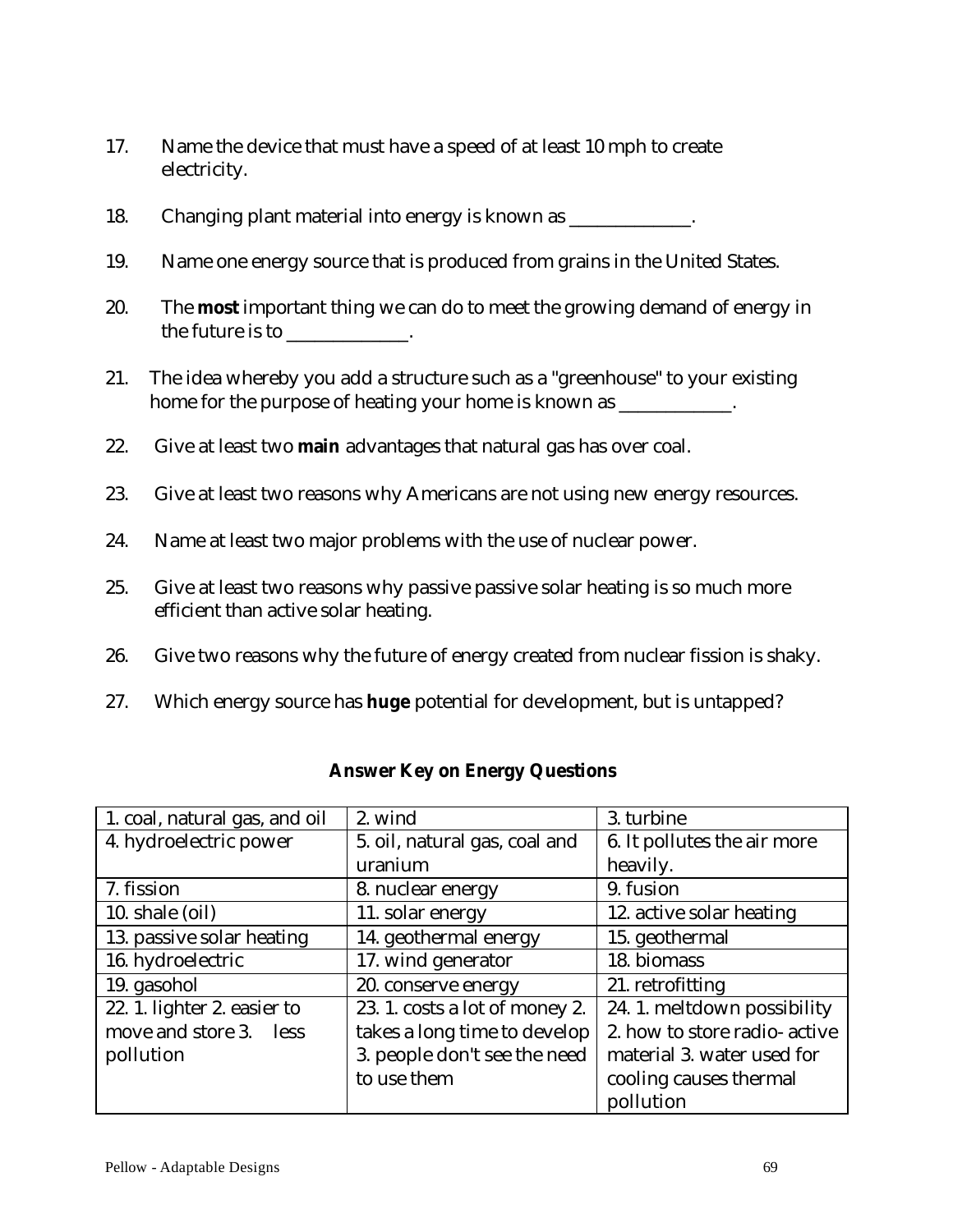17. Name the device that must have a speed of at least 10 mph to create electricity.

18. Changing plant material into energy is known as _____________.

19. Name one energy source that is produced from grains in the United States.

20. The **most** important thing we can do to meet the growing demand of energy in the future is to _____________.

21. The idea whereby you add a structure such as a "greenhouse" to your existing home for the purpose of heating your home is known as ____________.

22. Give at least two **main** advantages that natural gas has over coal.

23. Give at least two reasons why Americans are not using new energy resources.

24. Name at least two major problems with the use of nuclear power.

25. Give at least two reasons why passive passive solar heating is so much more efficient than active solar heating.

26. Give two reasons why the future of energy created from nuclear fission is shaky.

27. Which energy source has **huge** potential for development, but is untapped?

**Answer Key on Energy Questions**

| | | |
|---|---|---|
| 1. coal, natural gas, and oil | 2. wind | 3. turbine |
| 4. hydroelectric power | 5. oil, natural gas, coal and uranium | 6. It pollutes the air more heavily. |
| 7. fission | 8. nuclear energy | 9. fusion |
| 10. shale (oil) | 11. solar energy | 12. active solar heating |
| 13. passive solar heating | 14. geothermal energy | 15. geothermal |
| 16. hydroelectric | 17. wind generator | 18. biomass |
| 19. gasohol | 20. conserve energy | 21. retrofitting |
| 22. 1. lighter 2. easier to move and store 3. less pollution | 23. 1. costs a lot of money 2. takes a long time to develop 3. people don't see the need to use them | 24. 1. meltdown possibility 2. how to store radio- active material 3. water used for cooling causes thermal pollution |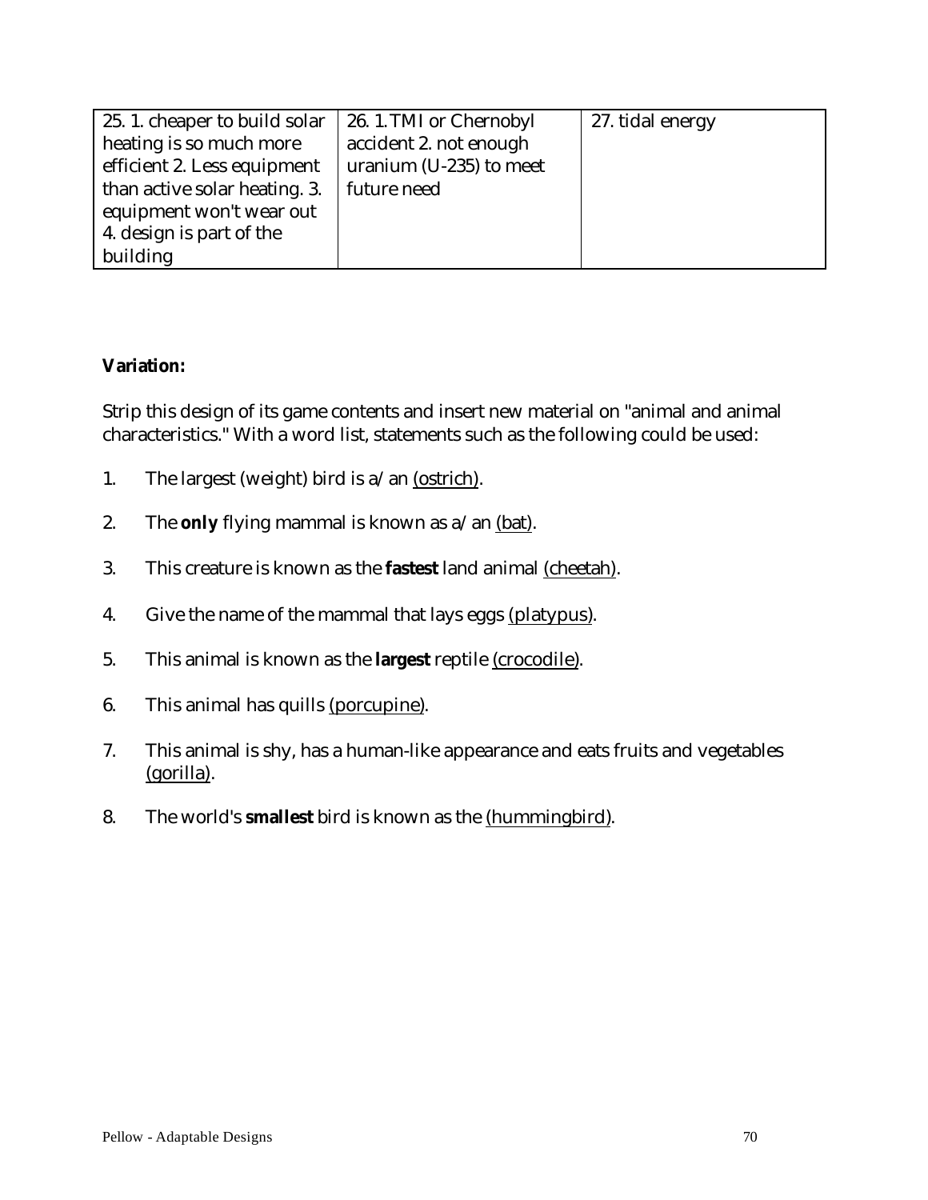| 25. 1. cheaper to build solar heating is so much more efficient 2. Less equipment than active solar heating. 3. equipment won't wear out 4. design is part of the building | 26. 1. TMI or Chernobyl accident 2. not enough uranium (U-235) to meet future need | 27. tidal energy |
|---|---|---|

**Variation:**

Strip this design of its game contents and insert new material on "animal and animal characteristics." With a word list, statements such as the following could be used:

1. The largest (weight) bird is a/an (ostrich).
2. The **only** flying mammal is known as a/an (bat).
3. This creature is known as the **fastest** land animal (cheetah).
4. Give the name of the mammal that lays eggs (platypus).
5. This animal is known as the **largest** reptile (crocodile).
6. This animal has quills (porcupine).
7. This animal is shy, has a human-like appearance and eats fruits and vegetables (gorilla).
8. The world's **smallest** bird is known as the (hummingbird).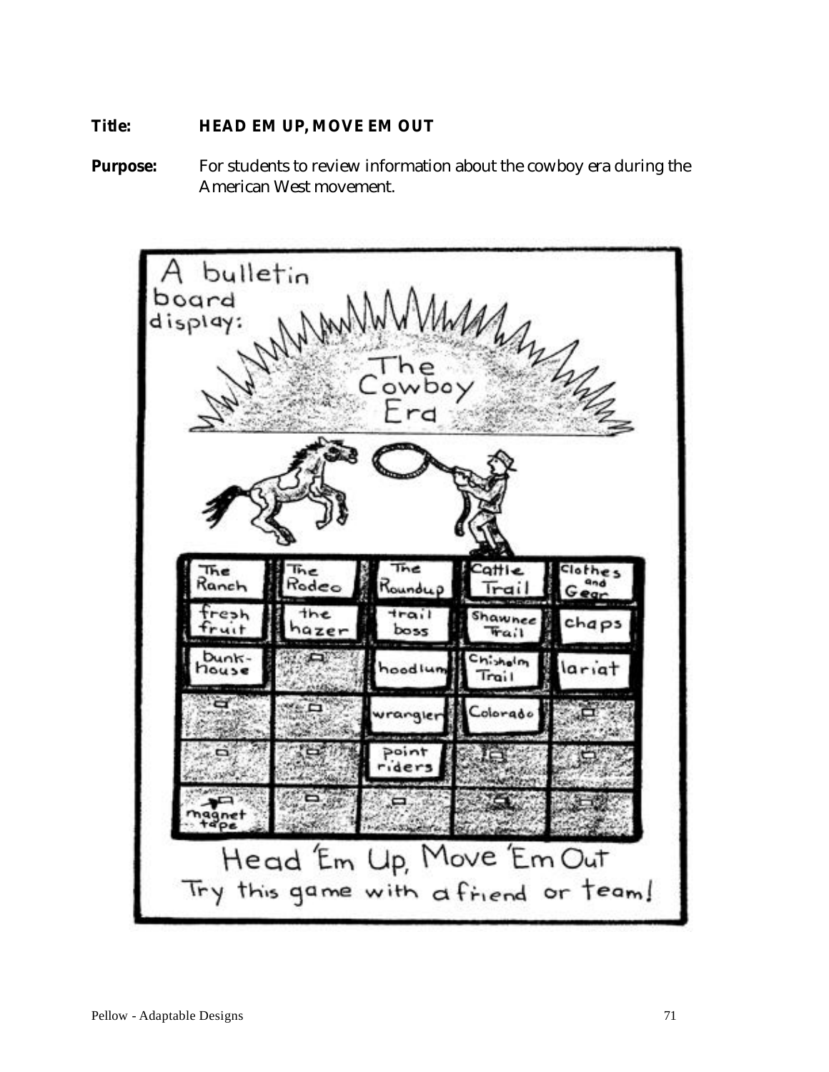**Title:** **HEAD EM UP, MOVE EM OUT**

**Purpose:** For students to review information about the cowboy era during the American West movement.

A bulletin board display: The Cowboy Era

| The Ranch | The Rodeo | The Roundup | Cattle Trail | Clothes and Gear |
| --- | --- | --- | --- | --- |
| fresh fruit | the hazer | trail boss | Shawnee Trail | chaps |
| bunk-house | | hoodlum | Chisholm Trail | lariat |
| | | wrangler | Colorado | |
| | | point riders | | |
| magnet tape | | | | |

Head 'Em Up, Move 'Em Out

Try this game with a friend or team!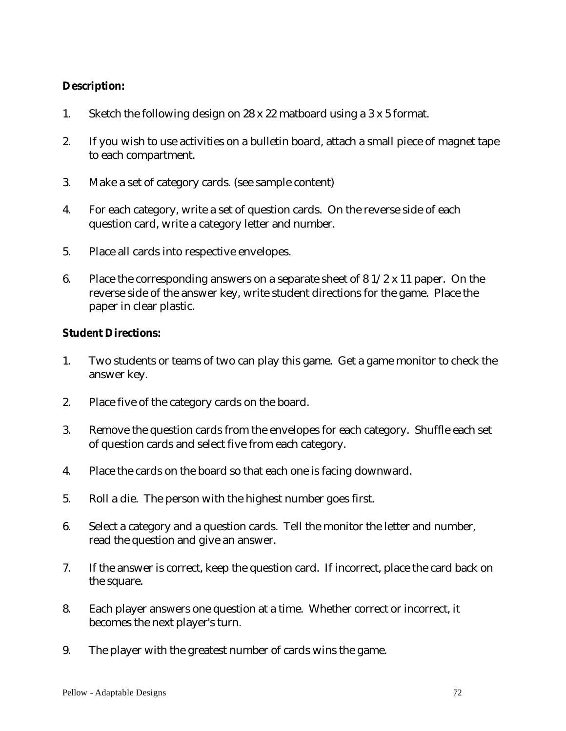**Description:**

1. Sketch the following design on 28 x 22 matboard using a 3 x 5 format.

2. If you wish to use activities on a bulletin board, attach a small piece of magnet tape to each compartment.

3. Make a set of category cards. (see sample content)

4. For each category, write a set of question cards. On the reverse side of each question card, write a category letter and number.

5. Place all cards into respective envelopes.

6. Place the corresponding answers on a separate sheet of 8 1/2 x 11 paper. On the reverse side of the answer key, write student directions for the game. Place the paper in clear plastic.

**Student Directions:**

1. Two students or teams of two can play this game. Get a game monitor to check the answer key.

2. Place five of the category cards on the board.

3. Remove the question cards from the envelopes for each category. Shuffle each set of question cards and select five from each category.

4. Place the cards on the board so that each one is facing downward.

5. Roll a die. The person with the highest number goes first.

6. Select a category and a question cards. Tell the monitor the letter and number, read the question and give an answer.

7. If the answer is correct, keep the question card. If incorrect, place the card back on the square.

8. Each player answers one question at a time. Whether correct or incorrect, it becomes the next player's turn.

9. The player with the greatest number of cards wins the game.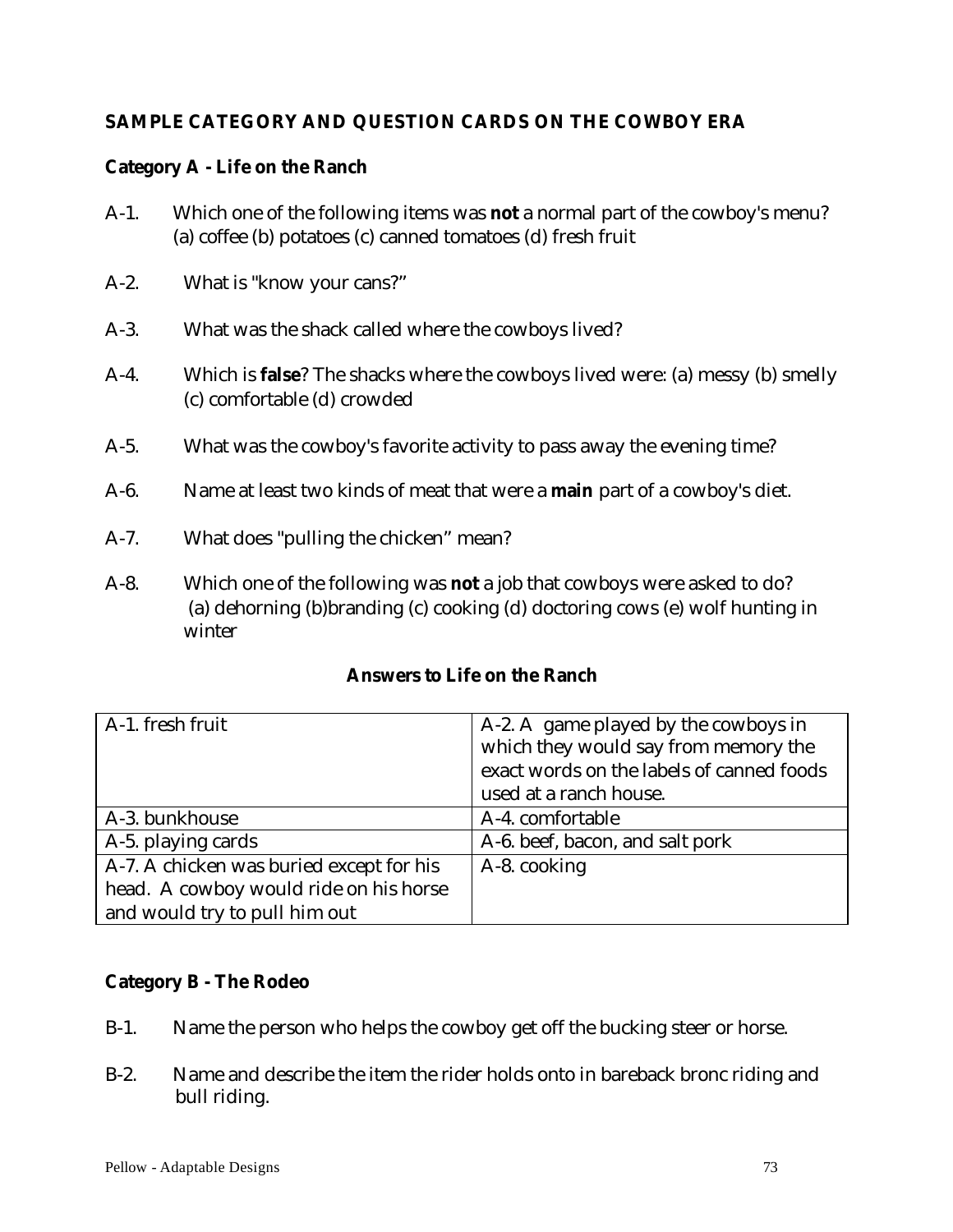## SAMPLE CATEGORY AND QUESTION CARDS ON THE COWBOY ERA

### Category A - Life on the Ranch

A-1. Which one of the following items was **not** a normal part of the cowboy's menu? (a) coffee (b) potatoes (c) canned tomatoes (d) fresh fruit

A-2. What is "know your cans?"

A-3. What was the shack called where the cowboys lived?

A-4. Which is **false**? The shacks where the cowboys lived were: (a) messy (b) smelly (c) comfortable (d) crowded

A-5. What was the cowboy's favorite activity to pass away the evening time?

A-6. Name at least two kinds of meat that were a **main** part of a cowboy's diet.

A-7. What does "pulling the chicken" mean?

A-8. Which one of the following was **not** a job that cowboys were asked to do? (a) dehorning (b)branding (c) cooking (d) doctoring cows (e) wolf hunting in winter

**Answers to Life on the Ranch**

| | |
|---|---|
| A-1. fresh fruit | A-2. A game played by the cowboys in which they would say from memory the exact words on the labels of canned foods used at a ranch house. |
| A-3. bunkhouse | A-4. comfortable |
| A-5. playing cards | A-6. beef, bacon, and salt pork |
| A-7. A chicken was buried except for his head. A cowboy would ride on his horse and would try to pull him out | A-8. cooking |

### Category B - The Rodeo

B-1. Name the person who helps the cowboy get off the bucking steer or horse.

B-2. Name and describe the item the rider holds onto in bareback bronc riding and bull riding.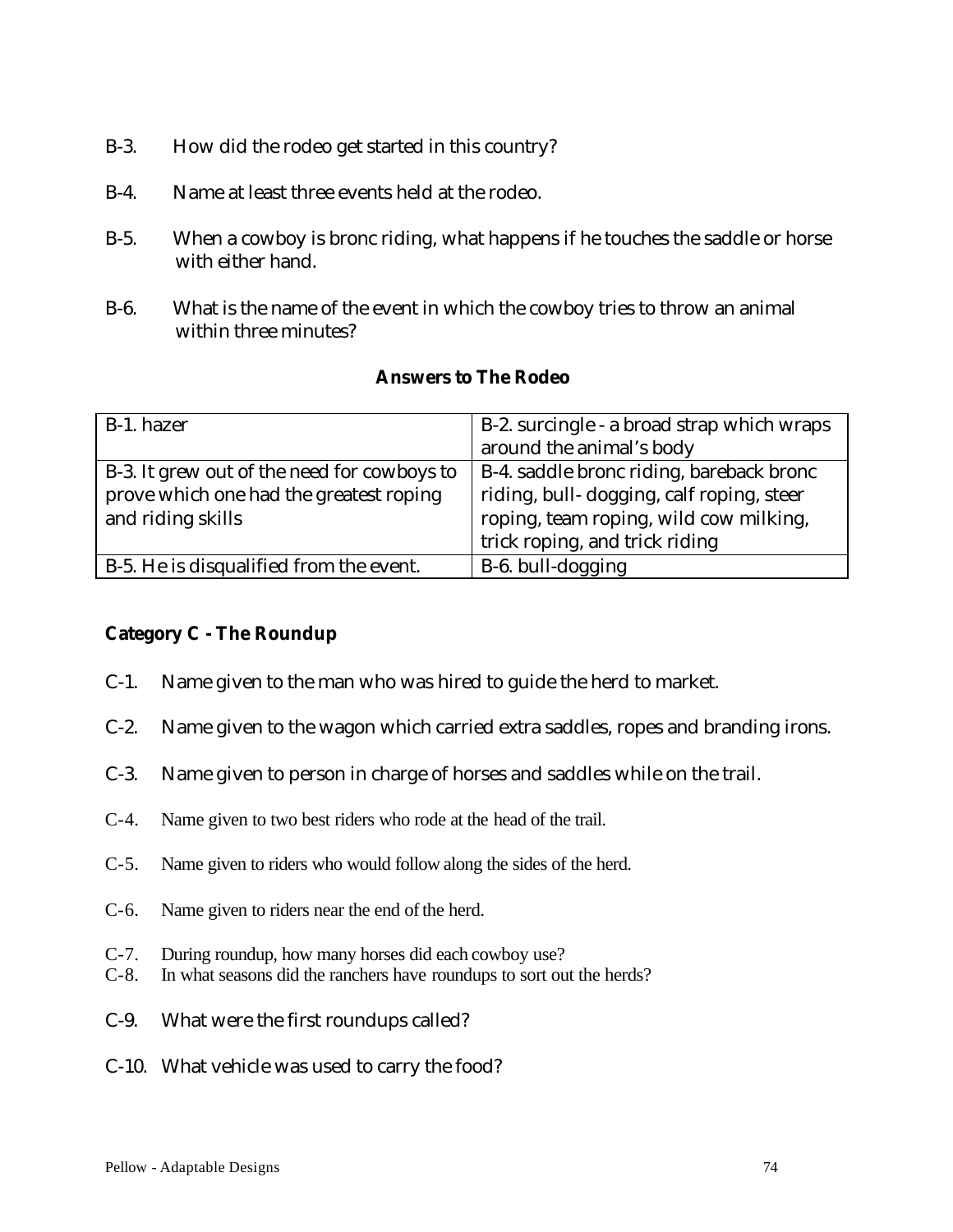B-3. How did the rodeo get started in this country?

B-4. Name at least three events held at the rodeo.

B-5. When a cowboy is bronc riding, what happens if he touches the saddle or horse with either hand.

B-6. What is the name of the event in which the cowboy tries to throw an animal within three minutes?

**Answers to The Rodeo**

| | |
|---|---|
| B-1. hazer | B-2. surcingle - a broad strap which wraps around the animal's body |
| B-3. It grew out of the need for cowboys to prove which one had the greatest roping and riding skills | B-4. saddle bronc riding, bareback bronc riding, bull- dogging, calf roping, steer roping, team roping, wild cow milking, trick roping, and trick riding |
| B-5. He is disqualified from the event. | B-6. bull-dogging |

**Category C - The Roundup**

C-1. Name given to the man who was hired to guide the herd to market.

C-2. Name given to the wagon which carried extra saddles, ropes and branding irons.

C-3. Name given to person in charge of horses and saddles while on the trail.

C-4. Name given to two best riders who rode at the head of the trail.

C-5. Name given to riders who would follow along the sides of the herd.

C-6. Name given to riders near the end of the herd.

C-7. During roundup, how many horses did each cowboy use?

C-8. In what seasons did the ranchers have roundups to sort out the herds?

C-9. What were the first roundups called?

C-10. What vehicle was used to carry the food?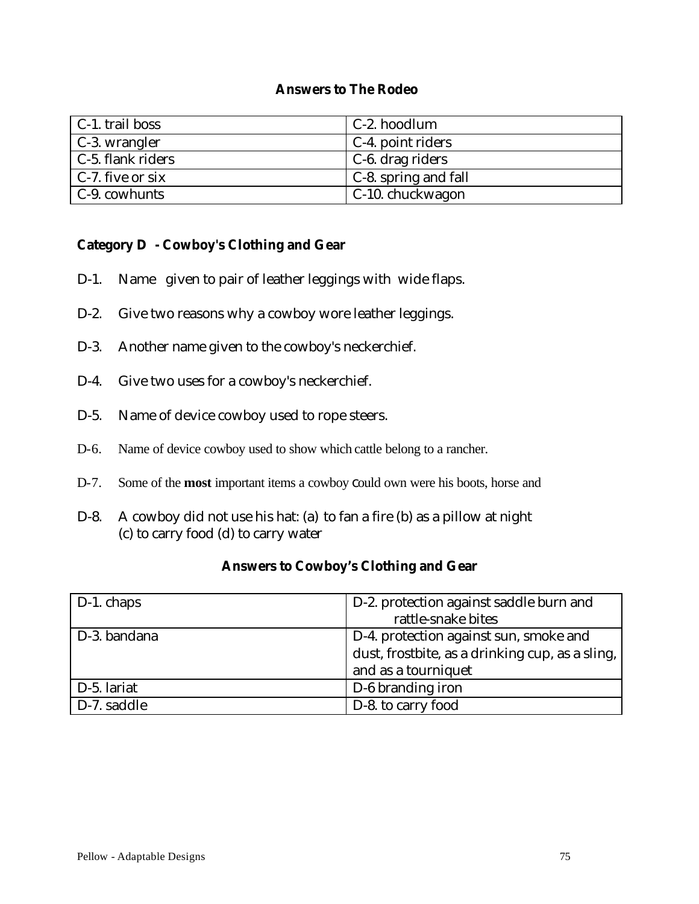## Answers to The Rodeo

| C-1. trail boss | C-2. hoodlum |
|---|---|
| C-3. wrangler | C-4. point riders |
| C-5. flank riders | C-6. drag riders |
| C-7. five or six | C-8. spring and fall |
| C-9. cowhunts | C-10. chuckwagon |

## Category D - Cowboy's Clothing and Gear

D-1. Name given to pair of leather leggings with wide flaps.

D-2. Give two reasons why a cowboy wore leather leggings.

D-3. Another name given to the cowboy's neckerchief.

D-4. Give two uses for a cowboy's neckerchief.

D-5. Name of device cowboy used to rope steers.

D-6. Name of device cowboy used to show which cattle belong to a rancher.

D-7. Some of the **most** important items a cowboy could own were his boots, horse and

D-8. A cowboy did not use his hat: (a) to fan a fire (b) as a pillow at night (c) to carry food (d) to carry water

## Answers to Cowboy's Clothing and Gear

| D-1. chaps | D-2. protection against saddle burn and rattle-snake bites |
|---|---|
| D-3. bandana | D-4. protection against sun, smoke and dust, frostbite, as a drinking cup, as a sling, and as a tourniquet |
| D-5. lariat | D-6 branding iron |
| D-7. saddle | D-8. to carry food |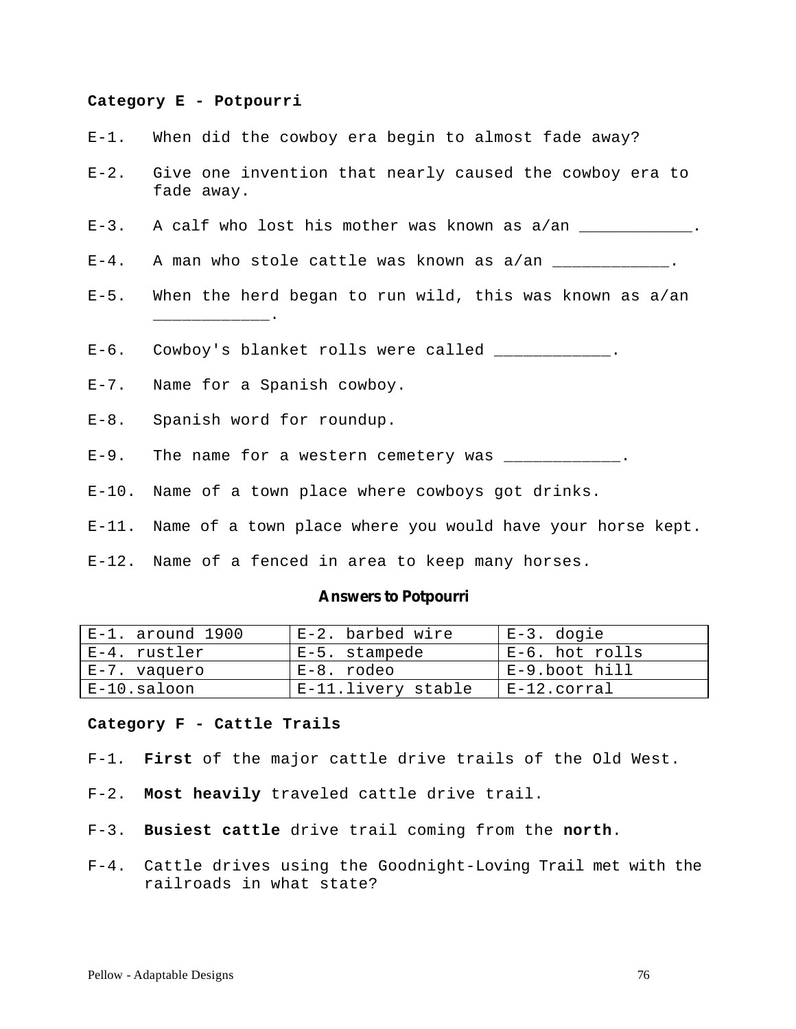**Category E - Potpourri**

E-1. When did the cowboy era begin to almost fade away?

E-2. Give one invention that nearly caused the cowboy era to fade away.

E-3. A calf who lost his mother was known as a/an ____________.

E-4. A man who stole cattle was known as a/an ____________.

E-5. When the herd began to run wild, this was known as a/an ____________.

E-6. Cowboy's blanket rolls were called ____________.

E-7. Name for a Spanish cowboy.

E-8. Spanish word for roundup.

E-9. The name for a western cemetery was ____________.

E-10. Name of a town place where cowboys got drinks.

E-11. Name of a town place where you would have your horse kept.

E-12. Name of a fenced in area to keep many horses.

**Answers to Potpourri**

| | | |
|---|---|---|
| E-1. around 1900 | E-2. barbed wire | E-3. dogie |
| E-4. rustler | E-5. stampede | E-6. hot rolls |
| E-7. vaquero | E-8. rodeo | E-9.boot hill |
| E-10.saloon | E-11.livery stable | E-12.corral |

**Category F - Cattle Trails**

F-1. **First** of the major cattle drive trails of the Old West.

F-2. **Most heavily** traveled cattle drive trail.

F-3. **Busiest cattle** drive trail coming from the **north**.

F-4. Cattle drives using the Goodnight-Loving Trail met with the railroads in what state?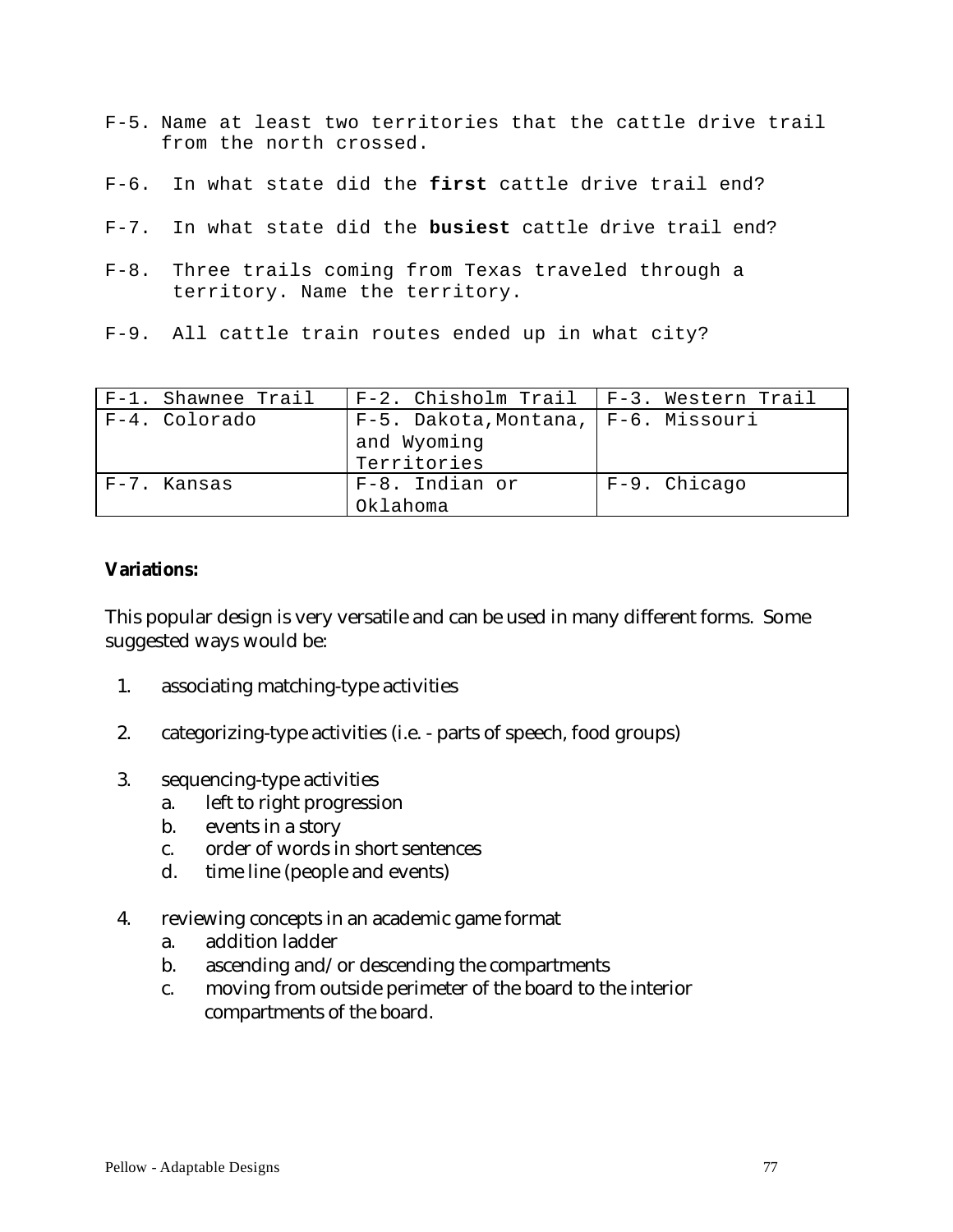F-5. Name at least two territories that the cattle drive trail from the north crossed.

F-6. In what state did the **first** cattle drive trail end?

F-7. In what state did the **busiest** cattle drive trail end?

F-8. Three trails coming from Texas traveled through a territory. Name the territory.

F-9. All cattle train routes ended up in what city?

| F-1. Shawnee Trail | F-2. Chisholm Trail | F-3. Western Trail |
|---|---|---|
| F-4. Colorado | F-5. Dakota, Montana, and Wyoming Territories | F-6. Missouri |
| F-7. Kansas | F-8. Indian or Oklahoma | F-9. Chicago |

**Variations:**

This popular design is very versatile and can be used in many different forms. Some suggested ways would be:

1. associating matching-type activities
2. categorizing-type activities (i.e. - parts of speech, food groups)
3. sequencing-type activities
   a. left to right progression
   b. events in a story
   c. order of words in short sentences
   d. time line (people and events)
4. reviewing concepts in an academic game format
   a. addition ladder
   b. ascending and/or descending the compartments
   c. moving from outside perimeter of the board to the interior compartments of the board.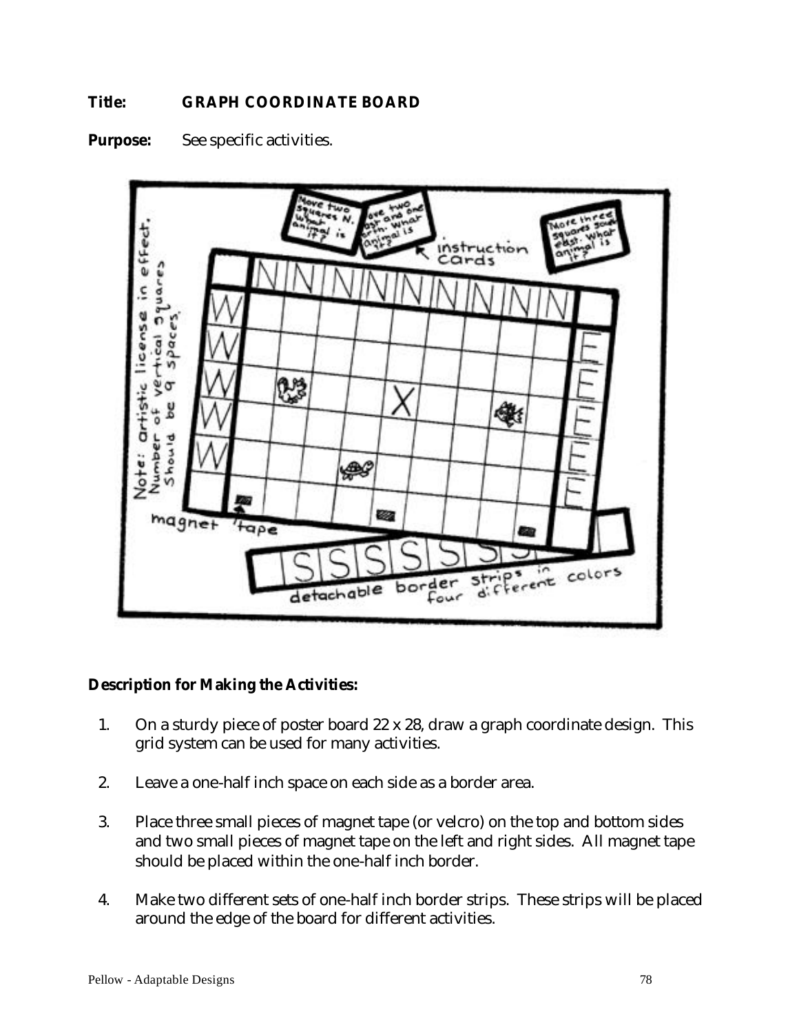**Title:** **GRAPH COORDINATE BOARD**

**Purpose:** See specific activities.

**Description for Making the Activities:**

1. On a sturdy piece of poster board 22 x 28, draw a graph coordinate design. This grid system can be used for many activities.

2. Leave a one-half inch space on each side as a border area.

3. Place three small pieces of magnet tape (or velcro) on the top and bottom sides and two small pieces of magnet tape on the left and right sides. All magnet tape should be placed within the one-half inch border.

4. Make two different sets of one-half inch border strips. These strips will be placed around the edge of the board for different activities.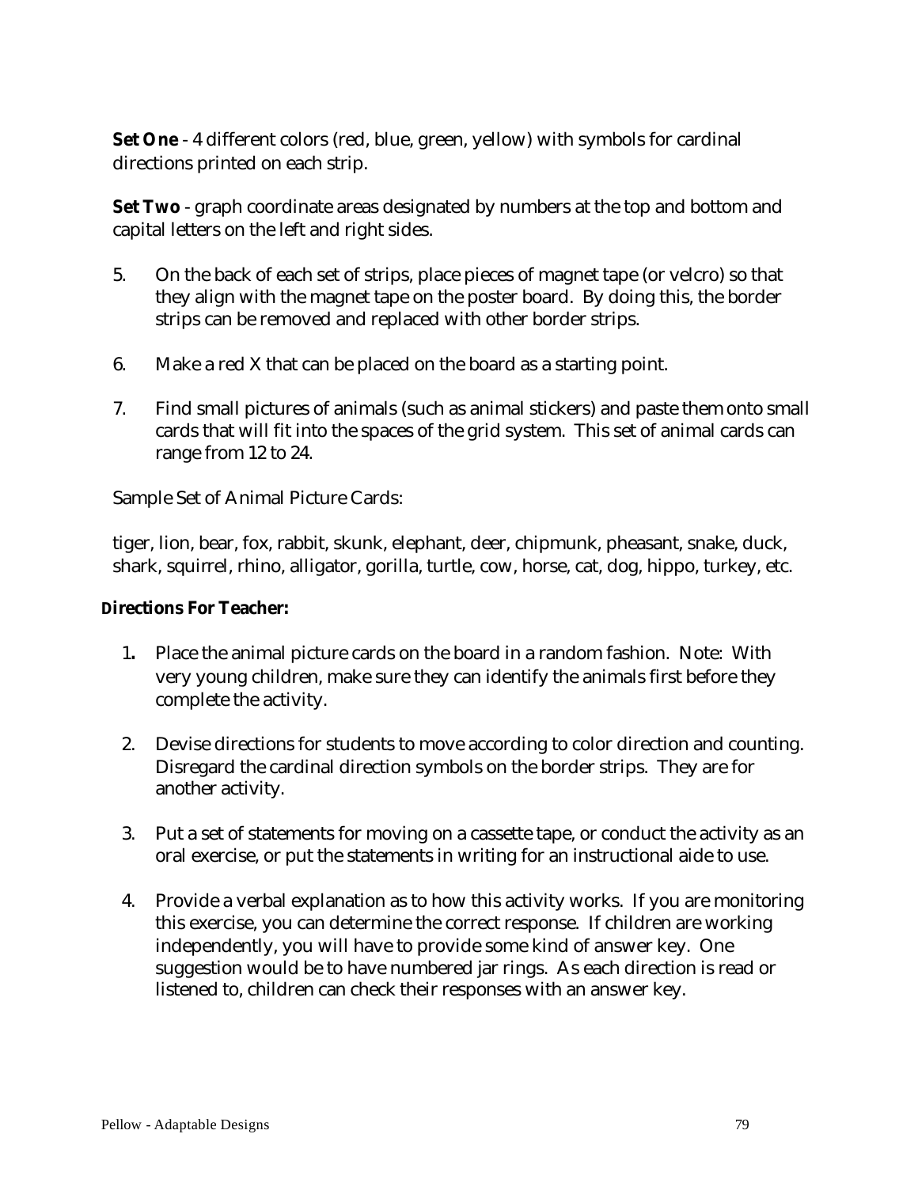**Set One** - 4 different colors (red, blue, green, yellow) with symbols for cardinal directions printed on each strip.

**Set Two** - graph coordinate areas designated by numbers at the top and bottom and capital letters on the left and right sides.

5. On the back of each set of strips, place pieces of magnet tape (or velcro) so that they align with the magnet tape on the poster board. By doing this, the border strips can be removed and replaced with other border strips.

6. Make a red X that can be placed on the board as a starting point.

7. Find small pictures of animals (such as animal stickers) and paste them onto small cards that will fit into the spaces of the grid system. This set of animal cards can range from 12 to 24.

Sample Set of Animal Picture Cards:

tiger, lion, bear, fox, rabbit, skunk, elephant, deer, chipmunk, pheasant, snake, duck, shark, squirrel, rhino, alligator, gorilla, turtle, cow, horse, cat, dog, hippo, turkey, etc.

**Directions For Teacher:**

1. Place the animal picture cards on the board in a random fashion. Note: With very young children, make sure they can identify the animals first before they complete the activity.

2. Devise directions for students to move according to color direction and counting. Disregard the cardinal direction symbols on the border strips. They are for another activity.

3. Put a set of statements for moving on a cassette tape, or conduct the activity as an oral exercise, or put the statements in writing for an instructional aide to use.

4. Provide a verbal explanation as to how this activity works. If you are monitoring this exercise, you can determine the correct response. If children are working independently, you will have to provide some kind of answer key. One suggestion would be to have numbered jar rings. As each direction is read or listened to, children can check their responses with an answer key.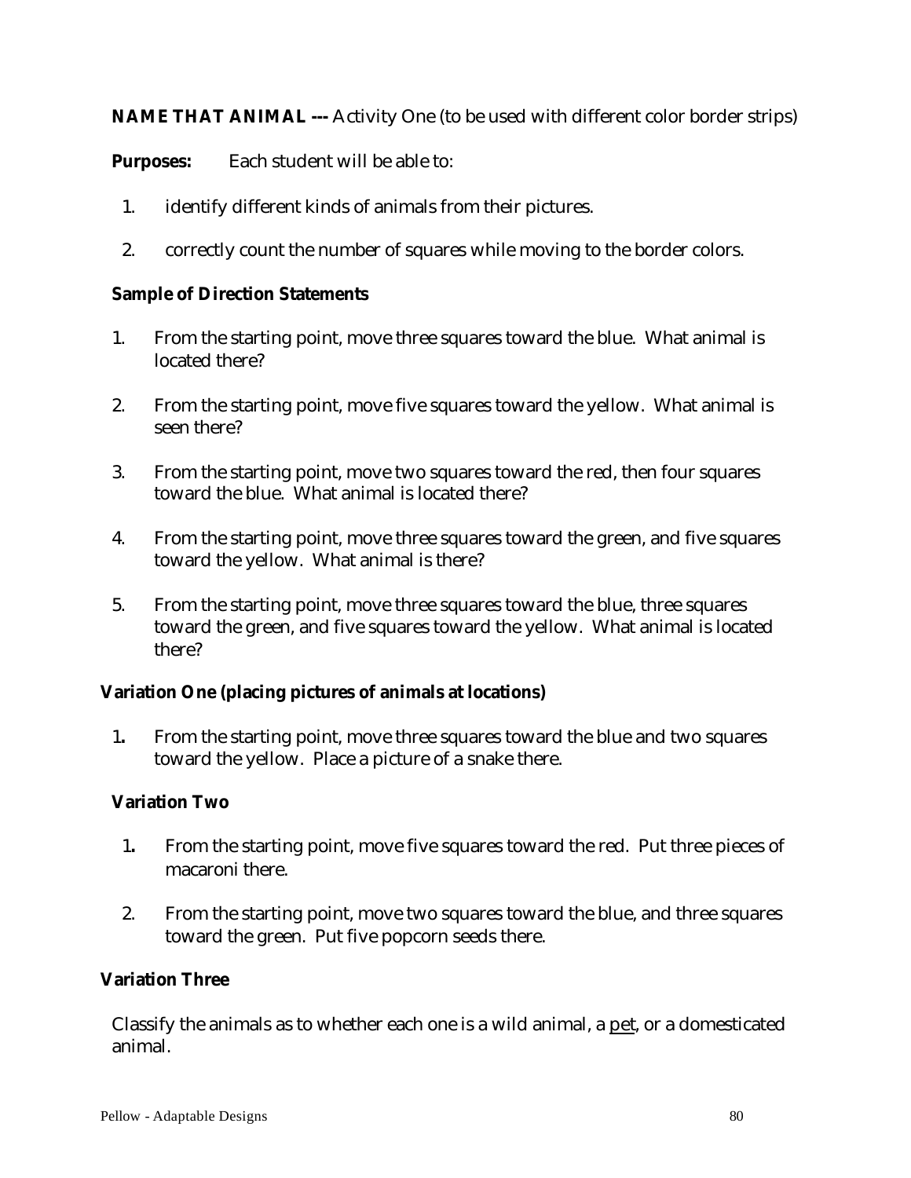**NAME THAT ANIMAL ---** Activity One (to be used with different color border strips)

**Purposes:** Each student will be able to:

1. identify different kinds of animals from their pictures.
2. correctly count the number of squares while moving to the border colors.

**Sample of Direction Statements**

1. From the starting point, move three squares toward the blue. What animal is located there?
2. From the starting point, move five squares toward the yellow. What animal is seen there?
3. From the starting point, move two squares toward the red, then four squares toward the blue. What animal is located there?
4. From the starting point, move three squares toward the green, and five squares toward the yellow. What animal is there?
5. From the starting point, move three squares toward the blue, three squares toward the green, and five squares toward the yellow. What animal is located there?

**Variation One (placing pictures of animals at locations)**

1. From the starting point, move three squares toward the blue and two squares toward the yellow. Place a picture of a snake there.

**Variation Two**

1. From the starting point, move five squares toward the red. Put three pieces of macaroni there.
2. From the starting point, move two squares toward the blue, and three squares toward the green. Put five popcorn seeds there.

**Variation Three**

Classify the animals as to whether each one is a wild animal, a pet, or a domesticated animal.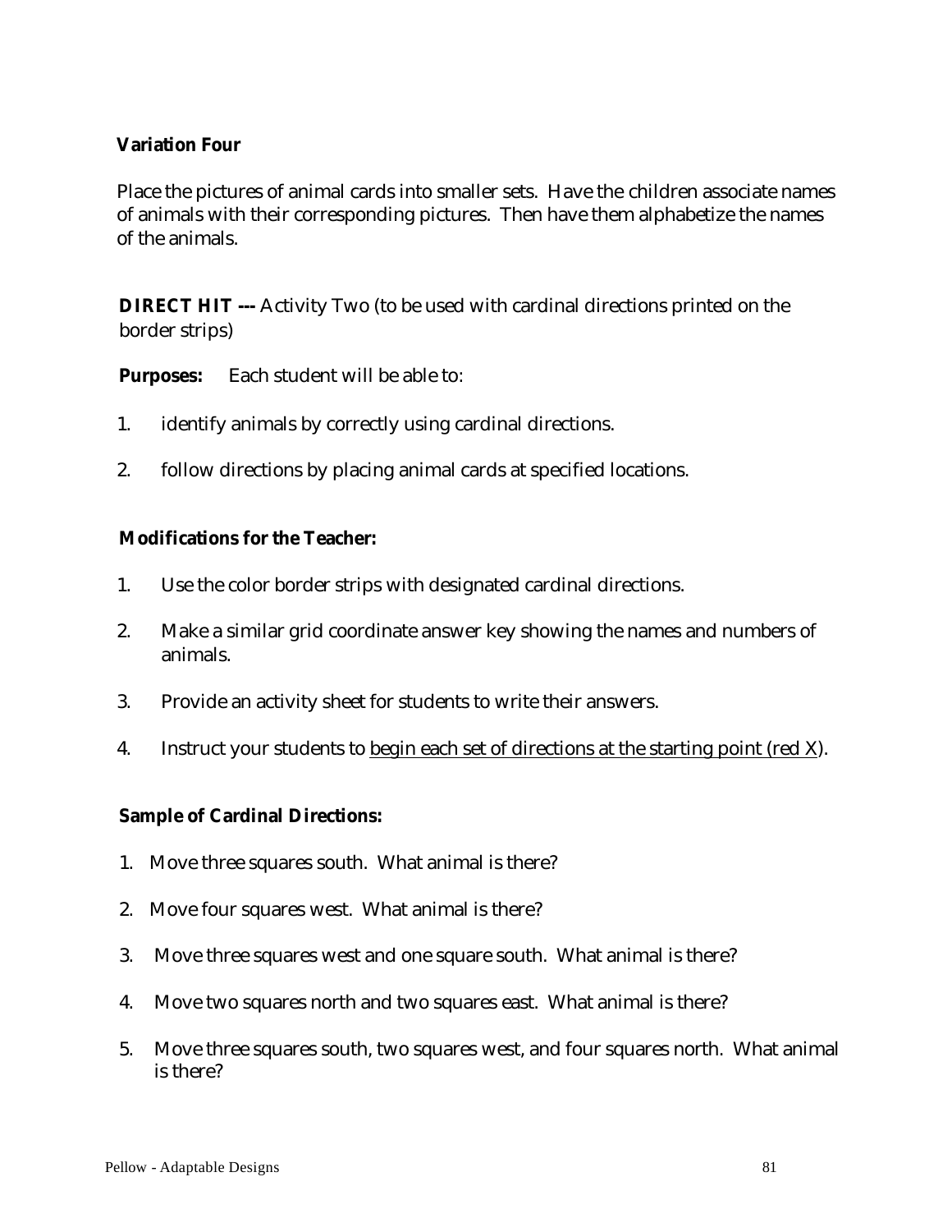**Variation Four**

Place the pictures of animal cards into smaller sets. Have the children associate names of animals with their corresponding pictures. Then have them alphabetize the names of the animals.

**DIRECT HIT ---** Activity Two (to be used with cardinal directions printed on the border strips)

**Purposes:** Each student will be able to:

1. identify animals by correctly using cardinal directions.
2. follow directions by placing animal cards at specified locations.

**Modifications for the Teacher:**

1. Use the color border strips with designated cardinal directions.
2. Make a similar grid coordinate answer key showing the names and numbers of animals.
3. Provide an activity sheet for students to write their answers.
4. Instruct your students to <u>begin each set of directions at the starting point (red X)</u>.

**Sample of Cardinal Directions:**

1. Move three squares south. What animal is there?
2. Move four squares west. What animal is there?
3. Move three squares west and one square south. What animal is there?
4. Move two squares north and two squares east. What animal is there?
5. Move three squares south, two squares west, and four squares north. What animal is there?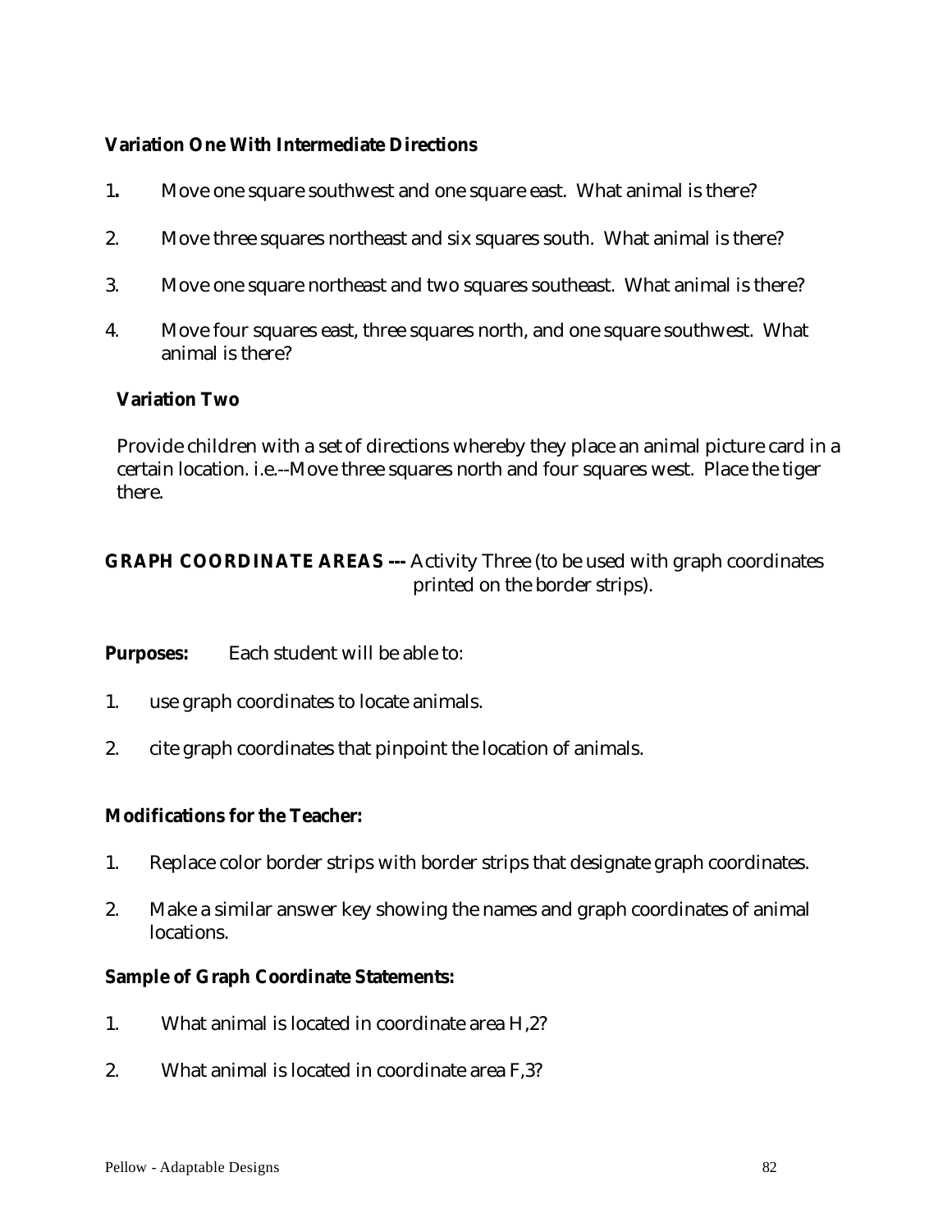**Variation One With Intermediate Directions**

1. Move one square southwest and one square east. What animal is there?
2. Move three squares northeast and six squares south. What animal is there?
3. Move one square northeast and two squares southeast. What animal is there?
4. Move four squares east, three squares north, and one square southwest. What animal is there?

**Variation Two**

Provide children with a set of directions whereby they place an animal picture card in a certain location. i.e.--Move three squares north and four squares west. Place the tiger there.

**GRAPH COORDINATE AREAS ---** Activity Three (to be used with graph coordinates printed on the border strips).

**Purposes:** Each student will be able to:

1. use graph coordinates to locate animals.
2. cite graph coordinates that pinpoint the location of animals.

**Modifications for the Teacher:**

1. Replace color border strips with border strips that designate graph coordinates.
2. Make a similar answer key showing the names and graph coordinates of animal locations.

**Sample of Graph Coordinate Statements:**

1. What animal is located in coordinate area H,2?
2. What animal is located in coordinate area F,3?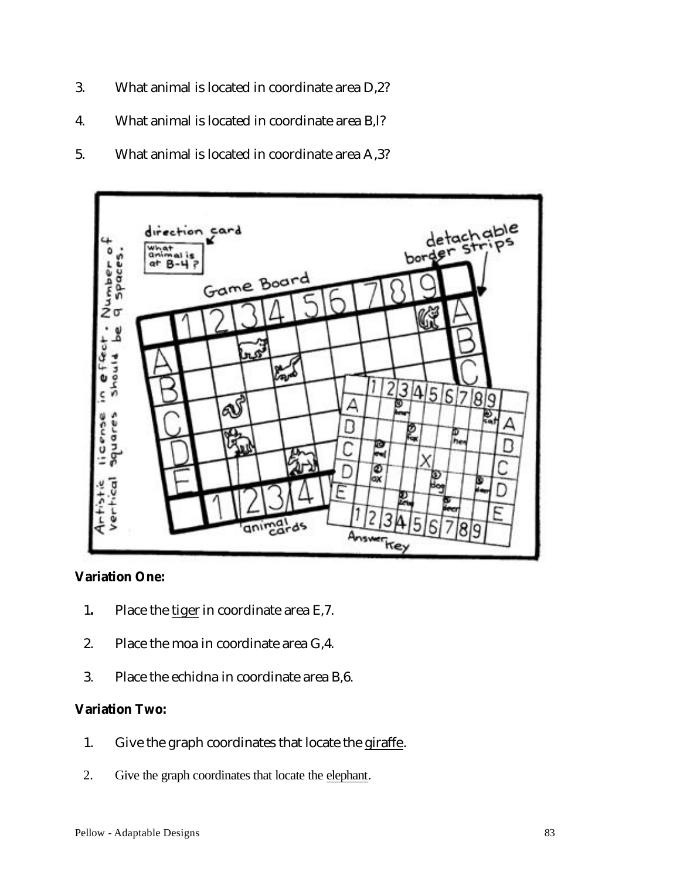3. What animal is located in coordinate area D,2?

4. What animal is located in coordinate area B,l?

5. What animal is located in coordinate area A,3?

**Variation One:**

1. Place the tiger in coordinate area E,7.

2. Place the moa in coordinate area G,4.

3. Place the echidna in coordinate area B,6.

**Variation Two:**

1. Give the graph coordinates that locate the giraffe.

2. Give the graph coordinates that locate the elephant.